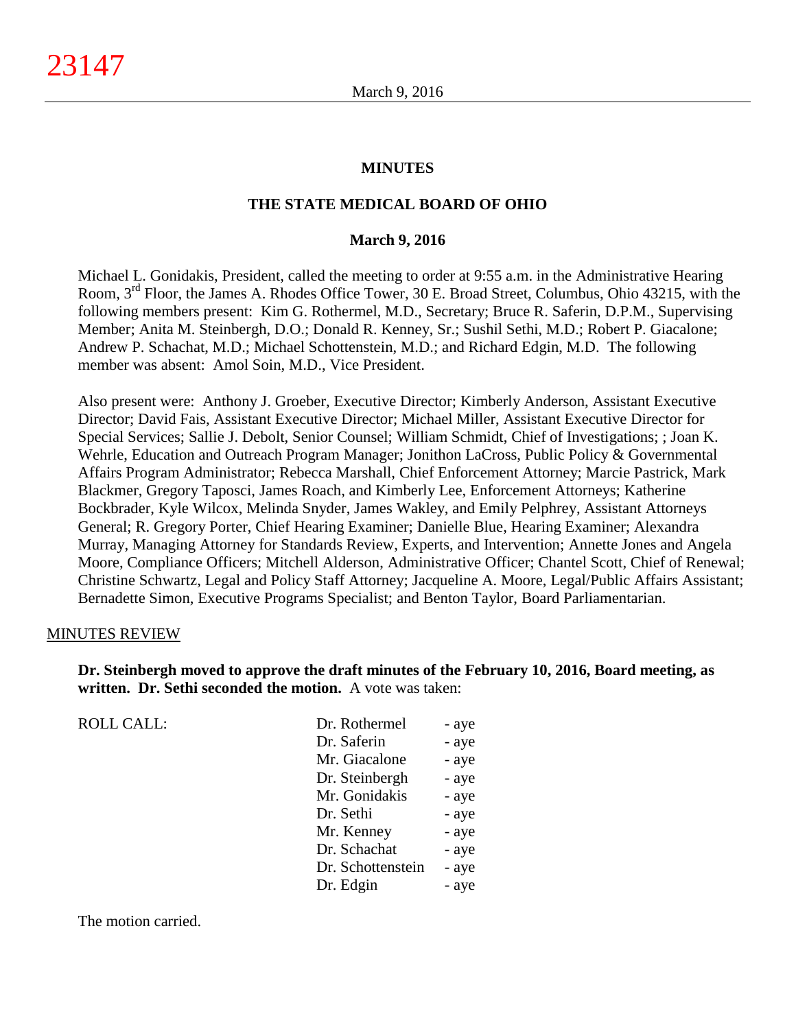# MINUTES

## THE STATE MEDICAL BOARD OF OHIO

### March 9, 2016

Michael L. Gonidakis, President, called the meeting to order at 9:55 a.m. in the Administrative Hearing Room, 3rd Floor, the James A. Rhodes Office Tower, 30 E. Broad Street, Columbus, Ohio 43215, with the following members present: Kim G. Rothermel, M.D., Secretary; Bruce R. Saferin, D.P.M., Supervising Member; Anita M. Steinbergh, D.O.; Donald R. Kenney, Sr.; Sushil Sethi, M.D.; Robert P. Giacalone; Andrew P. Schachat, M.D.; Michael Schottenstein, M.D.; and Richard Edgin, M.D. The following member was absent: Amol Soin, M.D., Vice President.

Also present were: Anthony J. Groeber, Executive Director; Kimberly Anderson, Assistant Executive Director; David Fais, Assistant Executive Director; Michael Miller, Assistant Executive Director for Special Services; Sallie J. Debolt, Senior Counsel; William Schmidt, Chief of Investigations; ; Joan K. Wehrle, Education and Outreach Program Manager; Jonithon LaCross, Public Policy & Governmental Affairs Program Administrator; Rebecca Marshall, Chief Enforcement Attorney; Marcie Pastrick, Mark Blackmer, Gregory Taposci, James Roach, and Kimberly Lee, Enforcement Attorneys; Katherine Bockbrader, Kyle Wilcox, Melinda Snyder, James Wakley, and Emily Pelphrey, Assistant Attorneys General; R. Gregory Porter, Chief Hearing Examiner; Danielle Blue, Hearing Examiner; Alexandra Murray, Managing Attorney for Standards Review, Experts, and Intervention; Annette Jones and Angela Moore, Compliance Officers; Mitchell Alderson, Administrative Officer; Chantel Scott, Chief of Renewal; Christine Schwartz, Legal and Policy Staff Attorney; Jacqueline A. Moore, Legal/Public Affairs Assistant; Bernadette Simon, Executive Programs Specialist; and Benton Taylor, Board Parliamentarian.

MINUTES REVIEW

**Dr. Steinbergh moved to approve the draft minutes of the February 10, 2016, Board meeting, as written. Dr. Sethi seconded the motion.** A vote was taken:

| ROLL CALL: | Dr. Rothermel | - aye |
|---|---|---|
| | Dr. Saferin | - aye |
| | Mr. Giacalone | - aye |
| | Dr. Steinbergh | - aye |
| | Mr. Gonidakis | - aye |
| | Dr. Sethi | - aye |
| | Mr. Kenney | - aye |
| | Dr. Schachat | - aye |
| | Dr. Schottenstein | - aye |
| | Dr. Edgin | - aye |

The motion carried.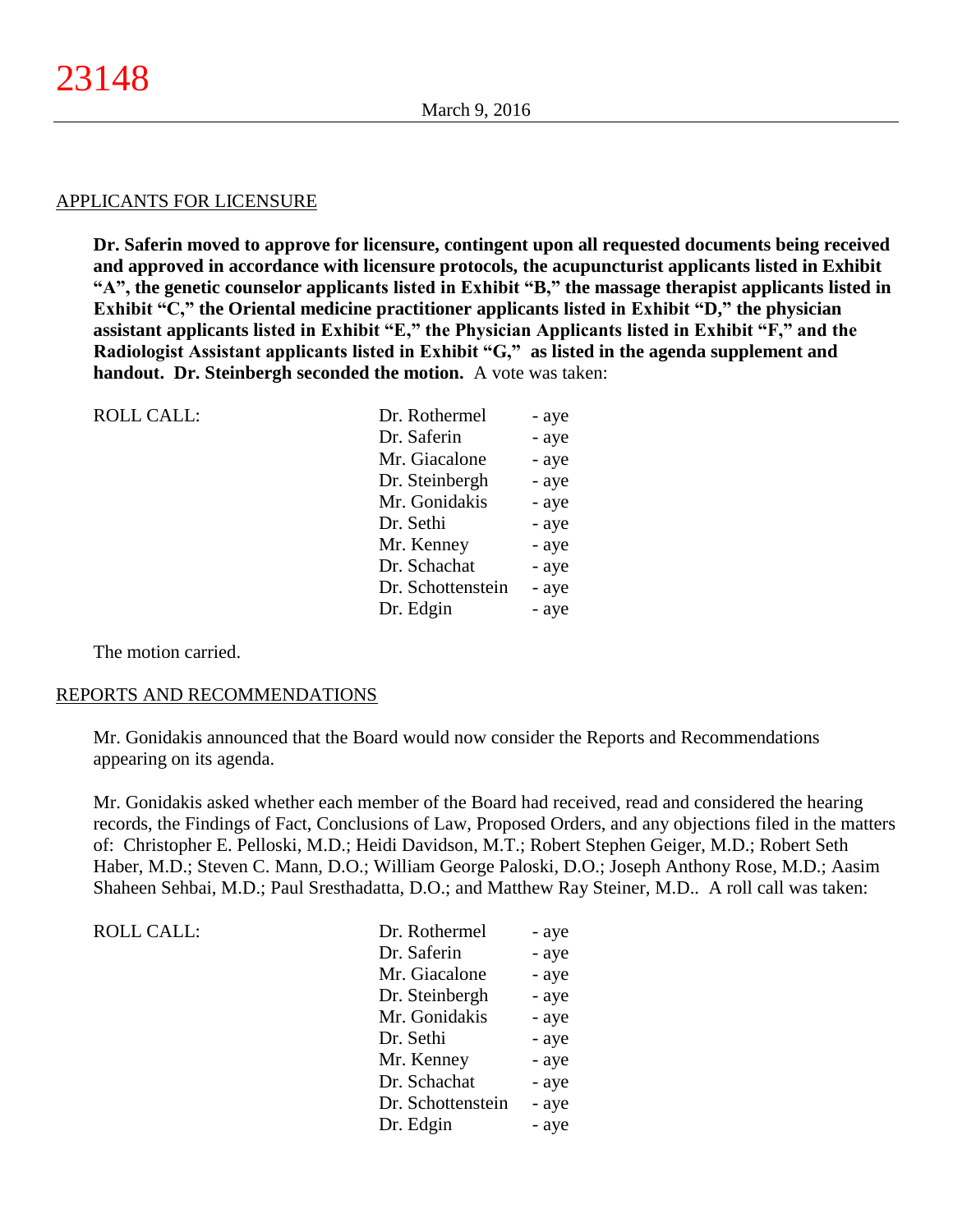## APPLICANTS FOR LICENSURE

**Dr. Saferin moved to approve for licensure, contingent upon all requested documents being received and approved in accordance with licensure protocols, the acupuncturist applicants listed in Exhibit "A", the genetic counselor applicants listed in Exhibit "B," the massage therapist applicants listed in Exhibit "C," the Oriental medicine practitioner applicants listed in Exhibit "D," the physician assistant applicants listed in Exhibit "E," the Physician Applicants listed in Exhibit "F," and the Radiologist Assistant applicants listed in Exhibit "G," as listed in the agenda supplement and handout. Dr. Steinbergh seconded the motion.** A vote was taken:

| ROLL CALL: | | |
|---|---|---|
| | Dr. Rothermel | - aye |
| | Dr. Saferin | - aye |
| | Mr. Giacalone | - aye |
| | Dr. Steinbergh | - aye |
| | Mr. Gonidakis | - aye |
| | Dr. Sethi | - aye |
| | Mr. Kenney | - aye |
| | Dr. Schachat | - aye |
| | Dr. Schottenstein | - aye |
| | Dr. Edgin | - aye |

The motion carried.

## REPORTS AND RECOMMENDATIONS

Mr. Gonidakis announced that the Board would now consider the Reports and Recommendations appearing on its agenda.

Mr. Gonidakis asked whether each member of the Board had received, read and considered the hearing records, the Findings of Fact, Conclusions of Law, Proposed Orders, and any objections filed in the matters of: Christopher E. Pelloski, M.D.; Heidi Davidson, M.T.; Robert Stephen Geiger, M.D.; Robert Seth Haber, M.D.; Steven C. Mann, D.O.; William George Paloski, D.O.; Joseph Anthony Rose, M.D.; Aasim Shaheen Sehbai, M.D.; Paul Sresthadatta, D.O.; and Matthew Ray Steiner, M.D.. A roll call was taken:

| ROLL CALL: | | |
|---|---|---|
| | Dr. Rothermel | - aye |
| | Dr. Saferin | - aye |
| | Mr. Giacalone | - aye |
| | Dr. Steinbergh | - aye |
| | Mr. Gonidakis | - aye |
| | Dr. Sethi | - aye |
| | Mr. Kenney | - aye |
| | Dr. Schachat | - aye |
| | Dr. Schottenstein | - aye |
| | Dr. Edgin | - aye |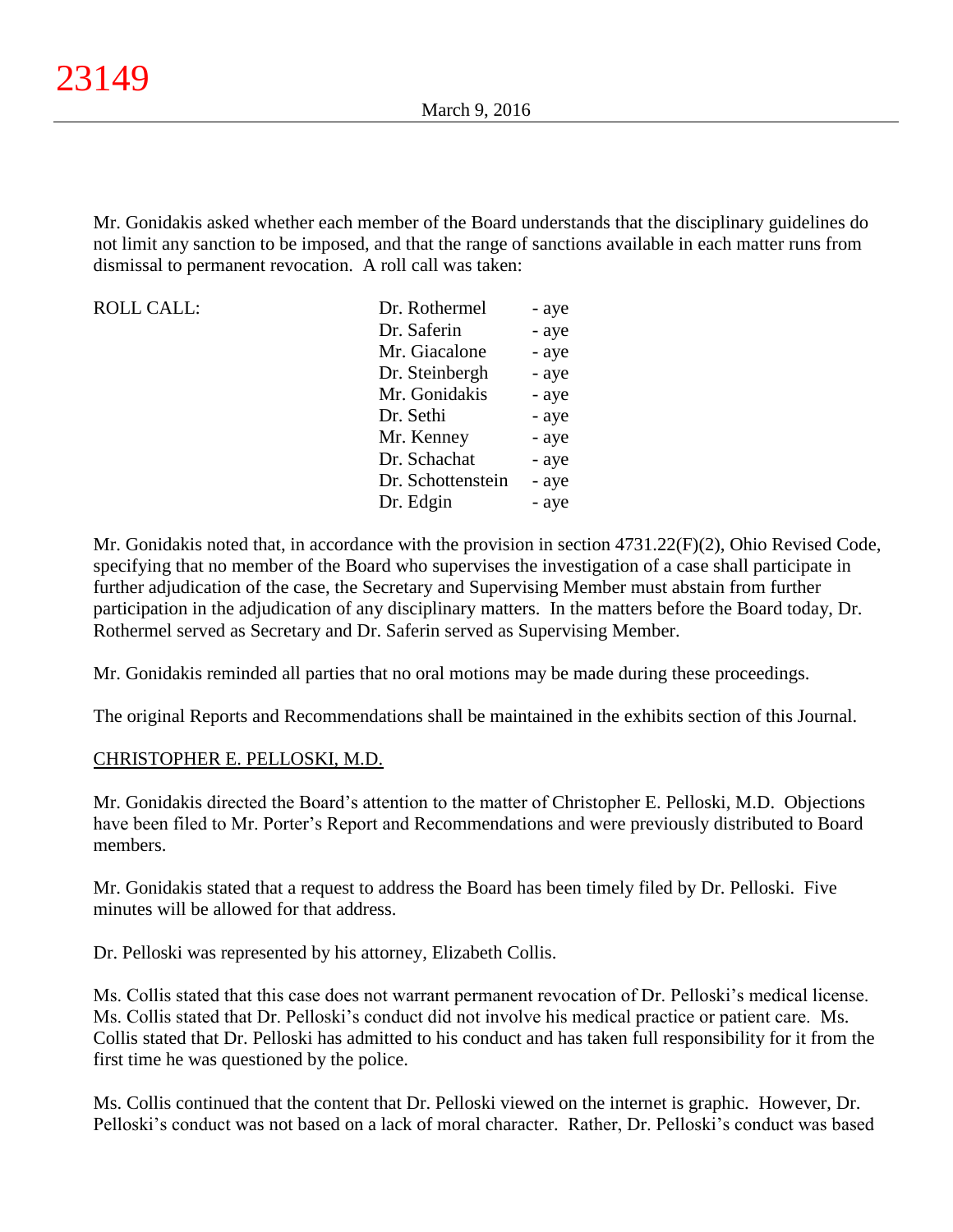Mr. Gonidakis asked whether each member of the Board understands that the disciplinary guidelines do not limit any sanction to be imposed, and that the range of sanctions available in each matter runs from dismissal to permanent revocation. A roll call was taken:

| ROLL CALL: | | |
|---|---|---|
| | Dr. Rothermel | - aye |
| | Dr. Saferin | - aye |
| | Mr. Giacalone | - aye |
| | Dr. Steinbergh | - aye |
| | Mr. Gonidakis | - aye |
| | Dr. Sethi | - aye |
| | Mr. Kenney | - aye |
| | Dr. Schachat | - aye |
| | Dr. Schottenstein | - aye |
| | Dr. Edgin | - aye |

Mr. Gonidakis noted that, in accordance with the provision in section 4731.22(F)(2), Ohio Revised Code, specifying that no member of the Board who supervises the investigation of a case shall participate in further adjudication of the case, the Secretary and Supervising Member must abstain from further participation in the adjudication of any disciplinary matters. In the matters before the Board today, Dr. Rothermel served as Secretary and Dr. Saferin served as Supervising Member.

Mr. Gonidakis reminded all parties that no oral motions may be made during these proceedings.

The original Reports and Recommendations shall be maintained in the exhibits section of this Journal.

CHRISTOPHER E. PELLOSKI, M.D.

Mr. Gonidakis directed the Board's attention to the matter of Christopher E. Pelloski, M.D. Objections have been filed to Mr. Porter's Report and Recommendations and were previously distributed to Board members.

Mr. Gonidakis stated that a request to address the Board has been timely filed by Dr. Pelloski. Five minutes will be allowed for that address.

Dr. Pelloski was represented by his attorney, Elizabeth Collis.

Ms. Collis stated that this case does not warrant permanent revocation of Dr. Pelloski's medical license. Ms. Collis stated that Dr. Pelloski's conduct did not involve his medical practice or patient care. Ms. Collis stated that Dr. Pelloski has admitted to his conduct and has taken full responsibility for it from the first time he was questioned by the police.

Ms. Collis continued that the content that Dr. Pelloski viewed on the internet is graphic. However, Dr. Pelloski's conduct was not based on a lack of moral character. Rather, Dr. Pelloski's conduct was based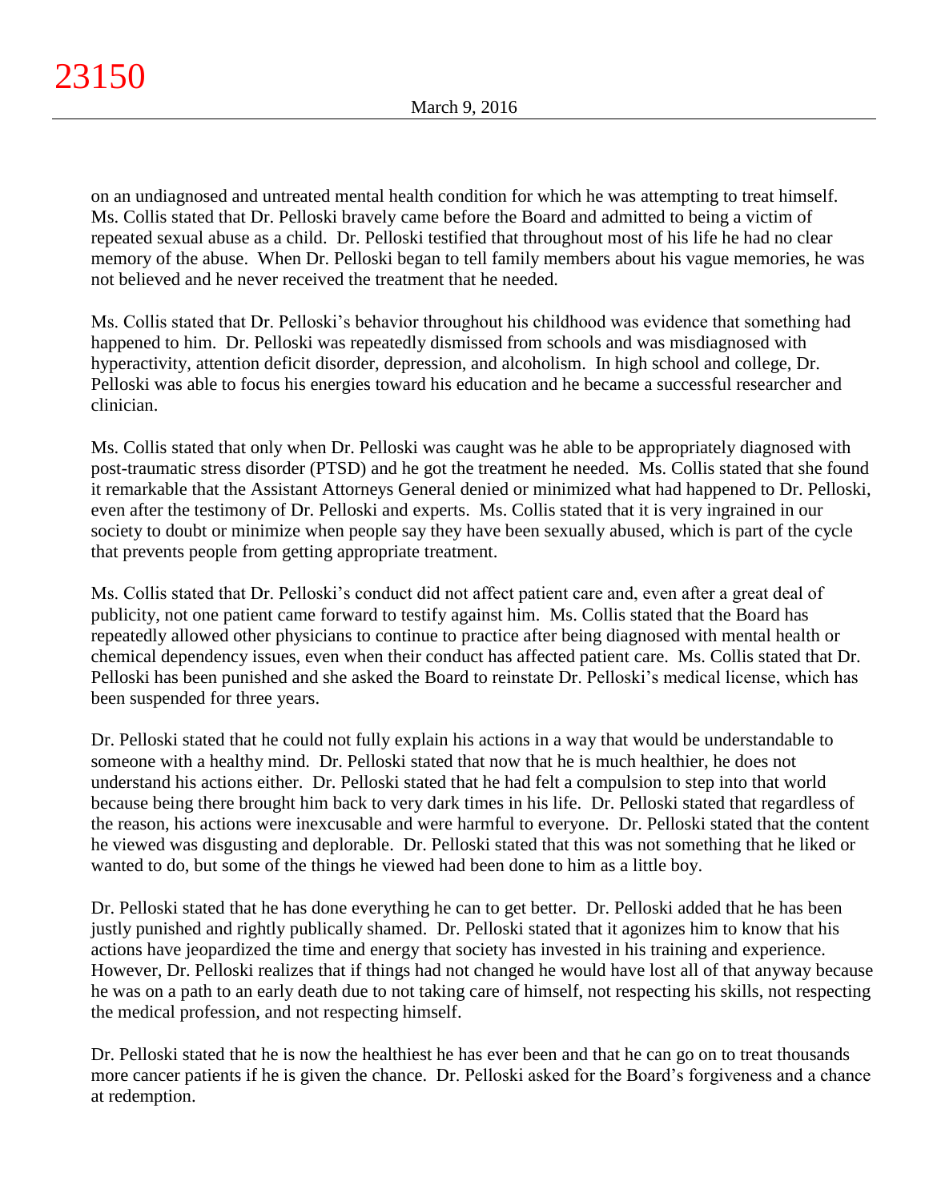on an undiagnosed and untreated mental health condition for which he was attempting to treat himself. Ms. Collis stated that Dr. Pelloski bravely came before the Board and admitted to being a victim of repeated sexual abuse as a child. Dr. Pelloski testified that throughout most of his life he had no clear memory of the abuse. When Dr. Pelloski began to tell family members about his vague memories, he was not believed and he never received the treatment that he needed.

Ms. Collis stated that Dr. Pelloski's behavior throughout his childhood was evidence that something had happened to him. Dr. Pelloski was repeatedly dismissed from schools and was misdiagnosed with hyperactivity, attention deficit disorder, depression, and alcoholism. In high school and college, Dr. Pelloski was able to focus his energies toward his education and he became a successful researcher and clinician.

Ms. Collis stated that only when Dr. Pelloski was caught was he able to be appropriately diagnosed with post-traumatic stress disorder (PTSD) and he got the treatment he needed. Ms. Collis stated that she found it remarkable that the Assistant Attorneys General denied or minimized what had happened to Dr. Pelloski, even after the testimony of Dr. Pelloski and experts. Ms. Collis stated that it is very ingrained in our society to doubt or minimize when people say they have been sexually abused, which is part of the cycle that prevents people from getting appropriate treatment.

Ms. Collis stated that Dr. Pelloski's conduct did not affect patient care and, even after a great deal of publicity, not one patient came forward to testify against him. Ms. Collis stated that the Board has repeatedly allowed other physicians to continue to practice after being diagnosed with mental health or chemical dependency issues, even when their conduct has affected patient care. Ms. Collis stated that Dr. Pelloski has been punished and she asked the Board to reinstate Dr. Pelloski's medical license, which has been suspended for three years.

Dr. Pelloski stated that he could not fully explain his actions in a way that would be understandable to someone with a healthy mind. Dr. Pelloski stated that now that he is much healthier, he does not understand his actions either. Dr. Pelloski stated that he had felt a compulsion to step into that world because being there brought him back to very dark times in his life. Dr. Pelloski stated that regardless of the reason, his actions were inexcusable and were harmful to everyone. Dr. Pelloski stated that the content he viewed was disgusting and deplorable. Dr. Pelloski stated that this was not something that he liked or wanted to do, but some of the things he viewed had been done to him as a little boy.

Dr. Pelloski stated that he has done everything he can to get better. Dr. Pelloski added that he has been justly punished and rightly publically shamed. Dr. Pelloski stated that it agonizes him to know that his actions have jeopardized the time and energy that society has invested in his training and experience. However, Dr. Pelloski realizes that if things had not changed he would have lost all of that anyway because he was on a path to an early death due to not taking care of himself, not respecting his skills, not respecting the medical profession, and not respecting himself.

Dr. Pelloski stated that he is now the healthiest he has ever been and that he can go on to treat thousands more cancer patients if he is given the chance. Dr. Pelloski asked for the Board's forgiveness and a chance at redemption.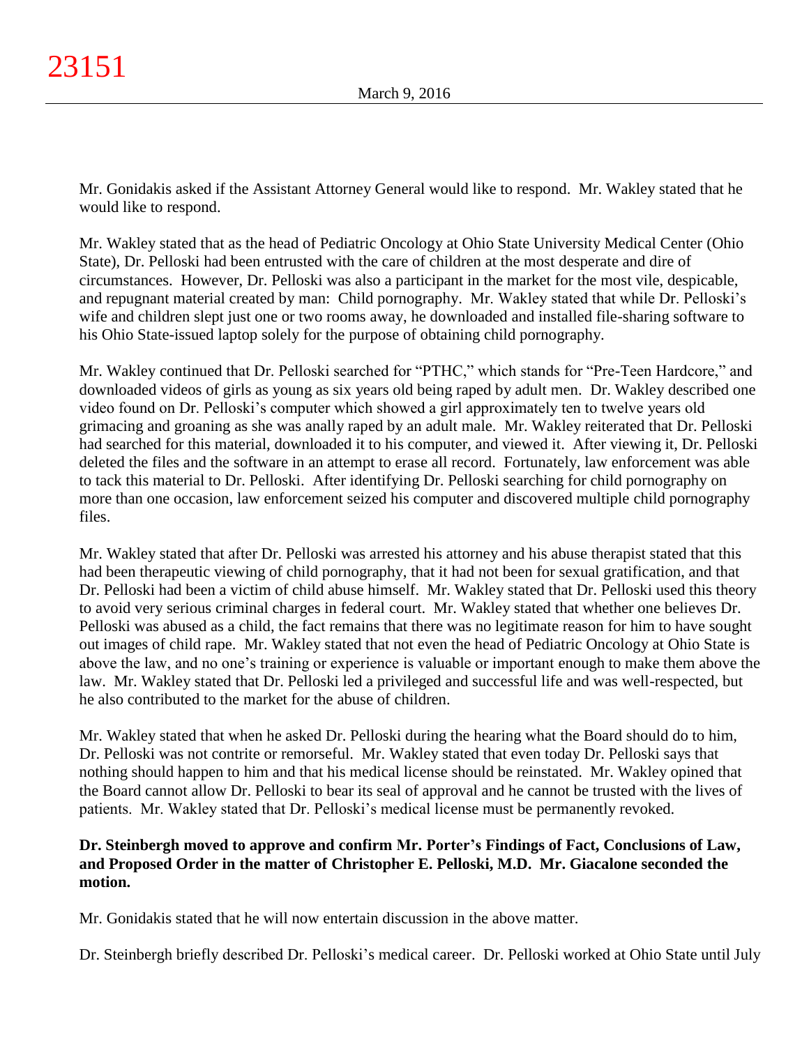Mr. Gonidakis asked if the Assistant Attorney General would like to respond. Mr. Wakley stated that he would like to respond.

Mr. Wakley stated that as the head of Pediatric Oncology at Ohio State University Medical Center (Ohio State), Dr. Pelloski had been entrusted with the care of children at the most desperate and dire of circumstances. However, Dr. Pelloski was also a participant in the market for the most vile, despicable, and repugnant material created by man: Child pornography. Mr. Wakley stated that while Dr. Pelloski's wife and children slept just one or two rooms away, he downloaded and installed file-sharing software to his Ohio State-issued laptop solely for the purpose of obtaining child pornography.

Mr. Wakley continued that Dr. Pelloski searched for "PTHC," which stands for "Pre-Teen Hardcore," and downloaded videos of girls as young as six years old being raped by adult men. Dr. Wakley described one video found on Dr. Pelloski's computer which showed a girl approximately ten to twelve years old grimacing and groaning as she was anally raped by an adult male. Mr. Wakley reiterated that Dr. Pelloski had searched for this material, downloaded it to his computer, and viewed it. After viewing it, Dr. Pelloski deleted the files and the software in an attempt to erase all record. Fortunately, law enforcement was able to tack this material to Dr. Pelloski. After identifying Dr. Pelloski searching for child pornography on more than one occasion, law enforcement seized his computer and discovered multiple child pornography files.

Mr. Wakley stated that after Dr. Pelloski was arrested his attorney and his abuse therapist stated that this had been therapeutic viewing of child pornography, that it had not been for sexual gratification, and that Dr. Pelloski had been a victim of child abuse himself. Mr. Wakley stated that Dr. Pelloski used this theory to avoid very serious criminal charges in federal court. Mr. Wakley stated that whether one believes Dr. Pelloski was abused as a child, the fact remains that there was no legitimate reason for him to have sought out images of child rape. Mr. Wakley stated that not even the head of Pediatric Oncology at Ohio State is above the law, and no one's training or experience is valuable or important enough to make them above the law. Mr. Wakley stated that Dr. Pelloski led a privileged and successful life and was well-respected, but he also contributed to the market for the abuse of children.

Mr. Wakley stated that when he asked Dr. Pelloski during the hearing what the Board should do to him, Dr. Pelloski was not contrite or remorseful. Mr. Wakley stated that even today Dr. Pelloski says that nothing should happen to him and that his medical license should be reinstated. Mr. Wakley opined that the Board cannot allow Dr. Pelloski to bear its seal of approval and he cannot be trusted with the lives of patients. Mr. Wakley stated that Dr. Pelloski's medical license must be permanently revoked.

**Dr. Steinbergh moved to approve and confirm Mr. Porter's Findings of Fact, Conclusions of Law, and Proposed Order in the matter of Christopher E. Pelloski, M.D. Mr. Giacalone seconded the motion.**

Mr. Gonidakis stated that he will now entertain discussion in the above matter.

Dr. Steinbergh briefly described Dr. Pelloski's medical career. Dr. Pelloski worked at Ohio State until July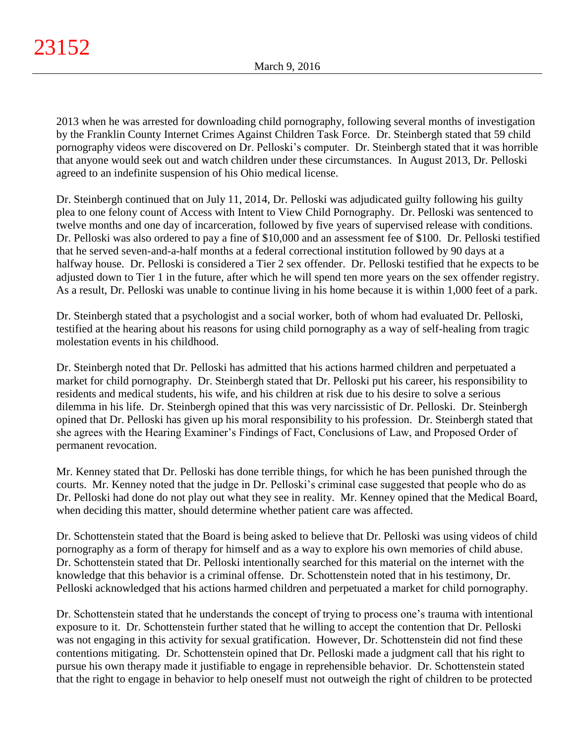2013 when he was arrested for downloading child pornography, following several months of investigation by the Franklin County Internet Crimes Against Children Task Force. Dr. Steinbergh stated that 59 child pornography videos were discovered on Dr. Pelloski's computer. Dr. Steinbergh stated that it was horrible that anyone would seek out and watch children under these circumstances. In August 2013, Dr. Pelloski agreed to an indefinite suspension of his Ohio medical license.

Dr. Steinbergh continued that on July 11, 2014, Dr. Pelloski was adjudicated guilty following his guilty plea to one felony count of Access with Intent to View Child Pornography. Dr. Pelloski was sentenced to twelve months and one day of incarceration, followed by five years of supervised release with conditions. Dr. Pelloski was also ordered to pay a fine of $10,000 and an assessment fee of $100. Dr. Pelloski testified that he served seven-and-a-half months at a federal correctional institution followed by 90 days at a halfway house. Dr. Pelloski is considered a Tier 2 sex offender. Dr. Pelloski testified that he expects to be adjusted down to Tier 1 in the future, after which he will spend ten more years on the sex offender registry. As a result, Dr. Pelloski was unable to continue living in his home because it is within 1,000 feet of a park.

Dr. Steinbergh stated that a psychologist and a social worker, both of whom had evaluated Dr. Pelloski, testified at the hearing about his reasons for using child pornography as a way of self-healing from tragic molestation events in his childhood.

Dr. Steinbergh noted that Dr. Pelloski has admitted that his actions harmed children and perpetuated a market for child pornography. Dr. Steinbergh stated that Dr. Pelloski put his career, his responsibility to residents and medical students, his wife, and his children at risk due to his desire to solve a serious dilemma in his life. Dr. Steinbergh opined that this was very narcissistic of Dr. Pelloski. Dr. Steinbergh opined that Dr. Pelloski has given up his moral responsibility to his profession. Dr. Steinbergh stated that she agrees with the Hearing Examiner's Findings of Fact, Conclusions of Law, and Proposed Order of permanent revocation.

Mr. Kenney stated that Dr. Pelloski has done terrible things, for which he has been punished through the courts. Mr. Kenney noted that the judge in Dr. Pelloski's criminal case suggested that people who do as Dr. Pelloski had done do not play out what they see in reality. Mr. Kenney opined that the Medical Board, when deciding this matter, should determine whether patient care was affected.

Dr. Schottenstein stated that the Board is being asked to believe that Dr. Pelloski was using videos of child pornography as a form of therapy for himself and as a way to explore his own memories of child abuse. Dr. Schottenstein stated that Dr. Pelloski intentionally searched for this material on the internet with the knowledge that this behavior is a criminal offense. Dr. Schottenstein noted that in his testimony, Dr. Pelloski acknowledged that his actions harmed children and perpetuated a market for child pornography.

Dr. Schottenstein stated that he understands the concept of trying to process one's trauma with intentional exposure to it. Dr. Schottenstein further stated that he willing to accept the contention that Dr. Pelloski was not engaging in this activity for sexual gratification. However, Dr. Schottenstein did not find these contentions mitigating. Dr. Schottenstein opined that Dr. Pelloski made a judgment call that his right to pursue his own therapy made it justifiable to engage in reprehensible behavior. Dr. Schottenstein stated that the right to engage in behavior to help oneself must not outweigh the right of children to be protected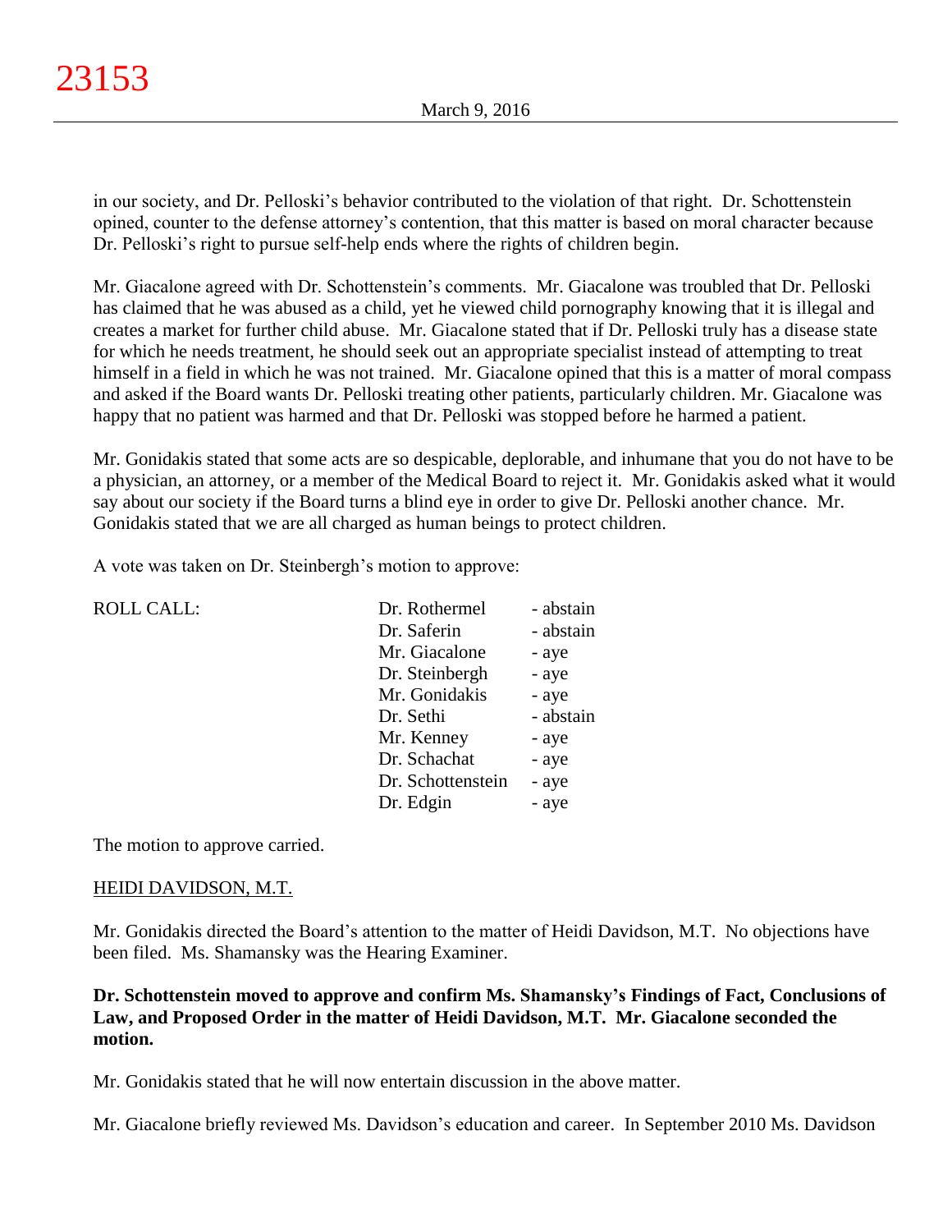in our society, and Dr. Pelloski's behavior contributed to the violation of that right. Dr. Schottenstein opined, counter to the defense attorney's contention, that this matter is based on moral character because Dr. Pelloski's right to pursue self-help ends where the rights of children begin.

Mr. Giacalone agreed with Dr. Schottenstein's comments. Mr. Giacalone was troubled that Dr. Pelloski has claimed that he was abused as a child, yet he viewed child pornography knowing that it is illegal and creates a market for further child abuse. Mr. Giacalone stated that if Dr. Pelloski truly has a disease state for which he needs treatment, he should seek out an appropriate specialist instead of attempting to treat himself in a field in which he was not trained. Mr. Giacalone opined that this is a matter of moral compass and asked if the Board wants Dr. Pelloski treating other patients, particularly children. Mr. Giacalone was happy that no patient was harmed and that Dr. Pelloski was stopped before he harmed a patient.

Mr. Gonidakis stated that some acts are so despicable, deplorable, and inhumane that you do not have to be a physician, an attorney, or a member of the Medical Board to reject it. Mr. Gonidakis asked what it would say about our society if the Board turns a blind eye in order to give Dr. Pelloski another chance. Mr. Gonidakis stated that we are all charged as human beings to protect children.

A vote was taken on Dr. Steinbergh's motion to approve:

| ROLL CALL: | | |
|---|---|---|
| | Dr. Rothermel | - abstain |
| | Dr. Saferin | - abstain |
| | Mr. Giacalone | - aye |
| | Dr. Steinbergh | - aye |
| | Mr. Gonidakis | - aye |
| | Dr. Sethi | - abstain |
| | Mr. Kenney | - aye |
| | Dr. Schachat | - aye |
| | Dr. Schottenstein | - aye |
| | Dr. Edgin | - aye |

The motion to approve carried.

HEIDI DAVIDSON, M.T.

Mr. Gonidakis directed the Board's attention to the matter of Heidi Davidson, M.T. No objections have been filed. Ms. Shamansky was the Hearing Examiner.

**Dr. Schottenstein moved to approve and confirm Ms. Shamansky's Findings of Fact, Conclusions of Law, and Proposed Order in the matter of Heidi Davidson, M.T. Mr. Giacalone seconded the motion.**

Mr. Gonidakis stated that he will now entertain discussion in the above matter.

Mr. Giacalone briefly reviewed Ms. Davidson's education and career. In September 2010 Ms. Davidson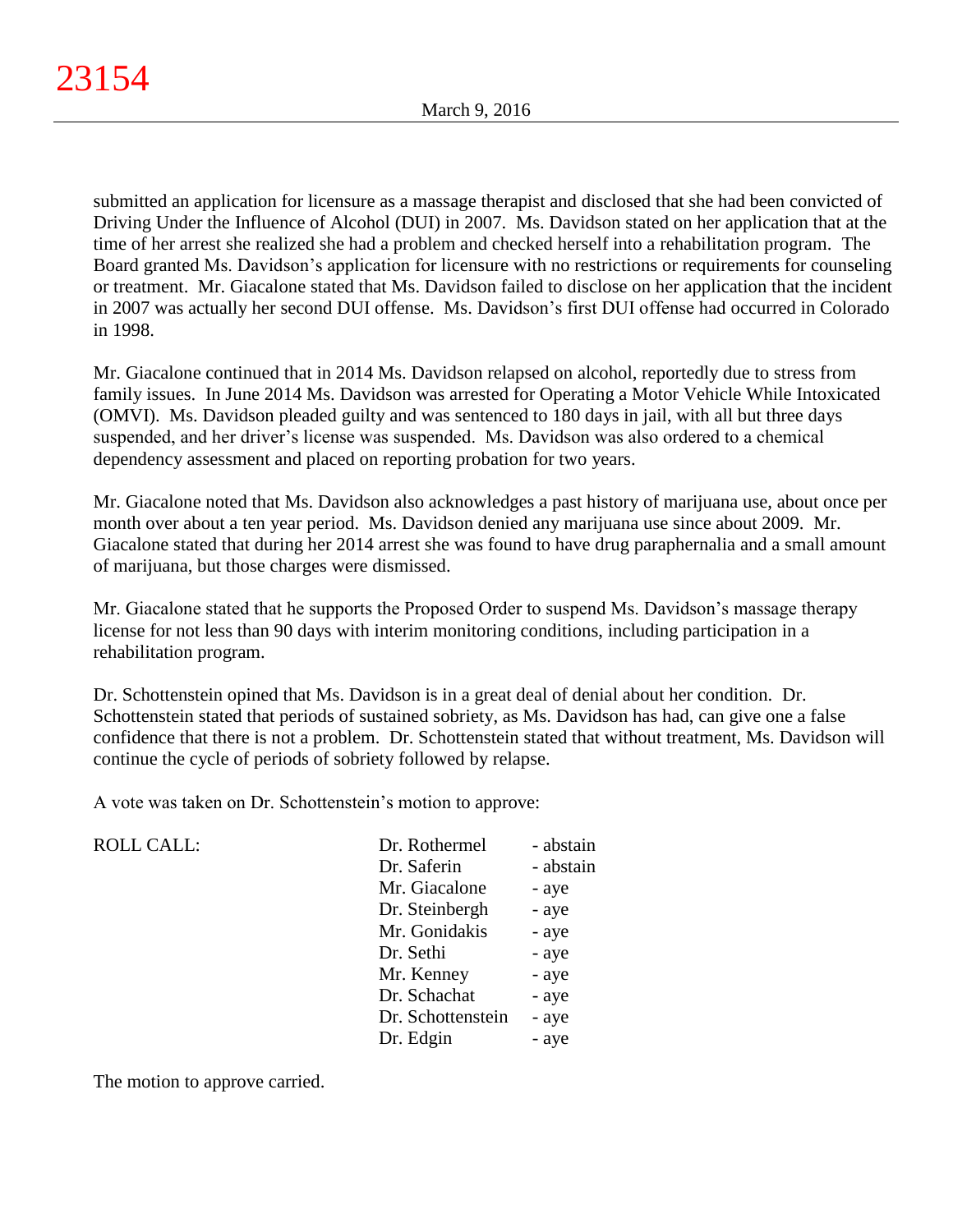submitted an application for licensure as a massage therapist and disclosed that she had been convicted of Driving Under the Influence of Alcohol (DUI) in 2007. Ms. Davidson stated on her application that at the time of her arrest she realized she had a problem and checked herself into a rehabilitation program. The Board granted Ms. Davidson's application for licensure with no restrictions or requirements for counseling or treatment. Mr. Giacalone stated that Ms. Davidson failed to disclose on her application that the incident in 2007 was actually her second DUI offense. Ms. Davidson's first DUI offense had occurred in Colorado in 1998.

Mr. Giacalone continued that in 2014 Ms. Davidson relapsed on alcohol, reportedly due to stress from family issues. In June 2014 Ms. Davidson was arrested for Operating a Motor Vehicle While Intoxicated (OMVI). Ms. Davidson pleaded guilty and was sentenced to 180 days in jail, with all but three days suspended, and her driver's license was suspended. Ms. Davidson was also ordered to a chemical dependency assessment and placed on reporting probation for two years.

Mr. Giacalone noted that Ms. Davidson also acknowledges a past history of marijuana use, about once per month over about a ten year period. Ms. Davidson denied any marijuana use since about 2009. Mr. Giacalone stated that during her 2014 arrest she was found to have drug paraphernalia and a small amount of marijuana, but those charges were dismissed.

Mr. Giacalone stated that he supports the Proposed Order to suspend Ms. Davidson's massage therapy license for not less than 90 days with interim monitoring conditions, including participation in a rehabilitation program.

Dr. Schottenstein opined that Ms. Davidson is in a great deal of denial about her condition. Dr. Schottenstein stated that periods of sustained sobriety, as Ms. Davidson has had, can give one a false confidence that there is not a problem. Dr. Schottenstein stated that without treatment, Ms. Davidson will continue the cycle of periods of sobriety followed by relapse.

A vote was taken on Dr. Schottenstein's motion to approve:

| ROLL CALL: | | |
|---|---|---|
| | Dr. Rothermel | - abstain |
| | Dr. Saferin | - abstain |
| | Mr. Giacalone | - aye |
| | Dr. Steinbergh | - aye |
| | Mr. Gonidakis | - aye |
| | Dr. Sethi | - aye |
| | Mr. Kenney | - aye |
| | Dr. Schachat | - aye |
| | Dr. Schottenstein | - aye |
| | Dr. Edgin | - aye |

The motion to approve carried.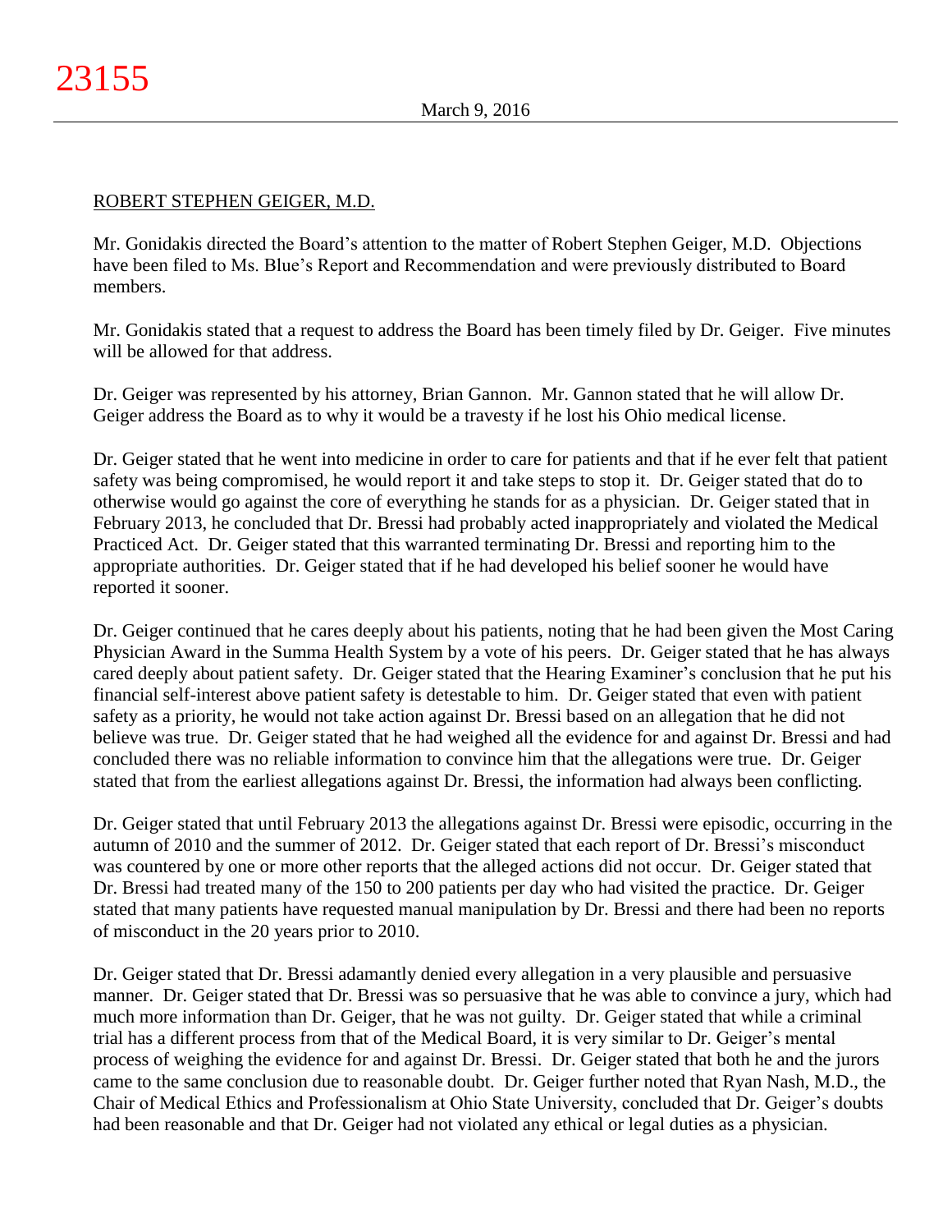ROBERT STEPHEN GEIGER, M.D.

Mr. Gonidakis directed the Board's attention to the matter of Robert Stephen Geiger, M.D. Objections have been filed to Ms. Blue's Report and Recommendation and were previously distributed to Board members.

Mr. Gonidakis stated that a request to address the Board has been timely filed by Dr. Geiger. Five minutes will be allowed for that address.

Dr. Geiger was represented by his attorney, Brian Gannon. Mr. Gannon stated that he will allow Dr. Geiger address the Board as to why it would be a travesty if he lost his Ohio medical license.

Dr. Geiger stated that he went into medicine in order to care for patients and that if he ever felt that patient safety was being compromised, he would report it and take steps to stop it. Dr. Geiger stated that do to otherwise would go against the core of everything he stands for as a physician. Dr. Geiger stated that in February 2013, he concluded that Dr. Bressi had probably acted inappropriately and violated the Medical Practiced Act. Dr. Geiger stated that this warranted terminating Dr. Bressi and reporting him to the appropriate authorities. Dr. Geiger stated that if he had developed his belief sooner he would have reported it sooner.

Dr. Geiger continued that he cares deeply about his patients, noting that he had been given the Most Caring Physician Award in the Summa Health System by a vote of his peers. Dr. Geiger stated that he has always cared deeply about patient safety. Dr. Geiger stated that the Hearing Examiner's conclusion that he put his financial self-interest above patient safety is detestable to him. Dr. Geiger stated that even with patient safety as a priority, he would not take action against Dr. Bressi based on an allegation that he did not believe was true. Dr. Geiger stated that he had weighed all the evidence for and against Dr. Bressi and had concluded there was no reliable information to convince him that the allegations were true. Dr. Geiger stated that from the earliest allegations against Dr. Bressi, the information had always been conflicting.

Dr. Geiger stated that until February 2013 the allegations against Dr. Bressi were episodic, occurring in the autumn of 2010 and the summer of 2012. Dr. Geiger stated that each report of Dr. Bressi's misconduct was countered by one or more other reports that the alleged actions did not occur. Dr. Geiger stated that Dr. Bressi had treated many of the 150 to 200 patients per day who had visited the practice. Dr. Geiger stated that many patients have requested manual manipulation by Dr. Bressi and there had been no reports of misconduct in the 20 years prior to 2010.

Dr. Geiger stated that Dr. Bressi adamantly denied every allegation in a very plausible and persuasive manner. Dr. Geiger stated that Dr. Bressi was so persuasive that he was able to convince a jury, which had much more information than Dr. Geiger, that he was not guilty. Dr. Geiger stated that while a criminal trial has a different process from that of the Medical Board, it is very similar to Dr. Geiger's mental process of weighing the evidence for and against Dr. Bressi. Dr. Geiger stated that both he and the jurors came to the same conclusion due to reasonable doubt. Dr. Geiger further noted that Ryan Nash, M.D., the Chair of Medical Ethics and Professionalism at Ohio State University, concluded that Dr. Geiger's doubts had been reasonable and that Dr. Geiger had not violated any ethical or legal duties as a physician.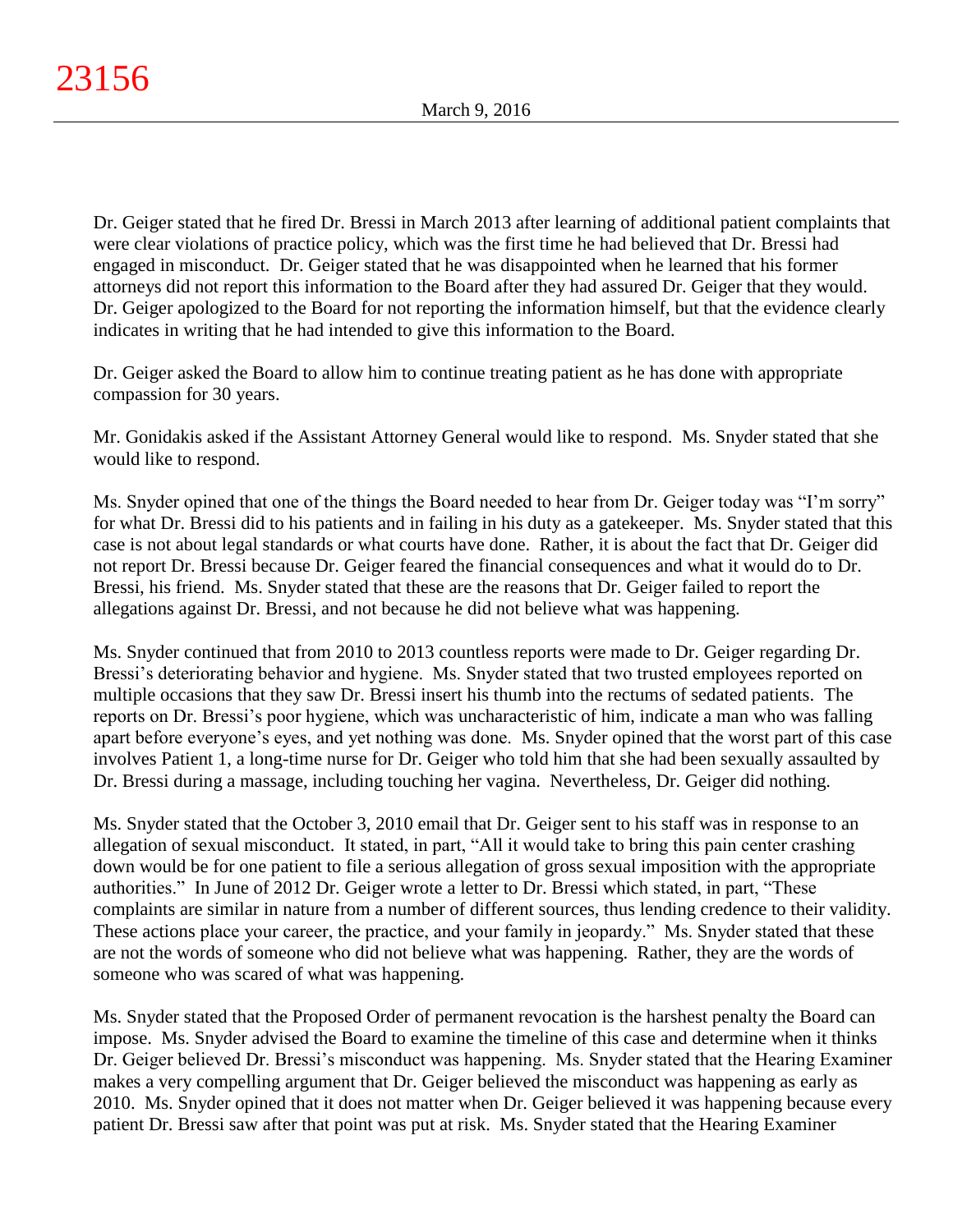Dr. Geiger stated that he fired Dr. Bressi in March 2013 after learning of additional patient complaints that were clear violations of practice policy, which was the first time he had believed that Dr. Bressi had engaged in misconduct. Dr. Geiger stated that he was disappointed when he learned that his former attorneys did not report this information to the Board after they had assured Dr. Geiger that they would. Dr. Geiger apologized to the Board for not reporting the information himself, but that the evidence clearly indicates in writing that he had intended to give this information to the Board.

Dr. Geiger asked the Board to allow him to continue treating patient as he has done with appropriate compassion for 30 years.

Mr. Gonidakis asked if the Assistant Attorney General would like to respond. Ms. Snyder stated that she would like to respond.

Ms. Snyder opined that one of the things the Board needed to hear from Dr. Geiger today was "I'm sorry" for what Dr. Bressi did to his patients and in failing in his duty as a gatekeeper. Ms. Snyder stated that this case is not about legal standards or what courts have done. Rather, it is about the fact that Dr. Geiger did not report Dr. Bressi because Dr. Geiger feared the financial consequences and what it would do to Dr. Bressi, his friend. Ms. Snyder stated that these are the reasons that Dr. Geiger failed to report the allegations against Dr. Bressi, and not because he did not believe what was happening.

Ms. Snyder continued that from 2010 to 2013 countless reports were made to Dr. Geiger regarding Dr. Bressi's deteriorating behavior and hygiene. Ms. Snyder stated that two trusted employees reported on multiple occasions that they saw Dr. Bressi insert his thumb into the rectums of sedated patients. The reports on Dr. Bressi's poor hygiene, which was uncharacteristic of him, indicate a man who was falling apart before everyone's eyes, and yet nothing was done. Ms. Snyder opined that the worst part of this case involves Patient 1, a long-time nurse for Dr. Geiger who told him that she had been sexually assaulted by Dr. Bressi during a massage, including touching her vagina. Nevertheless, Dr. Geiger did nothing.

Ms. Snyder stated that the October 3, 2010 email that Dr. Geiger sent to his staff was in response to an allegation of sexual misconduct. It stated, in part, "All it would take to bring this pain center crashing down would be for one patient to file a serious allegation of gross sexual imposition with the appropriate authorities." In June of 2012 Dr. Geiger wrote a letter to Dr. Bressi which stated, in part, "These complaints are similar in nature from a number of different sources, thus lending credence to their validity. These actions place your career, the practice, and your family in jeopardy." Ms. Snyder stated that these are not the words of someone who did not believe what was happening. Rather, they are the words of someone who was scared of what was happening.

Ms. Snyder stated that the Proposed Order of permanent revocation is the harshest penalty the Board can impose. Ms. Snyder advised the Board to examine the timeline of this case and determine when it thinks Dr. Geiger believed Dr. Bressi's misconduct was happening. Ms. Snyder stated that the Hearing Examiner makes a very compelling argument that Dr. Geiger believed the misconduct was happening as early as 2010. Ms. Snyder opined that it does not matter when Dr. Geiger believed it was happening because every patient Dr. Bressi saw after that point was put at risk. Ms. Snyder stated that the Hearing Examiner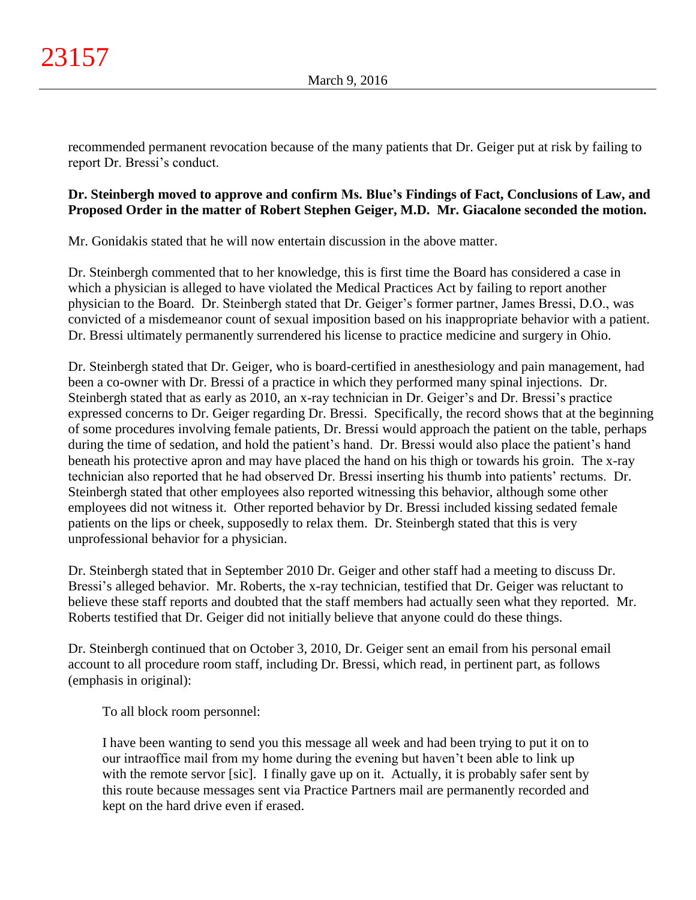recommended permanent revocation because of the many patients that Dr. Geiger put at risk by failing to report Dr. Bressi's conduct.

**Dr. Steinbergh moved to approve and confirm Ms. Blue's Findings of Fact, Conclusions of Law, and Proposed Order in the matter of Robert Stephen Geiger, M.D. Mr. Giacalone seconded the motion.**

Mr. Gonidakis stated that he will now entertain discussion in the above matter.

Dr. Steinbergh commented that to her knowledge, this is first time the Board has considered a case in which a physician is alleged to have violated the Medical Practices Act by failing to report another physician to the Board. Dr. Steinbergh stated that Dr. Geiger's former partner, James Bressi, D.O., was convicted of a misdemeanor count of sexual imposition based on his inappropriate behavior with a patient. Dr. Bressi ultimately permanently surrendered his license to practice medicine and surgery in Ohio.

Dr. Steinbergh stated that Dr. Geiger, who is board-certified in anesthesiology and pain management, had been a co-owner with Dr. Bressi of a practice in which they performed many spinal injections. Dr. Steinbergh stated that as early as 2010, an x-ray technician in Dr. Geiger's and Dr. Bressi's practice expressed concerns to Dr. Geiger regarding Dr. Bressi. Specifically, the record shows that at the beginning of some procedures involving female patients, Dr. Bressi would approach the patient on the table, perhaps during the time of sedation, and hold the patient's hand. Dr. Bressi would also place the patient's hand beneath his protective apron and may have placed the hand on his thigh or towards his groin. The x-ray technician also reported that he had observed Dr. Bressi inserting his thumb into patients' rectums. Dr. Steinbergh stated that other employees also reported witnessing this behavior, although some other employees did not witness it. Other reported behavior by Dr. Bressi included kissing sedated female patients on the lips or cheek, supposedly to relax them. Dr. Steinbergh stated that this is very unprofessional behavior for a physician.

Dr. Steinbergh stated that in September 2010 Dr. Geiger and other staff had a meeting to discuss Dr. Bressi's alleged behavior. Mr. Roberts, the x-ray technician, testified that Dr. Geiger was reluctant to believe these staff reports and doubted that the staff members had actually seen what they reported. Mr. Roberts testified that Dr. Geiger did not initially believe that anyone could do these things.

Dr. Steinbergh continued that on October 3, 2010, Dr. Geiger sent an email from his personal email account to all procedure room staff, including Dr. Bressi, which read, in pertinent part, as follows (emphasis in original):

> To all block room personnel:
>
> I have been wanting to send you this message all week and had been trying to put it on to our intraoffice mail from my home during the evening but haven't been able to link up with the remote servor [sic]. I finally gave up on it. Actually, it is probably safer sent by this route because messages sent via Practice Partners mail are permanently recorded and kept on the hard drive even if erased.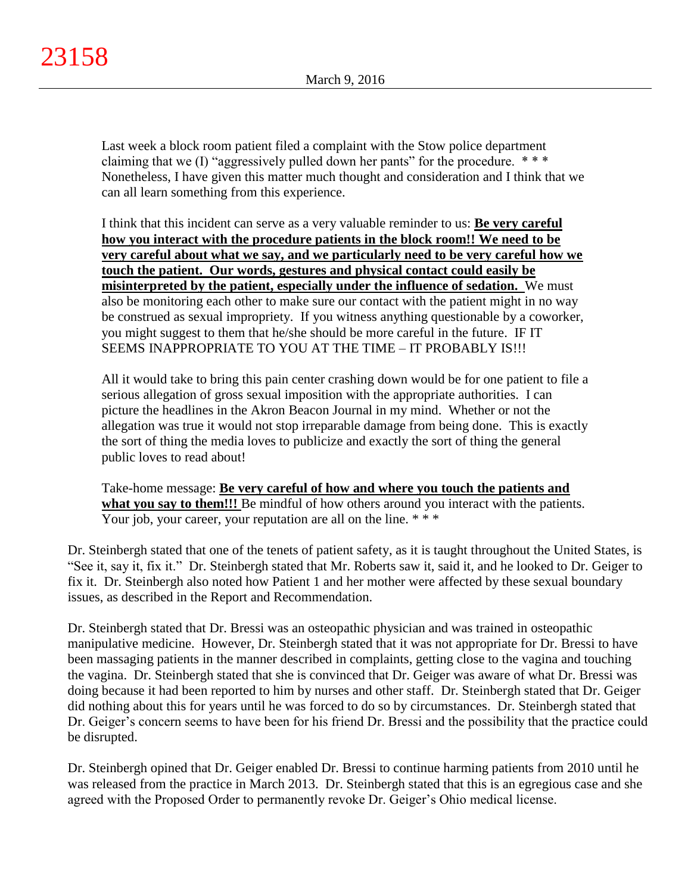Last week a block room patient filed a complaint with the Stow police department claiming that we (I) "aggressively pulled down her pants" for the procedure.  * * * Nonetheless, I have given this matter much thought and consideration and I think that we can all learn something from this experience.

> I think that this incident can serve as a very valuable reminder to us: **Be very careful how you interact with the procedure patients in the block room!! We need to be very careful about what we say, and we particularly need to be very careful how we touch the patient.  Our words, gestures and physical contact could easily be misinterpreted by the patient, especially under the influence of sedation.** We must also be monitoring each other to make sure our contact with the patient might in no way be construed as sexual impropriety.  If you witness anything questionable by a coworker, you might suggest to them that he/she should be more careful in the future.  IF IT SEEMS INAPPROPRIATE TO YOU AT THE TIME – IT PROBABLY IS!!!
>
> All it would take to bring this pain center crashing down would be for one patient to file a serious allegation of gross sexual imposition with the appropriate authorities.  I can picture the headlines in the Akron Beacon Journal in my mind.  Whether or not the allegation was true it would not stop irreparable damage from being done.  This is exactly the sort of thing the media loves to publicize and exactly the sort of thing the general public loves to read about!
>
> Take-home message: **Be very careful of how and where you touch the patients and what you say to them!!!** Be mindful of how others around you interact with the patients. Your job, your career, your reputation are all on the line. * * *

Dr. Steinbergh stated that one of the tenets of patient safety, as it is taught throughout the United States, is "See it, say it, fix it."  Dr. Steinbergh stated that Mr. Roberts saw it, said it, and he looked to Dr. Geiger to fix it.  Dr. Steinbergh also noted how Patient 1 and her mother were affected by these sexual boundary issues, as described in the Report and Recommendation.

Dr. Steinbergh stated that Dr. Bressi was an osteopathic physician and was trained in osteopathic manipulative medicine.  However, Dr. Steinbergh stated that it was not appropriate for Dr. Bressi to have been massaging patients in the manner described in complaints, getting close to the vagina and touching the vagina.  Dr. Steinbergh stated that she is convinced that Dr. Geiger was aware of what Dr. Bressi was doing because it had been reported to him by nurses and other staff.  Dr. Steinbergh stated that Dr. Geiger did nothing about this for years until he was forced to do so by circumstances.  Dr. Steinbergh stated that Dr. Geiger's concern seems to have been for his friend Dr. Bressi and the possibility that the practice could be disrupted.

Dr. Steinbergh opined that Dr. Geiger enabled Dr. Bressi to continue harming patients from 2010 until he was released from the practice in March 2013.  Dr. Steinbergh stated that this is an egregious case and she agreed with the Proposed Order to permanently revoke Dr. Geiger's Ohio medical license.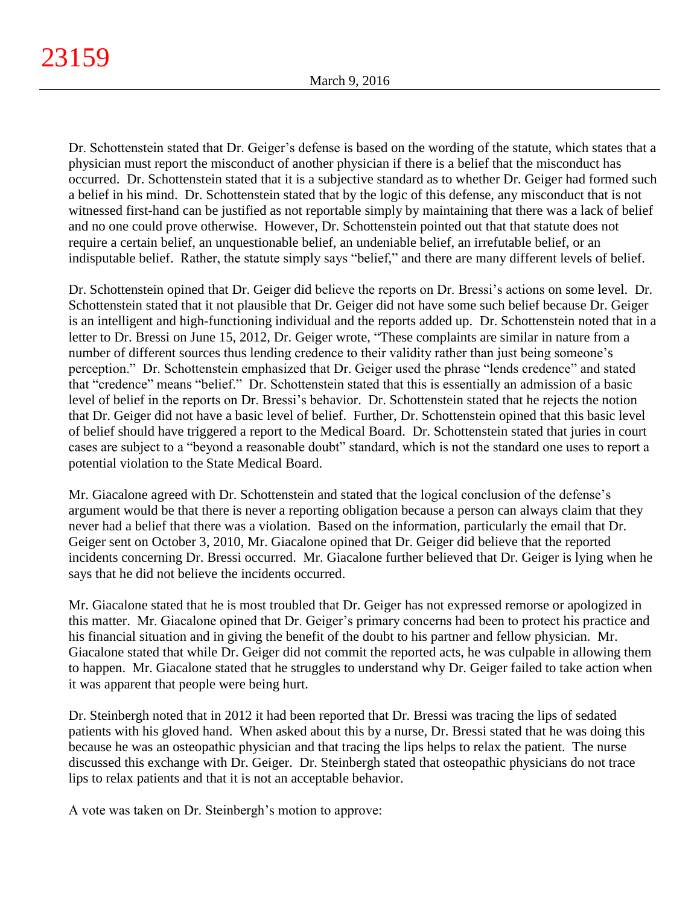Dr. Schottenstein stated that Dr. Geiger's defense is based on the wording of the statute, which states that a physician must report the misconduct of another physician if there is a belief that the misconduct has occurred. Dr. Schottenstein stated that it is a subjective standard as to whether Dr. Geiger had formed such a belief in his mind. Dr. Schottenstein stated that by the logic of this defense, any misconduct that is not witnessed first-hand can be justified as not reportable simply by maintaining that there was a lack of belief and no one could prove otherwise. However, Dr. Schottenstein pointed out that that statute does not require a certain belief, an unquestionable belief, an undeniable belief, an irrefutable belief, or an indisputable belief. Rather, the statute simply says "belief," and there are many different levels of belief.

Dr. Schottenstein opined that Dr. Geiger did believe the reports on Dr. Bressi's actions on some level. Dr. Schottenstein stated that it not plausible that Dr. Geiger did not have some such belief because Dr. Geiger is an intelligent and high-functioning individual and the reports added up. Dr. Schottenstein noted that in a letter to Dr. Bressi on June 15, 2012, Dr. Geiger wrote, "These complaints are similar in nature from a number of different sources thus lending credence to their validity rather than just being someone's perception." Dr. Schottenstein emphasized that Dr. Geiger used the phrase "lends credence" and stated that "credence" means "belief." Dr. Schottenstein stated that this is essentially an admission of a basic level of belief in the reports on Dr. Bressi's behavior. Dr. Schottenstein stated that he rejects the notion that Dr. Geiger did not have a basic level of belief. Further, Dr. Schottenstein opined that this basic level of belief should have triggered a report to the Medical Board. Dr. Schottenstein stated that juries in court cases are subject to a "beyond a reasonable doubt" standard, which is not the standard one uses to report a potential violation to the State Medical Board.

Mr. Giacalone agreed with Dr. Schottenstein and stated that the logical conclusion of the defense's argument would be that there is never a reporting obligation because a person can always claim that they never had a belief that there was a violation. Based on the information, particularly the email that Dr. Geiger sent on October 3, 2010, Mr. Giacalone opined that Dr. Geiger did believe that the reported incidents concerning Dr. Bressi occurred. Mr. Giacalone further believed that Dr. Geiger is lying when he says that he did not believe the incidents occurred.

Mr. Giacalone stated that he is most troubled that Dr. Geiger has not expressed remorse or apologized in this matter. Mr. Giacalone opined that Dr. Geiger's primary concerns had been to protect his practice and his financial situation and in giving the benefit of the doubt to his partner and fellow physician. Mr. Giacalone stated that while Dr. Geiger did not commit the reported acts, he was culpable in allowing them to happen. Mr. Giacalone stated that he struggles to understand why Dr. Geiger failed to take action when it was apparent that people were being hurt.

Dr. Steinbergh noted that in 2012 it had been reported that Dr. Bressi was tracing the lips of sedated patients with his gloved hand. When asked about this by a nurse, Dr. Bressi stated that he was doing this because he was an osteopathic physician and that tracing the lips helps to relax the patient. The nurse discussed this exchange with Dr. Geiger. Dr. Steinbergh stated that osteopathic physicians do not trace lips to relax patients and that it is not an acceptable behavior.

A vote was taken on Dr. Steinbergh's motion to approve: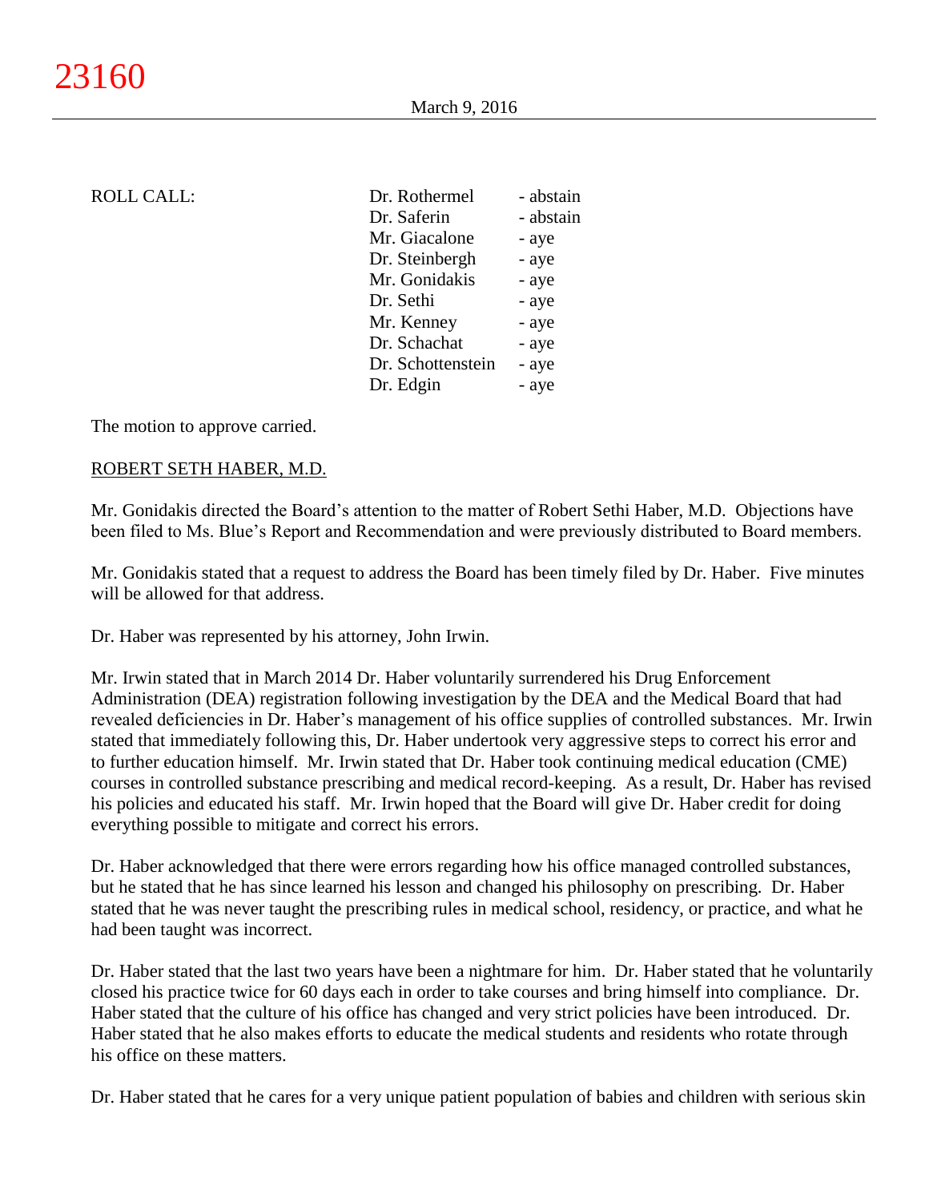ROLL CALL:

| | |
|---|---|
| Dr. Rothermel | - abstain |
| Dr. Saferin | - abstain |
| Mr. Giacalone | - aye |
| Dr. Steinbergh | - aye |
| Mr. Gonidakis | - aye |
| Dr. Sethi | - aye |
| Mr. Kenney | - aye |
| Dr. Schachat | - aye |
| Dr. Schottenstein | - aye |
| Dr. Edgin | - aye |

The motion to approve carried.

ROBERT SETH HABER, M.D.

Mr. Gonidakis directed the Board's attention to the matter of Robert Sethi Haber, M.D. Objections have been filed to Ms. Blue's Report and Recommendation and were previously distributed to Board members.

Mr. Gonidakis stated that a request to address the Board has been timely filed by Dr. Haber. Five minutes will be allowed for that address.

Dr. Haber was represented by his attorney, John Irwin.

Mr. Irwin stated that in March 2014 Dr. Haber voluntarily surrendered his Drug Enforcement Administration (DEA) registration following investigation by the DEA and the Medical Board that had revealed deficiencies in Dr. Haber's management of his office supplies of controlled substances. Mr. Irwin stated that immediately following this, Dr. Haber undertook very aggressive steps to correct his error and to further education himself. Mr. Irwin stated that Dr. Haber took continuing medical education (CME) courses in controlled substance prescribing and medical record-keeping. As a result, Dr. Haber has revised his policies and educated his staff. Mr. Irwin hoped that the Board will give Dr. Haber credit for doing everything possible to mitigate and correct his errors.

Dr. Haber acknowledged that there were errors regarding how his office managed controlled substances, but he stated that he has since learned his lesson and changed his philosophy on prescribing. Dr. Haber stated that he was never taught the prescribing rules in medical school, residency, or practice, and what he had been taught was incorrect.

Dr. Haber stated that the last two years have been a nightmare for him. Dr. Haber stated that he voluntarily closed his practice twice for 60 days each in order to take courses and bring himself into compliance. Dr. Haber stated that the culture of his office has changed and very strict policies have been introduced. Dr. Haber stated that he also makes efforts to educate the medical students and residents who rotate through his office on these matters.

Dr. Haber stated that he cares for a very unique patient population of babies and children with serious skin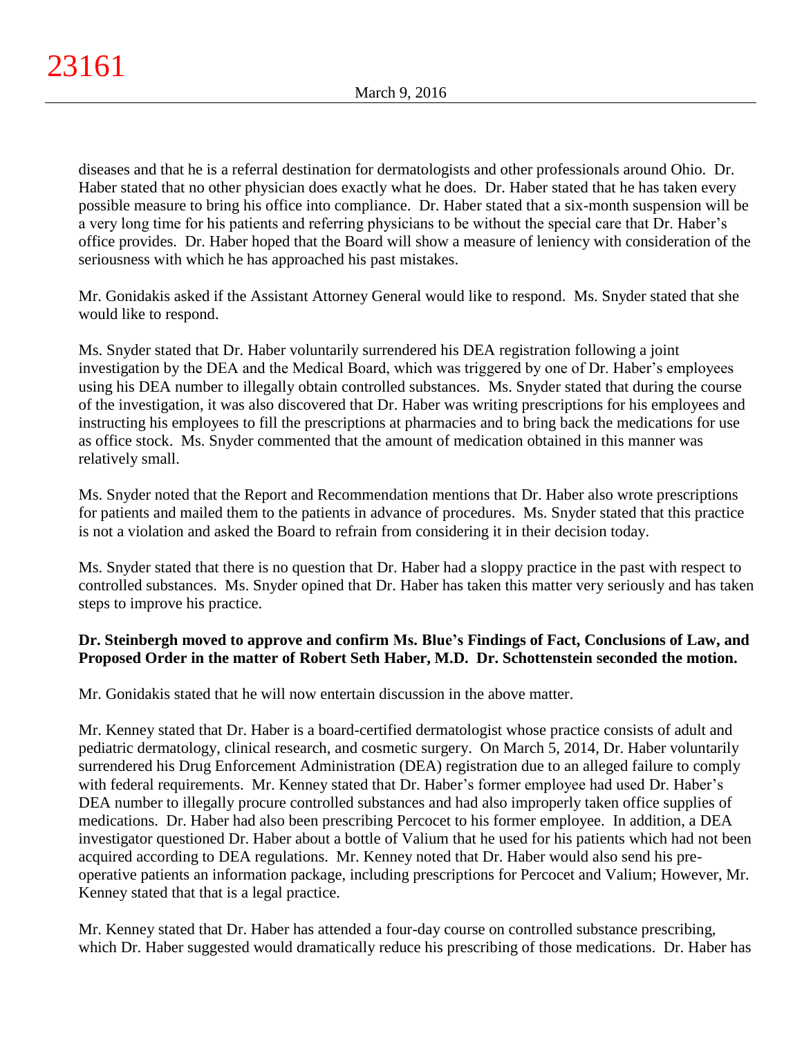diseases and that he is a referral destination for dermatologists and other professionals around Ohio. Dr. Haber stated that no other physician does exactly what he does. Dr. Haber stated that he has taken every possible measure to bring his office into compliance. Dr. Haber stated that a six-month suspension will be a very long time for his patients and referring physicians to be without the special care that Dr. Haber's office provides. Dr. Haber hoped that the Board will show a measure of leniency with consideration of the seriousness with which he has approached his past mistakes.

Mr. Gonidakis asked if the Assistant Attorney General would like to respond. Ms. Snyder stated that she would like to respond.

Ms. Snyder stated that Dr. Haber voluntarily surrendered his DEA registration following a joint investigation by the DEA and the Medical Board, which was triggered by one of Dr. Haber's employees using his DEA number to illegally obtain controlled substances. Ms. Snyder stated that during the course of the investigation, it was also discovered that Dr. Haber was writing prescriptions for his employees and instructing his employees to fill the prescriptions at pharmacies and to bring back the medications for use as office stock. Ms. Snyder commented that the amount of medication obtained in this manner was relatively small.

Ms. Snyder noted that the Report and Recommendation mentions that Dr. Haber also wrote prescriptions for patients and mailed them to the patients in advance of procedures. Ms. Snyder stated that this practice is not a violation and asked the Board to refrain from considering it in their decision today.

Ms. Snyder stated that there is no question that Dr. Haber had a sloppy practice in the past with respect to controlled substances. Ms. Snyder opined that Dr. Haber has taken this matter very seriously and has taken steps to improve his practice.

**Dr. Steinbergh moved to approve and confirm Ms. Blue's Findings of Fact, Conclusions of Law, and Proposed Order in the matter of Robert Seth Haber, M.D. Dr. Schottenstein seconded the motion.**

Mr. Gonidakis stated that he will now entertain discussion in the above matter.

Mr. Kenney stated that Dr. Haber is a board-certified dermatologist whose practice consists of adult and pediatric dermatology, clinical research, and cosmetic surgery. On March 5, 2014, Dr. Haber voluntarily surrendered his Drug Enforcement Administration (DEA) registration due to an alleged failure to comply with federal requirements. Mr. Kenney stated that Dr. Haber's former employee had used Dr. Haber's DEA number to illegally procure controlled substances and had also improperly taken office supplies of medications. Dr. Haber had also been prescribing Percocet to his former employee. In addition, a DEA investigator questioned Dr. Haber about a bottle of Valium that he used for his patients which had not been acquired according to DEA regulations. Mr. Kenney noted that Dr. Haber would also send his pre-operative patients an information package, including prescriptions for Percocet and Valium; However, Mr. Kenney stated that that is a legal practice.

Mr. Kenney stated that Dr. Haber has attended a four-day course on controlled substance prescribing, which Dr. Haber suggested would dramatically reduce his prescribing of those medications. Dr. Haber has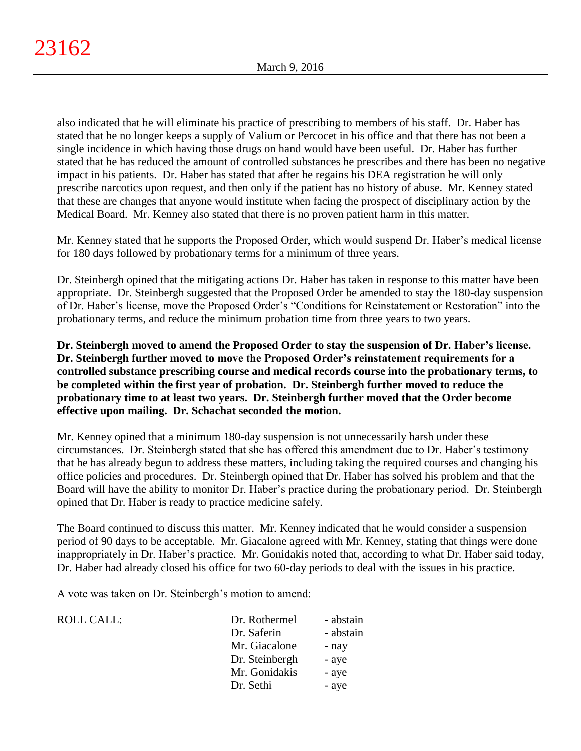also indicated that he will eliminate his practice of prescribing to members of his staff. Dr. Haber has stated that he no longer keeps a supply of Valium or Percocet in his office and that there has not been a single incidence in which having those drugs on hand would have been useful. Dr. Haber has further stated that he has reduced the amount of controlled substances he prescribes and there has been no negative impact in his patients. Dr. Haber has stated that after he regains his DEA registration he will only prescribe narcotics upon request, and then only if the patient has no history of abuse. Mr. Kenney stated that these are changes that anyone would institute when facing the prospect of disciplinary action by the Medical Board. Mr. Kenney also stated that there is no proven patient harm in this matter.

Mr. Kenney stated that he supports the Proposed Order, which would suspend Dr. Haber's medical license for 180 days followed by probationary terms for a minimum of three years.

Dr. Steinbergh opined that the mitigating actions Dr. Haber has taken in response to this matter have been appropriate. Dr. Steinbergh suggested that the Proposed Order be amended to stay the 180-day suspension of Dr. Haber's license, move the Proposed Order's "Conditions for Reinstatement or Restoration" into the probationary terms, and reduce the minimum probation time from three years to two years.

**Dr. Steinbergh moved to amend the Proposed Order to stay the suspension of Dr. Haber's license. Dr. Steinbergh further moved to move the Proposed Order's reinstatement requirements for a controlled substance prescribing course and medical records course into the probationary terms, to be completed within the first year of probation. Dr. Steinbergh further moved to reduce the probationary time to at least two years. Dr. Steinbergh further moved that the Order become effective upon mailing. Dr. Schachat seconded the motion.**

Mr. Kenney opined that a minimum 180-day suspension is not unnecessarily harsh under these circumstances. Dr. Steinbergh stated that she has offered this amendment due to Dr. Haber's testimony that he has already begun to address these matters, including taking the required courses and changing his office policies and procedures. Dr. Steinbergh opined that Dr. Haber has solved his problem and that the Board will have the ability to monitor Dr. Haber's practice during the probationary period. Dr. Steinbergh opined that Dr. Haber is ready to practice medicine safely.

The Board continued to discuss this matter. Mr. Kenney indicated that he would consider a suspension period of 90 days to be acceptable. Mr. Giacalone agreed with Mr. Kenney, stating that things were done inappropriately in Dr. Haber's practice. Mr. Gonidakis noted that, according to what Dr. Haber said today, Dr. Haber had already closed his office for two 60-day periods to deal with the issues in his practice.

A vote was taken on Dr. Steinbergh's motion to amend:

| ROLL CALL: | | |
|---|---|---|
| | Dr. Rothermel | - abstain |
| | Dr. Saferin | - abstain |
| | Mr. Giacalone | - nay |
| | Dr. Steinbergh | - aye |
| | Mr. Gonidakis | - aye |
| | Dr. Sethi | - aye |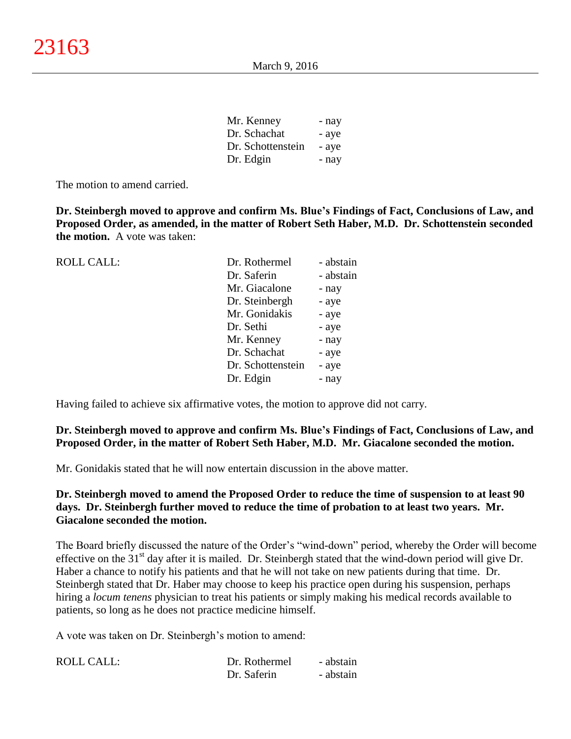| | |
|---|---|
| Mr. Kenney | - nay |
| Dr. Schachat | - aye |
| Dr. Schottenstein | - aye |
| Dr. Edgin | - nay |

The motion to amend carried.

**Dr. Steinbergh moved to approve and confirm Ms. Blue's Findings of Fact, Conclusions of Law, and Proposed Order, as amended, in the matter of Robert Seth Haber, M.D. Dr. Schottenstein seconded the motion.** A vote was taken:

| ROLL CALL: | | |
|---|---|---|
| | Dr. Rothermel | - abstain |
| | Dr. Saferin | - abstain |
| | Mr. Giacalone | - nay |
| | Dr. Steinbergh | - aye |
| | Mr. Gonidakis | - aye |
| | Dr. Sethi | - aye |
| | Mr. Kenney | - nay |
| | Dr. Schachat | - aye |
| | Dr. Schottenstein | - aye |
| | Dr. Edgin | - nay |

Having failed to achieve six affirmative votes, the motion to approve did not carry.

**Dr. Steinbergh moved to approve and confirm Ms. Blue's Findings of Fact, Conclusions of Law, and Proposed Order, in the matter of Robert Seth Haber, M.D. Mr. Giacalone seconded the motion.**

Mr. Gonidakis stated that he will now entertain discussion in the above matter.

**Dr. Steinbergh moved to amend the Proposed Order to reduce the time of suspension to at least 90 days. Dr. Steinbergh further moved to reduce the time of probation to at least two years. Mr. Giacalone seconded the motion.**

The Board briefly discussed the nature of the Order's "wind-down" period, whereby the Order will become effective on the 31st day after it is mailed. Dr. Steinbergh stated that the wind-down period will give Dr. Haber a chance to notify his patients and that he will not take on new patients during that time. Dr. Steinbergh stated that Dr. Haber may choose to keep his practice open during his suspension, perhaps hiring a *locum tenens* physician to treat his patients or simply making his medical records available to patients, so long as he does not practice medicine himself.

A vote was taken on Dr. Steinbergh's motion to amend:

| ROLL CALL: | | |
|---|---|---|
| | Dr. Rothermel | - abstain |
| | Dr. Saferin | - abstain |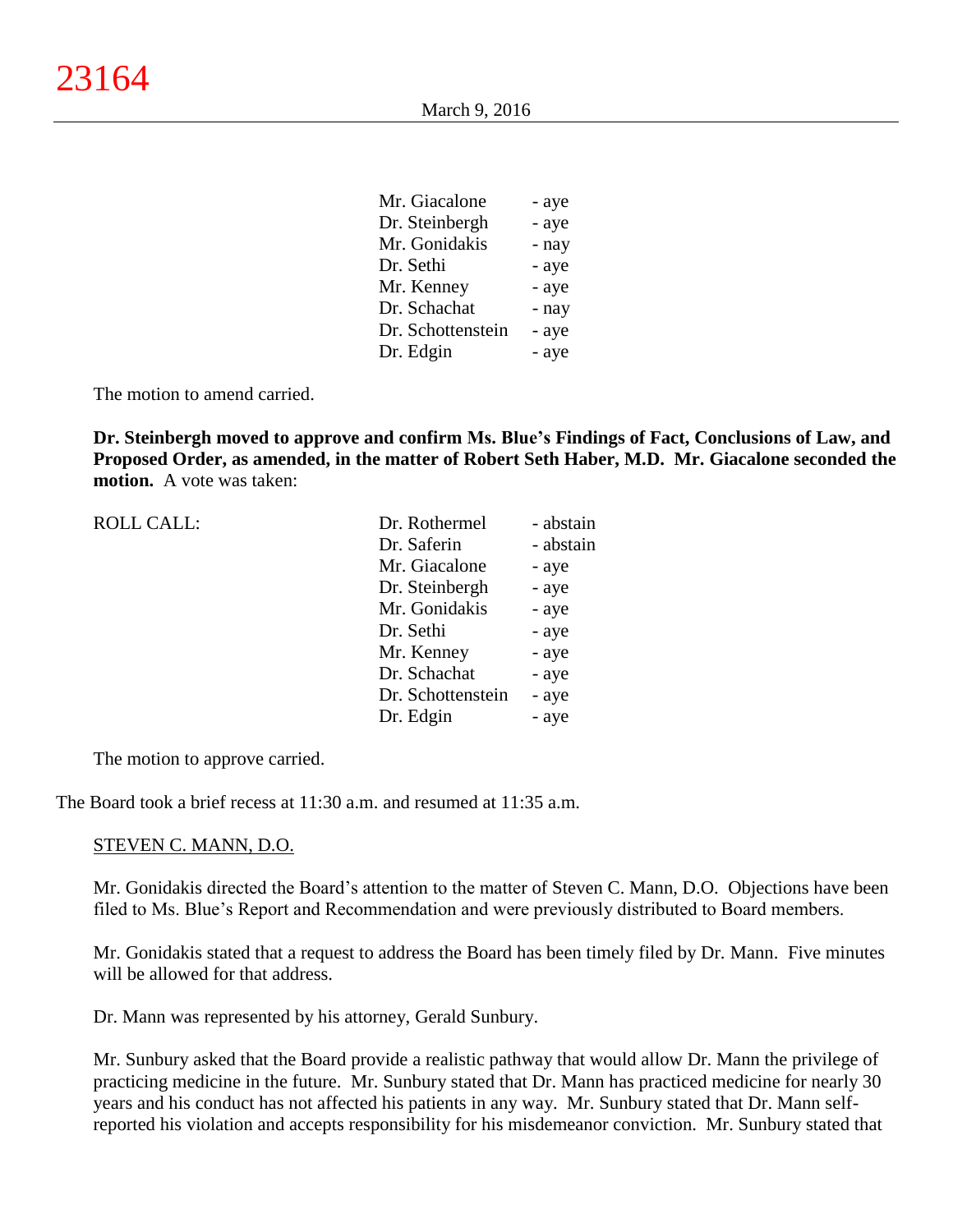| | |
|---|---|
| Mr. Giacalone | - aye |
| Dr. Steinbergh | - aye |
| Mr. Gonidakis | - nay |
| Dr. Sethi | - aye |
| Mr. Kenney | - aye |
| Dr. Schachat | - nay |
| Dr. Schottenstein | - aye |
| Dr. Edgin | - aye |

The motion to amend carried.

**Dr. Steinbergh moved to approve and confirm Ms. Blue's Findings of Fact, Conclusions of Law, and Proposed Order, as amended, in the matter of Robert Seth Haber, M.D. Mr. Giacalone seconded the motion.** A vote was taken:

| ROLL CALL: | | |
|---|---|---|
| | Dr. Rothermel | - abstain |
| | Dr. Saferin | - abstain |
| | Mr. Giacalone | - aye |
| | Dr. Steinbergh | - aye |
| | Mr. Gonidakis | - aye |
| | Dr. Sethi | - aye |
| | Mr. Kenney | - aye |
| | Dr. Schachat | - aye |
| | Dr. Schottenstein | - aye |
| | Dr. Edgin | - aye |

The motion to approve carried.

The Board took a brief recess at 11:30 a.m. and resumed at 11:35 a.m.

STEVEN C. MANN, D.O.

Mr. Gonidakis directed the Board's attention to the matter of Steven C. Mann, D.O. Objections have been filed to Ms. Blue's Report and Recommendation and were previously distributed to Board members.

Mr. Gonidakis stated that a request to address the Board has been timely filed by Dr. Mann. Five minutes will be allowed for that address.

Dr. Mann was represented by his attorney, Gerald Sunbury.

Mr. Sunbury asked that the Board provide a realistic pathway that would allow Dr. Mann the privilege of practicing medicine in the future. Mr. Sunbury stated that Dr. Mann has practiced medicine for nearly 30 years and his conduct has not affected his patients in any way. Mr. Sunbury stated that Dr. Mann self-reported his violation and accepts responsibility for his misdemeanor conviction. Mr. Sunbury stated that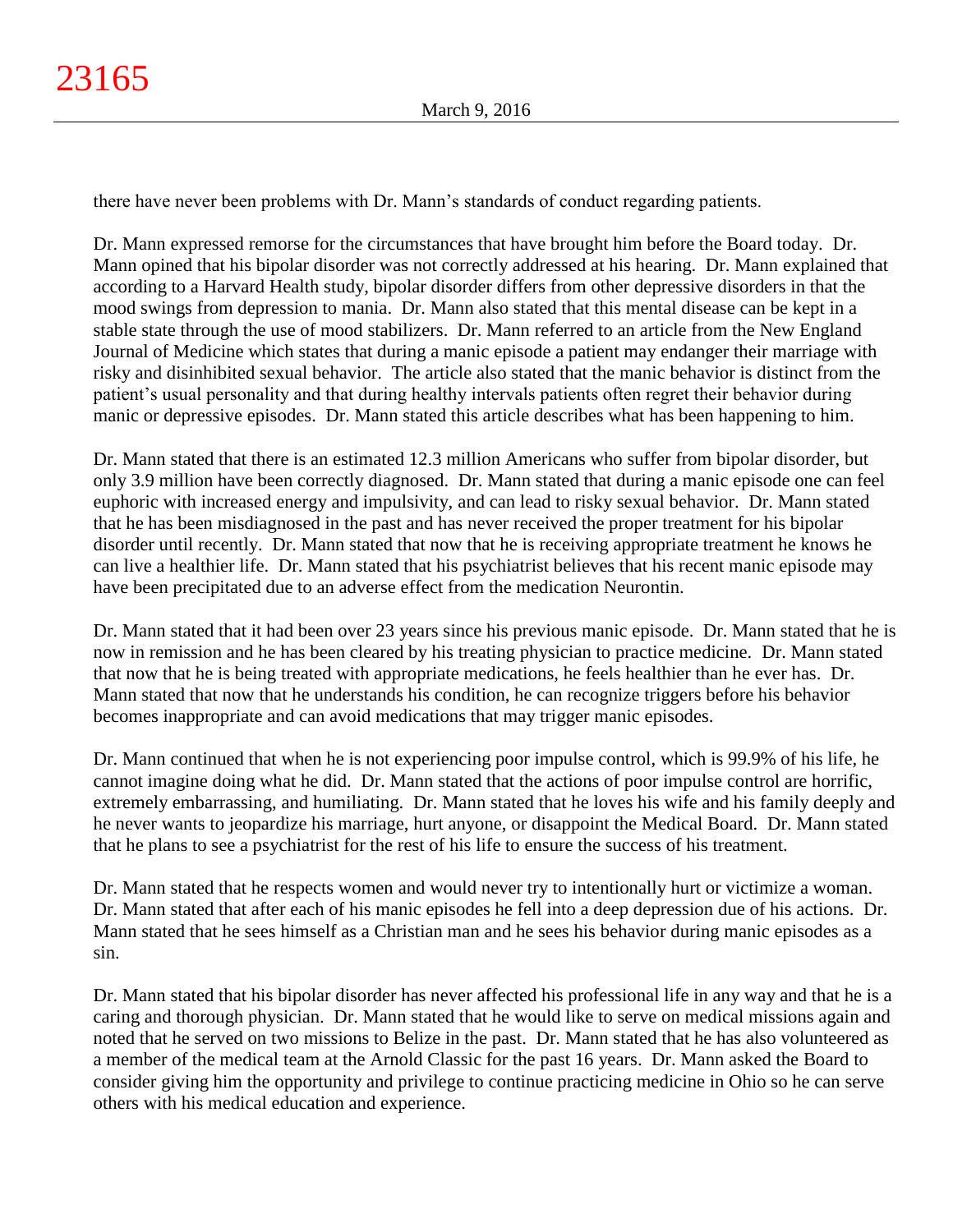there have never been problems with Dr. Mann's standards of conduct regarding patients.

Dr. Mann expressed remorse for the circumstances that have brought him before the Board today. Dr. Mann opined that his bipolar disorder was not correctly addressed at his hearing. Dr. Mann explained that according to a Harvard Health study, bipolar disorder differs from other depressive disorders in that the mood swings from depression to mania. Dr. Mann also stated that this mental disease can be kept in a stable state through the use of mood stabilizers. Dr. Mann referred to an article from the New England Journal of Medicine which states that during a manic episode a patient may endanger their marriage with risky and disinhibited sexual behavior. The article also stated that the manic behavior is distinct from the patient's usual personality and that during healthy intervals patients often regret their behavior during manic or depressive episodes. Dr. Mann stated this article describes what has been happening to him.

Dr. Mann stated that there is an estimated 12.3 million Americans who suffer from bipolar disorder, but only 3.9 million have been correctly diagnosed. Dr. Mann stated that during a manic episode one can feel euphoric with increased energy and impulsivity, and can lead to risky sexual behavior. Dr. Mann stated that he has been misdiagnosed in the past and has never received the proper treatment for his bipolar disorder until recently. Dr. Mann stated that now that he is receiving appropriate treatment he knows he can live a healthier life. Dr. Mann stated that his psychiatrist believes that his recent manic episode may have been precipitated due to an adverse effect from the medication Neurontin.

Dr. Mann stated that it had been over 23 years since his previous manic episode. Dr. Mann stated that he is now in remission and he has been cleared by his treating physician to practice medicine. Dr. Mann stated that now that he is being treated with appropriate medications, he feels healthier than he ever has. Dr. Mann stated that now that he understands his condition, he can recognize triggers before his behavior becomes inappropriate and can avoid medications that may trigger manic episodes.

Dr. Mann continued that when he is not experiencing poor impulse control, which is 99.9% of his life, he cannot imagine doing what he did. Dr. Mann stated that the actions of poor impulse control are horrific, extremely embarrassing, and humiliating. Dr. Mann stated that he loves his wife and his family deeply and he never wants to jeopardize his marriage, hurt anyone, or disappoint the Medical Board. Dr. Mann stated that he plans to see a psychiatrist for the rest of his life to ensure the success of his treatment.

Dr. Mann stated that he respects women and would never try to intentionally hurt or victimize a woman. Dr. Mann stated that after each of his manic episodes he fell into a deep depression due of his actions. Dr. Mann stated that he sees himself as a Christian man and he sees his behavior during manic episodes as a sin.

Dr. Mann stated that his bipolar disorder has never affected his professional life in any way and that he is a caring and thorough physician. Dr. Mann stated that he would like to serve on medical missions again and noted that he served on two missions to Belize in the past. Dr. Mann stated that he has also volunteered as a member of the medical team at the Arnold Classic for the past 16 years. Dr. Mann asked the Board to consider giving him the opportunity and privilege to continue practicing medicine in Ohio so he can serve others with his medical education and experience.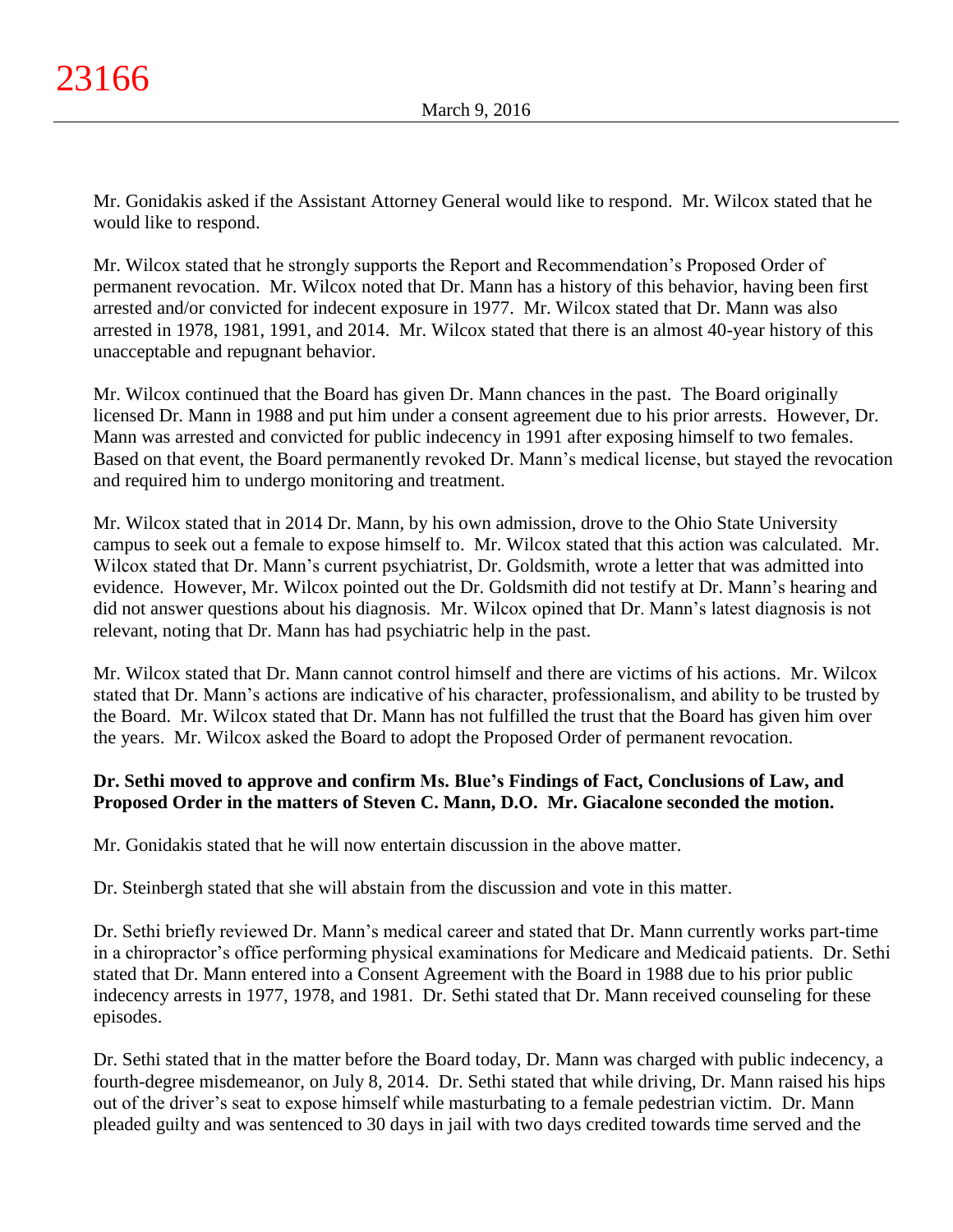Mr. Gonidakis asked if the Assistant Attorney General would like to respond. Mr. Wilcox stated that he would like to respond.

Mr. Wilcox stated that he strongly supports the Report and Recommendation's Proposed Order of permanent revocation. Mr. Wilcox noted that Dr. Mann has a history of this behavior, having been first arrested and/or convicted for indecent exposure in 1977. Mr. Wilcox stated that Dr. Mann was also arrested in 1978, 1981, 1991, and 2014. Mr. Wilcox stated that there is an almost 40-year history of this unacceptable and repugnant behavior.

Mr. Wilcox continued that the Board has given Dr. Mann chances in the past. The Board originally licensed Dr. Mann in 1988 and put him under a consent agreement due to his prior arrests. However, Dr. Mann was arrested and convicted for public indecency in 1991 after exposing himself to two females. Based on that event, the Board permanently revoked Dr. Mann's medical license, but stayed the revocation and required him to undergo monitoring and treatment.

Mr. Wilcox stated that in 2014 Dr. Mann, by his own admission, drove to the Ohio State University campus to seek out a female to expose himself to. Mr. Wilcox stated that this action was calculated. Mr. Wilcox stated that Dr. Mann's current psychiatrist, Dr. Goldsmith, wrote a letter that was admitted into evidence. However, Mr. Wilcox pointed out the Dr. Goldsmith did not testify at Dr. Mann's hearing and did not answer questions about his diagnosis. Mr. Wilcox opined that Dr. Mann's latest diagnosis is not relevant, noting that Dr. Mann has had psychiatric help in the past.

Mr. Wilcox stated that Dr. Mann cannot control himself and there are victims of his actions. Mr. Wilcox stated that Dr. Mann's actions are indicative of his character, professionalism, and ability to be trusted by the Board. Mr. Wilcox stated that Dr. Mann has not fulfilled the trust that the Board has given him over the years. Mr. Wilcox asked the Board to adopt the Proposed Order of permanent revocation.

**Dr. Sethi moved to approve and confirm Ms. Blue's Findings of Fact, Conclusions of Law, and Proposed Order in the matters of Steven C. Mann, D.O. Mr. Giacalone seconded the motion.**

Mr. Gonidakis stated that he will now entertain discussion in the above matter.

Dr. Steinbergh stated that she will abstain from the discussion and vote in this matter.

Dr. Sethi briefly reviewed Dr. Mann's medical career and stated that Dr. Mann currently works part-time in a chiropractor's office performing physical examinations for Medicare and Medicaid patients. Dr. Sethi stated that Dr. Mann entered into a Consent Agreement with the Board in 1988 due to his prior public indecency arrests in 1977, 1978, and 1981. Dr. Sethi stated that Dr. Mann received counseling for these episodes.

Dr. Sethi stated that in the matter before the Board today, Dr. Mann was charged with public indecency, a fourth-degree misdemeanor, on July 8, 2014. Dr. Sethi stated that while driving, Dr. Mann raised his hips out of the driver's seat to expose himself while masturbating to a female pedestrian victim. Dr. Mann pleaded guilty and was sentenced to 30 days in jail with two days credited towards time served and the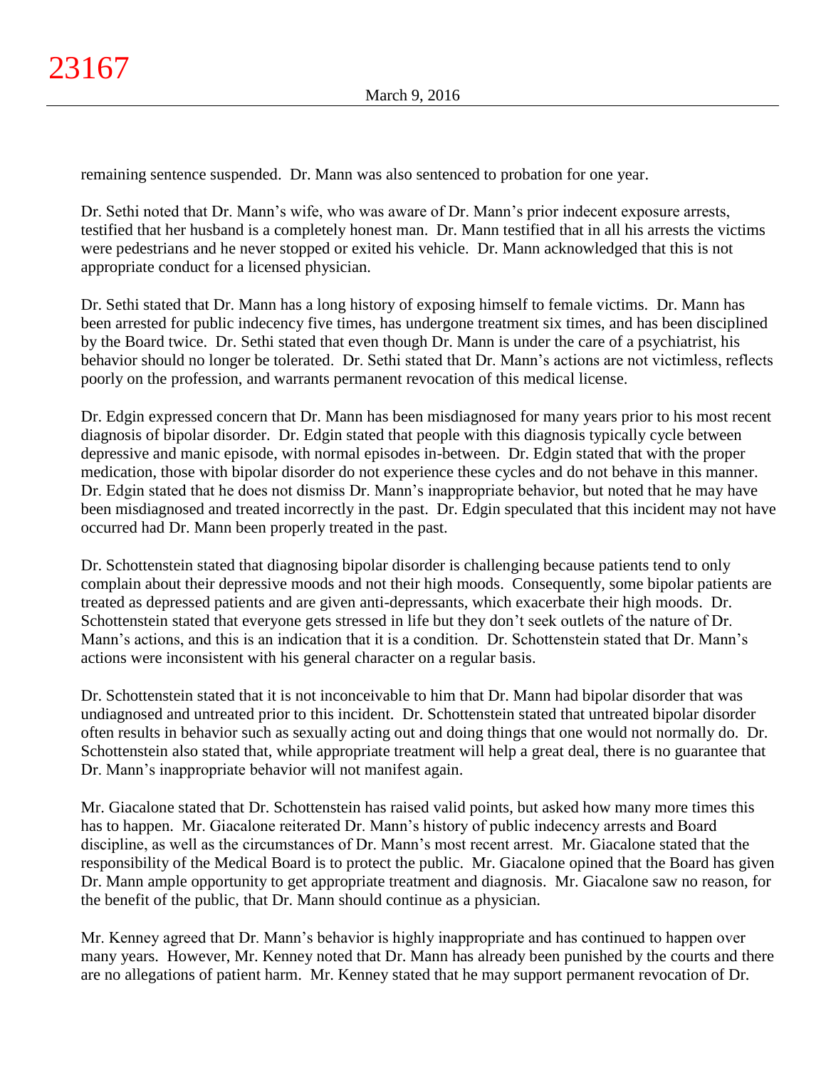remaining sentence suspended. Dr. Mann was also sentenced to probation for one year.

Dr. Sethi noted that Dr. Mann's wife, who was aware of Dr. Mann's prior indecent exposure arrests, testified that her husband is a completely honest man. Dr. Mann testified that in all his arrests the victims were pedestrians and he never stopped or exited his vehicle. Dr. Mann acknowledged that this is not appropriate conduct for a licensed physician.

Dr. Sethi stated that Dr. Mann has a long history of exposing himself to female victims. Dr. Mann has been arrested for public indecency five times, has undergone treatment six times, and has been disciplined by the Board twice. Dr. Sethi stated that even though Dr. Mann is under the care of a psychiatrist, his behavior should no longer be tolerated. Dr. Sethi stated that Dr. Mann's actions are not victimless, reflects poorly on the profession, and warrants permanent revocation of this medical license.

Dr. Edgin expressed concern that Dr. Mann has been misdiagnosed for many years prior to his most recent diagnosis of bipolar disorder. Dr. Edgin stated that people with this diagnosis typically cycle between depressive and manic episode, with normal episodes in-between. Dr. Edgin stated that with the proper medication, those with bipolar disorder do not experience these cycles and do not behave in this manner. Dr. Edgin stated that he does not dismiss Dr. Mann's inappropriate behavior, but noted that he may have been misdiagnosed and treated incorrectly in the past. Dr. Edgin speculated that this incident may not have occurred had Dr. Mann been properly treated in the past.

Dr. Schottenstein stated that diagnosing bipolar disorder is challenging because patients tend to only complain about their depressive moods and not their high moods. Consequently, some bipolar patients are treated as depressed patients and are given anti-depressants, which exacerbate their high moods. Dr. Schottenstein stated that everyone gets stressed in life but they don't seek outlets of the nature of Dr. Mann's actions, and this is an indication that it is a condition. Dr. Schottenstein stated that Dr. Mann's actions were inconsistent with his general character on a regular basis.

Dr. Schottenstein stated that it is not inconceivable to him that Dr. Mann had bipolar disorder that was undiagnosed and untreated prior to this incident. Dr. Schottenstein stated that untreated bipolar disorder often results in behavior such as sexually acting out and doing things that one would not normally do. Dr. Schottenstein also stated that, while appropriate treatment will help a great deal, there is no guarantee that Dr. Mann's inappropriate behavior will not manifest again.

Mr. Giacalone stated that Dr. Schottenstein has raised valid points, but asked how many more times this has to happen. Mr. Giacalone reiterated Dr. Mann's history of public indecency arrests and Board discipline, as well as the circumstances of Dr. Mann's most recent arrest. Mr. Giacalone stated that the responsibility of the Medical Board is to protect the public. Mr. Giacalone opined that the Board has given Dr. Mann ample opportunity to get appropriate treatment and diagnosis. Mr. Giacalone saw no reason, for the benefit of the public, that Dr. Mann should continue as a physician.

Mr. Kenney agreed that Dr. Mann's behavior is highly inappropriate and has continued to happen over many years. However, Mr. Kenney noted that Dr. Mann has already been punished by the courts and there are no allegations of patient harm. Mr. Kenney stated that he may support permanent revocation of Dr.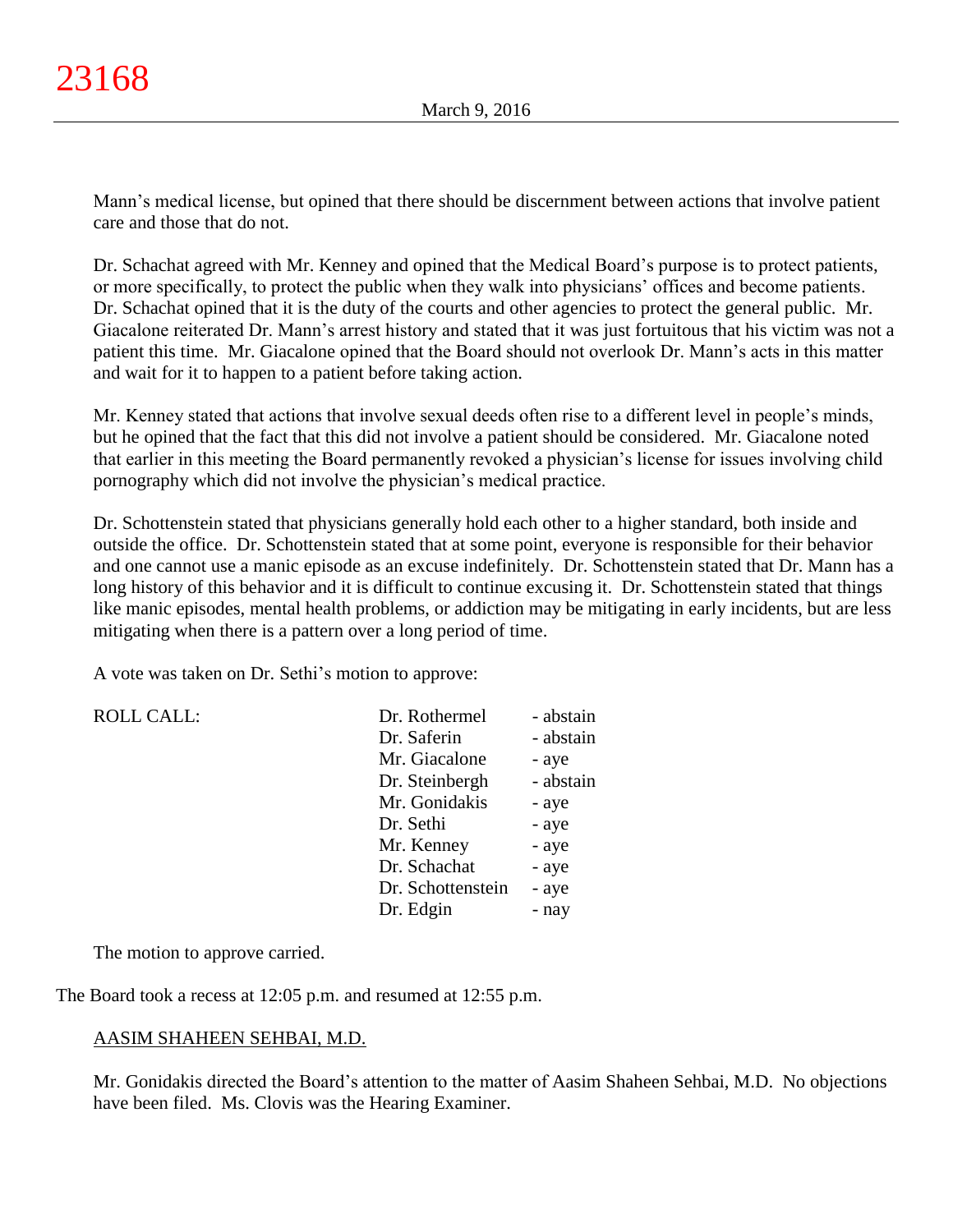Mann's medical license, but opined that there should be discernment between actions that involve patient care and those that do not.

Dr. Schachat agreed with Mr. Kenney and opined that the Medical Board's purpose is to protect patients, or more specifically, to protect the public when they walk into physicians' offices and become patients. Dr. Schachat opined that it is the duty of the courts and other agencies to protect the general public. Mr. Giacalone reiterated Dr. Mann's arrest history and stated that it was just fortuitous that his victim was not a patient this time. Mr. Giacalone opined that the Board should not overlook Dr. Mann's acts in this matter and wait for it to happen to a patient before taking action.

Mr. Kenney stated that actions that involve sexual deeds often rise to a different level in people's minds, but he opined that the fact that this did not involve a patient should be considered. Mr. Giacalone noted that earlier in this meeting the Board permanently revoked a physician's license for issues involving child pornography which did not involve the physician's medical practice.

Dr. Schottenstein stated that physicians generally hold each other to a higher standard, both inside and outside the office. Dr. Schottenstein stated that at some point, everyone is responsible for their behavior and one cannot use a manic episode as an excuse indefinitely. Dr. Schottenstein stated that Dr. Mann has a long history of this behavior and it is difficult to continue excusing it. Dr. Schottenstein stated that things like manic episodes, mental health problems, or addiction may be mitigating in early incidents, but are less mitigating when there is a pattern over a long period of time.

A vote was taken on Dr. Sethi's motion to approve:

| ROLL CALL: | Dr. Rothermel | - abstain |
|---|---|---|
| | Dr. Saferin | - abstain |
| | Mr. Giacalone | - aye |
| | Dr. Steinbergh | - abstain |
| | Mr. Gonidakis | - aye |
| | Dr. Sethi | - aye |
| | Mr. Kenney | - aye |
| | Dr. Schachat | - aye |
| | Dr. Schottenstein | - aye |
| | Dr. Edgin | - nay |

The motion to approve carried.

The Board took a recess at 12:05 p.m. and resumed at 12:55 p.m.

AASIM SHAHEEN SEHBAI, M.D.

Mr. Gonidakis directed the Board's attention to the matter of Aasim Shaheen Sehbai, M.D. No objections have been filed. Ms. Clovis was the Hearing Examiner.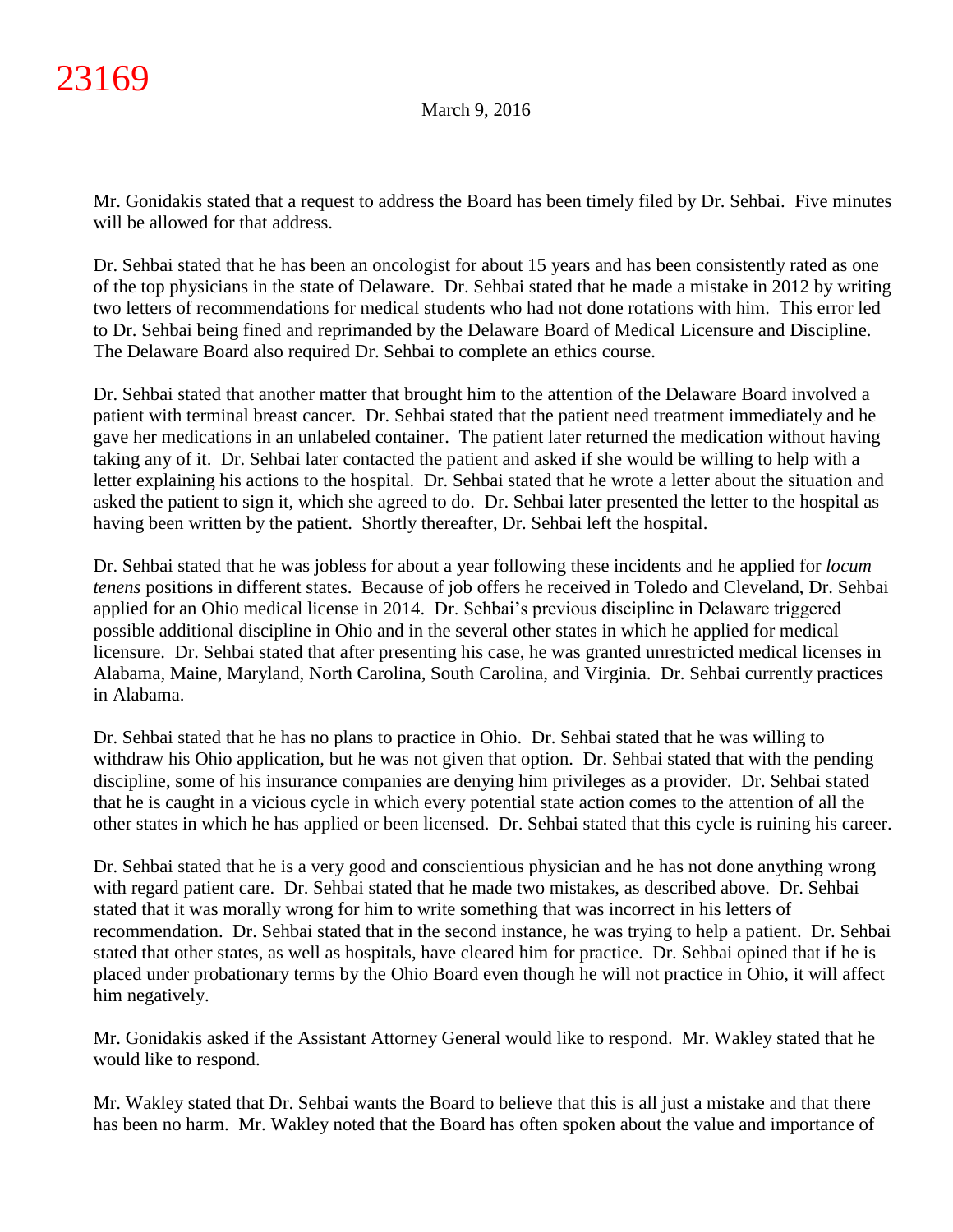Mr. Gonidakis stated that a request to address the Board has been timely filed by Dr. Sehbai. Five minutes will be allowed for that address.

Dr. Sehbai stated that he has been an oncologist for about 15 years and has been consistently rated as one of the top physicians in the state of Delaware. Dr. Sehbai stated that he made a mistake in 2012 by writing two letters of recommendations for medical students who had not done rotations with him. This error led to Dr. Sehbai being fined and reprimanded by the Delaware Board of Medical Licensure and Discipline. The Delaware Board also required Dr. Sehbai to complete an ethics course.

Dr. Sehbai stated that another matter that brought him to the attention of the Delaware Board involved a patient with terminal breast cancer. Dr. Sehbai stated that the patient need treatment immediately and he gave her medications in an unlabeled container. The patient later returned the medication without having taking any of it. Dr. Sehbai later contacted the patient and asked if she would be willing to help with a letter explaining his actions to the hospital. Dr. Sehbai stated that he wrote a letter about the situation and asked the patient to sign it, which she agreed to do. Dr. Sehbai later presented the letter to the hospital as having been written by the patient. Shortly thereafter, Dr. Sehbai left the hospital.

Dr. Sehbai stated that he was jobless for about a year following these incidents and he applied for *locum tenens* positions in different states. Because of job offers he received in Toledo and Cleveland, Dr. Sehbai applied for an Ohio medical license in 2014. Dr. Sehbai's previous discipline in Delaware triggered possible additional discipline in Ohio and in the several other states in which he applied for medical licensure. Dr. Sehbai stated that after presenting his case, he was granted unrestricted medical licenses in Alabama, Maine, Maryland, North Carolina, South Carolina, and Virginia. Dr. Sehbai currently practices in Alabama.

Dr. Sehbai stated that he has no plans to practice in Ohio. Dr. Sehbai stated that he was willing to withdraw his Ohio application, but he was not given that option. Dr. Sehbai stated that with the pending discipline, some of his insurance companies are denying him privileges as a provider. Dr. Sehbai stated that he is caught in a vicious cycle in which every potential state action comes to the attention of all the other states in which he has applied or been licensed. Dr. Sehbai stated that this cycle is ruining his career.

Dr. Sehbai stated that he is a very good and conscientious physician and he has not done anything wrong with regard patient care. Dr. Sehbai stated that he made two mistakes, as described above. Dr. Sehbai stated that it was morally wrong for him to write something that was incorrect in his letters of recommendation. Dr. Sehbai stated that in the second instance, he was trying to help a patient. Dr. Sehbai stated that other states, as well as hospitals, have cleared him for practice. Dr. Sehbai opined that if he is placed under probationary terms by the Ohio Board even though he will not practice in Ohio, it will affect him negatively.

Mr. Gonidakis asked if the Assistant Attorney General would like to respond. Mr. Wakley stated that he would like to respond.

Mr. Wakley stated that Dr. Sehbai wants the Board to believe that this is all just a mistake and that there has been no harm. Mr. Wakley noted that the Board has often spoken about the value and importance of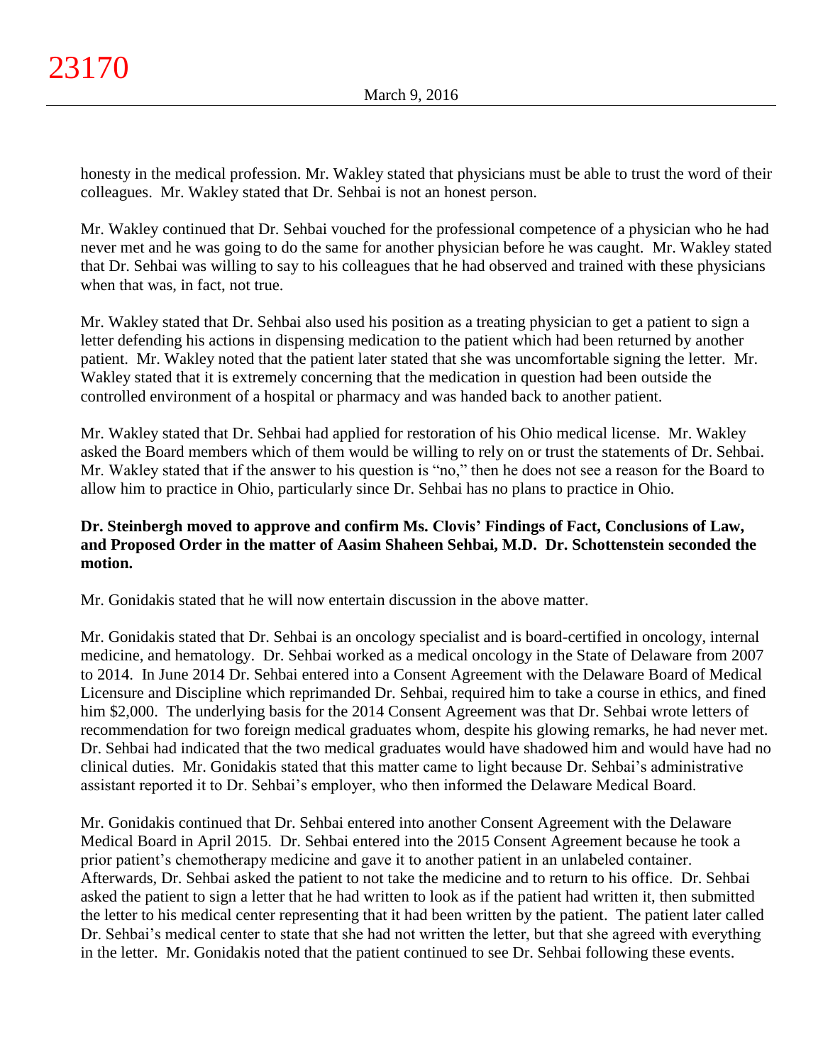honesty in the medical profession. Mr. Wakley stated that physicians must be able to trust the word of their colleagues. Mr. Wakley stated that Dr. Sehbai is not an honest person.

Mr. Wakley continued that Dr. Sehbai vouched for the professional competence of a physician who he had never met and he was going to do the same for another physician before he was caught. Mr. Wakley stated that Dr. Sehbai was willing to say to his colleagues that he had observed and trained with these physicians when that was, in fact, not true.

Mr. Wakley stated that Dr. Sehbai also used his position as a treating physician to get a patient to sign a letter defending his actions in dispensing medication to the patient which had been returned by another patient. Mr. Wakley noted that the patient later stated that she was uncomfortable signing the letter. Mr. Wakley stated that it is extremely concerning that the medication in question had been outside the controlled environment of a hospital or pharmacy and was handed back to another patient.

Mr. Wakley stated that Dr. Sehbai had applied for restoration of his Ohio medical license. Mr. Wakley asked the Board members which of them would be willing to rely on or trust the statements of Dr. Sehbai. Mr. Wakley stated that if the answer to his question is "no," then he does not see a reason for the Board to allow him to practice in Ohio, particularly since Dr. Sehbai has no plans to practice in Ohio.

**Dr. Steinbergh moved to approve and confirm Ms. Clovis' Findings of Fact, Conclusions of Law, and Proposed Order in the matter of Aasim Shaheen Sehbai, M.D. Dr. Schottenstein seconded the motion.**

Mr. Gonidakis stated that he will now entertain discussion in the above matter.

Mr. Gonidakis stated that Dr. Sehbai is an oncology specialist and is board-certified in oncology, internal medicine, and hematology. Dr. Sehbai worked as a medical oncology in the State of Delaware from 2007 to 2014. In June 2014 Dr. Sehbai entered into a Consent Agreement with the Delaware Board of Medical Licensure and Discipline which reprimanded Dr. Sehbai, required him to take a course in ethics, and fined him $2,000. The underlying basis for the 2014 Consent Agreement was that Dr. Sehbai wrote letters of recommendation for two foreign medical graduates whom, despite his glowing remarks, he had never met. Dr. Sehbai had indicated that the two medical graduates would have shadowed him and would have had no clinical duties. Mr. Gonidakis stated that this matter came to light because Dr. Sehbai's administrative assistant reported it to Dr. Sehbai's employer, who then informed the Delaware Medical Board.

Mr. Gonidakis continued that Dr. Sehbai entered into another Consent Agreement with the Delaware Medical Board in April 2015. Dr. Sehbai entered into the 2015 Consent Agreement because he took a prior patient's chemotherapy medicine and gave it to another patient in an unlabeled container. Afterwards, Dr. Sehbai asked the patient to not take the medicine and to return to his office. Dr. Sehbai asked the patient to sign a letter that he had written to look as if the patient had written it, then submitted the letter to his medical center representing that it had been written by the patient. The patient later called Dr. Sehbai's medical center to state that she had not written the letter, but that she agreed with everything in the letter. Mr. Gonidakis noted that the patient continued to see Dr. Sehbai following these events.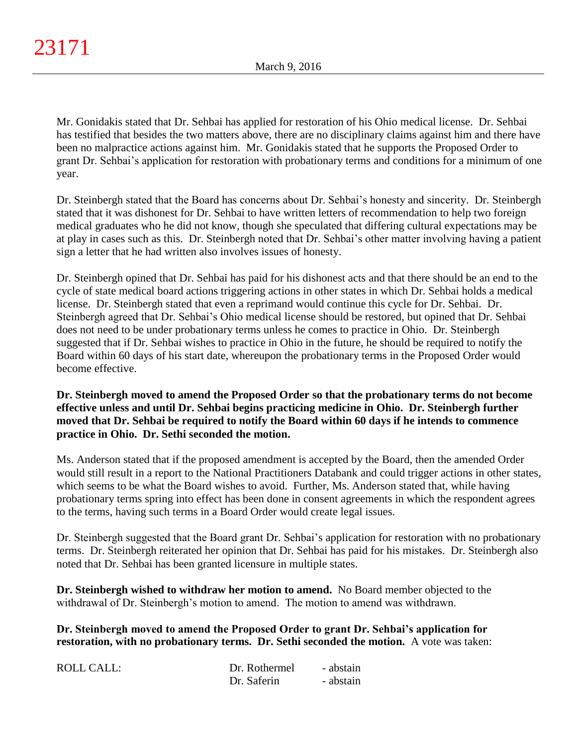Mr. Gonidakis stated that Dr. Sehbai has applied for restoration of his Ohio medical license. Dr. Sehbai has testified that besides the two matters above, there are no disciplinary claims against him and there have been no malpractice actions against him. Mr. Gonidakis stated that he supports the Proposed Order to grant Dr. Sehbai's application for restoration with probationary terms and conditions for a minimum of one year.

Dr. Steinbergh stated that the Board has concerns about Dr. Sehbai's honesty and sincerity. Dr. Steinbergh stated that it was dishonest for Dr. Sehbai to have written letters of recommendation to help two foreign medical graduates who he did not know, though she speculated that differing cultural expectations may be at play in cases such as this. Dr. Steinbergh noted that Dr. Sehbai's other matter involving having a patient sign a letter that he had written also involves issues of honesty.

Dr. Steinbergh opined that Dr. Sehbai has paid for his dishonest acts and that there should be an end to the cycle of state medical board actions triggering actions in other states in which Dr. Sehbai holds a medical license. Dr. Steinbergh stated that even a reprimand would continue this cycle for Dr. Sehbai. Dr. Steinbergh agreed that Dr. Sehbai's Ohio medical license should be restored, but opined that Dr. Sehbai does not need to be under probationary terms unless he comes to practice in Ohio. Dr. Steinbergh suggested that if Dr. Sehbai wishes to practice in Ohio in the future, he should be required to notify the Board within 60 days of his start date, whereupon the probationary terms in the Proposed Order would become effective.

**Dr. Steinbergh moved to amend the Proposed Order so that the probationary terms do not become effective unless and until Dr. Sehbai begins practicing medicine in Ohio. Dr. Steinbergh further moved that Dr. Sehbai be required to notify the Board within 60 days if he intends to commence practice in Ohio. Dr. Sethi seconded the motion.**

Ms. Anderson stated that if the proposed amendment is accepted by the Board, then the amended Order would still result in a report to the National Practitioners Databank and could trigger actions in other states, which seems to be what the Board wishes to avoid. Further, Ms. Anderson stated that, while having probationary terms spring into effect has been done in consent agreements in which the respondent agrees to the terms, having such terms in a Board Order would create legal issues.

Dr. Steinbergh suggested that the Board grant Dr. Sehbai's application for restoration with no probationary terms. Dr. Steinbergh reiterated her opinion that Dr. Sehbai has paid for his mistakes. Dr. Steinbergh also noted that Dr. Sehbai has been granted licensure in multiple states.

**Dr. Steinbergh wished to withdraw her motion to amend.** No Board member objected to the withdrawal of Dr. Steinbergh's motion to amend. The motion to amend was withdrawn.

**Dr. Steinbergh moved to amend the Proposed Order to grant Dr. Sehbai's application for restoration, with no probationary terms. Dr. Sethi seconded the motion.** A vote was taken:

| ROLL CALL: | Dr. Rothermel | - abstain |
|---|---|---|
| | Dr. Saferin | - abstain |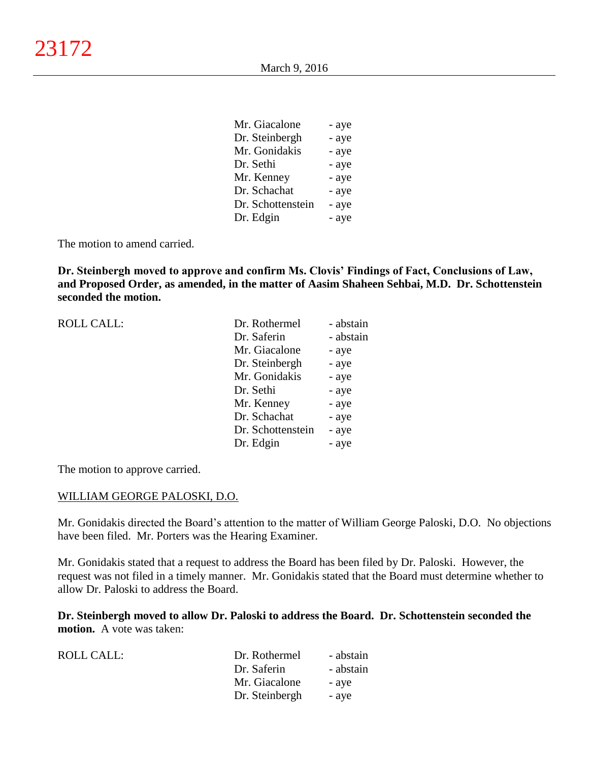| | |
|---|---|
| Mr. Giacalone | - aye |
| Dr. Steinbergh | - aye |
| Mr. Gonidakis | - aye |
| Dr. Sethi | - aye |
| Mr. Kenney | - aye |
| Dr. Schachat | - aye |
| Dr. Schottenstein | - aye |
| Dr. Edgin | - aye |

The motion to amend carried.

**Dr. Steinbergh moved to approve and confirm Ms. Clovis' Findings of Fact, Conclusions of Law, and Proposed Order, as amended, in the matter of Aasim Shaheen Sehbai, M.D. Dr. Schottenstein seconded the motion.**

| ROLL CALL: | | |
|---|---|---|
| | Dr. Rothermel | - abstain |
| | Dr. Saferin | - abstain |
| | Mr. Giacalone | - aye |
| | Dr. Steinbergh | - aye |
| | Mr. Gonidakis | - aye |
| | Dr. Sethi | - aye |
| | Mr. Kenney | - aye |
| | Dr. Schachat | - aye |
| | Dr. Schottenstein | - aye |
| | Dr. Edgin | - aye |

The motion to approve carried.

WILLIAM GEORGE PALOSKI, D.O.

Mr. Gonidakis directed the Board's attention to the matter of William George Paloski, D.O. No objections have been filed. Mr. Porters was the Hearing Examiner.

Mr. Gonidakis stated that a request to address the Board has been filed by Dr. Paloski. However, the request was not filed in a timely manner. Mr. Gonidakis stated that the Board must determine whether to allow Dr. Paloski to address the Board.

**Dr. Steinbergh moved to allow Dr. Paloski to address the Board. Dr. Schottenstein seconded the motion.** A vote was taken:

| ROLL CALL: | | |
|---|---|---|
| | Dr. Rothermel | - abstain |
| | Dr. Saferin | - abstain |
| | Mr. Giacalone | - aye |
| | Dr. Steinbergh | - aye |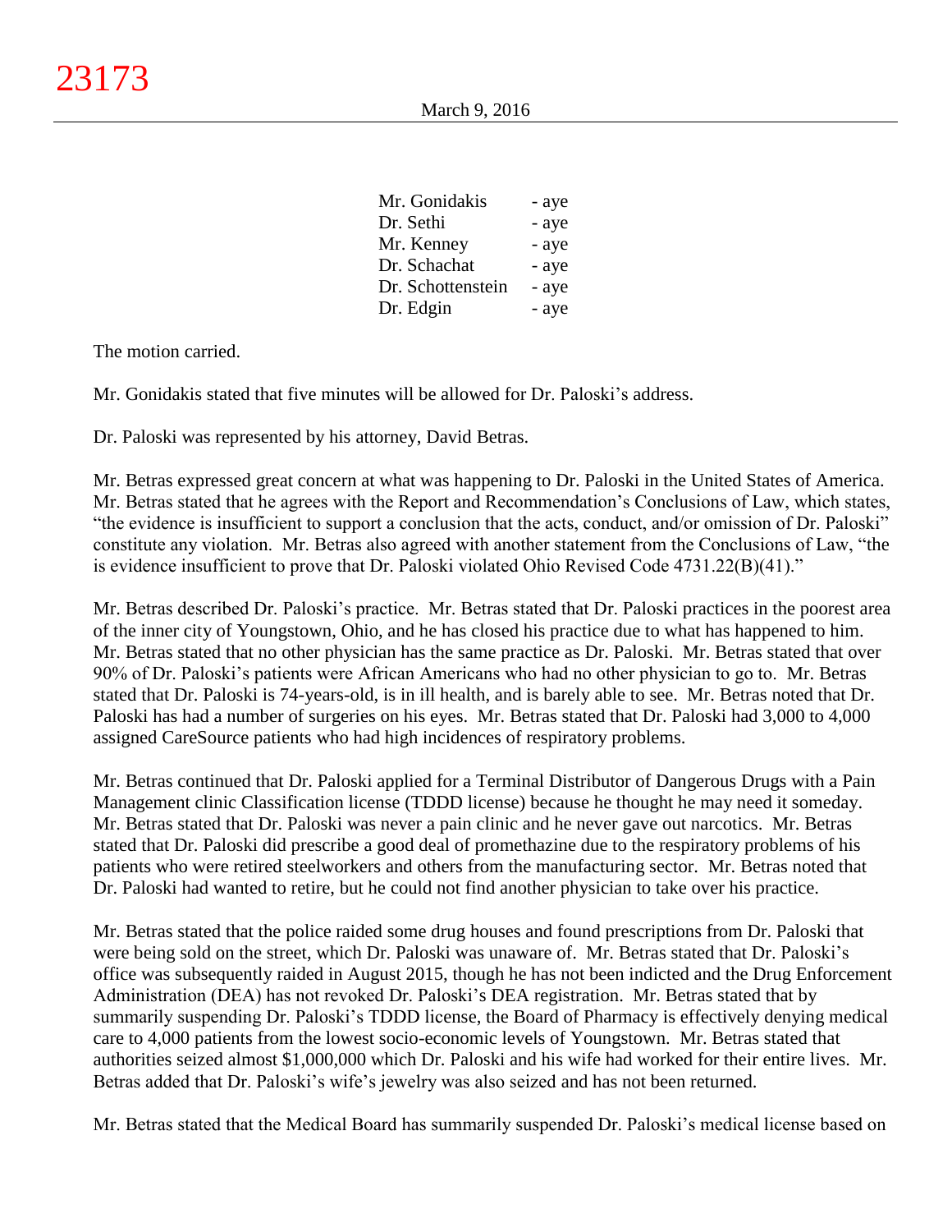| | |
|---|---|
| Mr. Gonidakis | - aye |
| Dr. Sethi | - aye |
| Mr. Kenney | - aye |
| Dr. Schachat | - aye |
| Dr. Schottenstein | - aye |
| Dr. Edgin | - aye |

The motion carried.

Mr. Gonidakis stated that five minutes will be allowed for Dr. Paloski's address.

Dr. Paloski was represented by his attorney, David Betras.

Mr. Betras expressed great concern at what was happening to Dr. Paloski in the United States of America. Mr. Betras stated that he agrees with the Report and Recommendation's Conclusions of Law, which states, "the evidence is insufficient to support a conclusion that the acts, conduct, and/or omission of Dr. Paloski" constitute any violation. Mr. Betras also agreed with another statement from the Conclusions of Law, "the is evidence insufficient to prove that Dr. Paloski violated Ohio Revised Code 4731.22(B)(41)."

Mr. Betras described Dr. Paloski's practice. Mr. Betras stated that Dr. Paloski practices in the poorest area of the inner city of Youngstown, Ohio, and he has closed his practice due to what has happened to him. Mr. Betras stated that no other physician has the same practice as Dr. Paloski. Mr. Betras stated that over 90% of Dr. Paloski's patients were African Americans who had no other physician to go to. Mr. Betras stated that Dr. Paloski is 74-years-old, is in ill health, and is barely able to see. Mr. Betras noted that Dr. Paloski has had a number of surgeries on his eyes. Mr. Betras stated that Dr. Paloski had 3,000 to 4,000 assigned CareSource patients who had high incidences of respiratory problems.

Mr. Betras continued that Dr. Paloski applied for a Terminal Distributor of Dangerous Drugs with a Pain Management clinic Classification license (TDDD license) because he thought he may need it someday. Mr. Betras stated that Dr. Paloski was never a pain clinic and he never gave out narcotics. Mr. Betras stated that Dr. Paloski did prescribe a good deal of promethazine due to the respiratory problems of his patients who were retired steelworkers and others from the manufacturing sector. Mr. Betras noted that Dr. Paloski had wanted to retire, but he could not find another physician to take over his practice.

Mr. Betras stated that the police raided some drug houses and found prescriptions from Dr. Paloski that were being sold on the street, which Dr. Paloski was unaware of. Mr. Betras stated that Dr. Paloski's office was subsequently raided in August 2015, though he has not been indicted and the Drug Enforcement Administration (DEA) has not revoked Dr. Paloski's DEA registration. Mr. Betras stated that by summarily suspending Dr. Paloski's TDDD license, the Board of Pharmacy is effectively denying medical care to 4,000 patients from the lowest socio-economic levels of Youngstown. Mr. Betras stated that authorities seized almost $1,000,000 which Dr. Paloski and his wife had worked for their entire lives. Mr. Betras added that Dr. Paloski's wife's jewelry was also seized and has not been returned.

Mr. Betras stated that the Medical Board has summarily suspended Dr. Paloski's medical license based on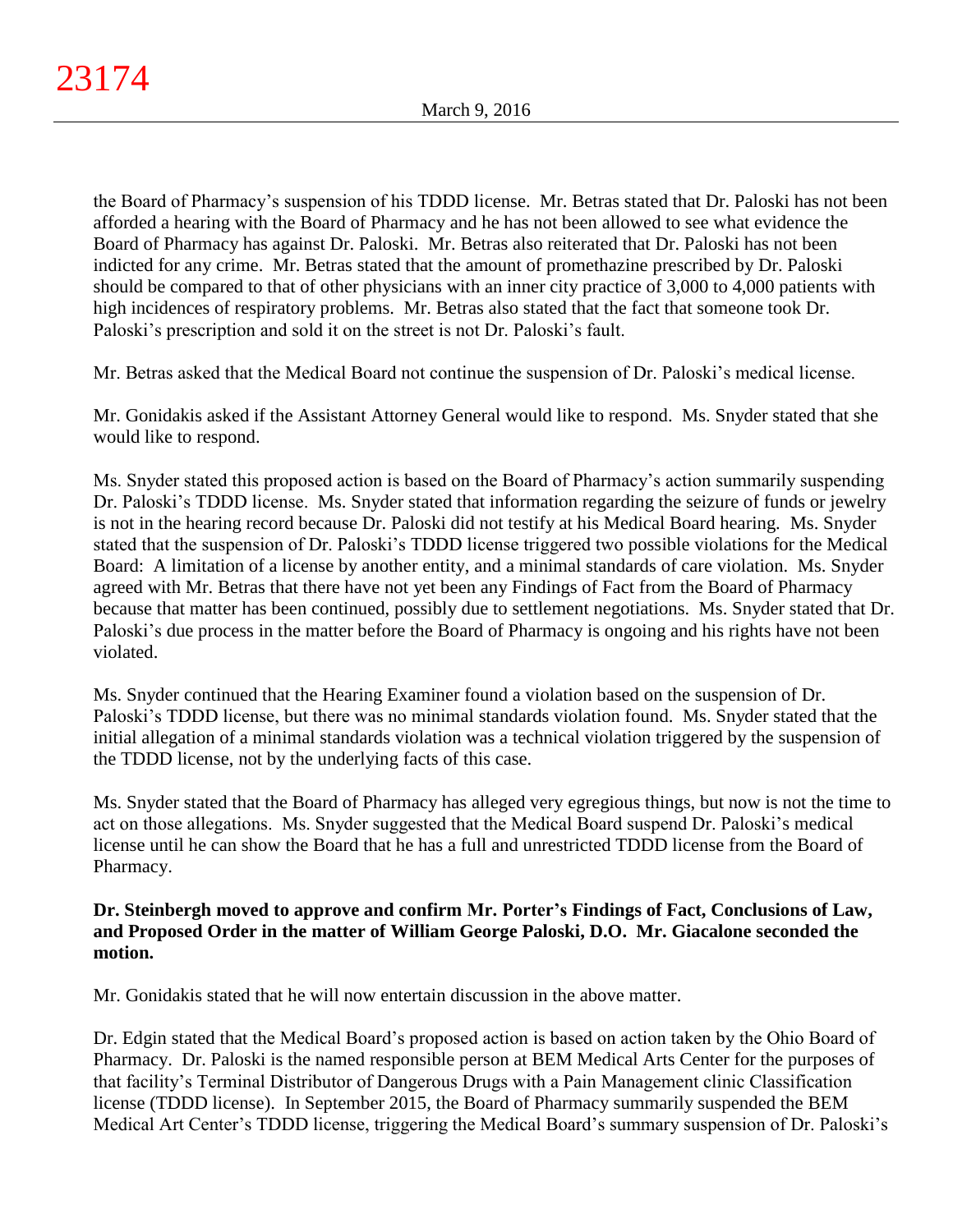the Board of Pharmacy's suspension of his TDDD license. Mr. Betras stated that Dr. Paloski has not been afforded a hearing with the Board of Pharmacy and he has not been allowed to see what evidence the Board of Pharmacy has against Dr. Paloski. Mr. Betras also reiterated that Dr. Paloski has not been indicted for any crime. Mr. Betras stated that the amount of promethazine prescribed by Dr. Paloski should be compared to that of other physicians with an inner city practice of 3,000 to 4,000 patients with high incidences of respiratory problems. Mr. Betras also stated that the fact that someone took Dr. Paloski's prescription and sold it on the street is not Dr. Paloski's fault.

Mr. Betras asked that the Medical Board not continue the suspension of Dr. Paloski's medical license.

Mr. Gonidakis asked if the Assistant Attorney General would like to respond. Ms. Snyder stated that she would like to respond.

Ms. Snyder stated this proposed action is based on the Board of Pharmacy's action summarily suspending Dr. Paloski's TDDD license. Ms. Snyder stated that information regarding the seizure of funds or jewelry is not in the hearing record because Dr. Paloski did not testify at his Medical Board hearing. Ms. Snyder stated that the suspension of Dr. Paloski's TDDD license triggered two possible violations for the Medical Board: A limitation of a license by another entity, and a minimal standards of care violation. Ms. Snyder agreed with Mr. Betras that there have not yet been any Findings of Fact from the Board of Pharmacy because that matter has been continued, possibly due to settlement negotiations. Ms. Snyder stated that Dr. Paloski's due process in the matter before the Board of Pharmacy is ongoing and his rights have not been violated.

Ms. Snyder continued that the Hearing Examiner found a violation based on the suspension of Dr. Paloski's TDDD license, but there was no minimal standards violation found. Ms. Snyder stated that the initial allegation of a minimal standards violation was a technical violation triggered by the suspension of the TDDD license, not by the underlying facts of this case.

Ms. Snyder stated that the Board of Pharmacy has alleged very egregious things, but now is not the time to act on those allegations. Ms. Snyder suggested that the Medical Board suspend Dr. Paloski's medical license until he can show the Board that he has a full and unrestricted TDDD license from the Board of Pharmacy.

**Dr. Steinbergh moved to approve and confirm Mr. Porter's Findings of Fact, Conclusions of Law, and Proposed Order in the matter of William George Paloski, D.O. Mr. Giacalone seconded the motion.**

Mr. Gonidakis stated that he will now entertain discussion in the above matter.

Dr. Edgin stated that the Medical Board's proposed action is based on action taken by the Ohio Board of Pharmacy. Dr. Paloski is the named responsible person at BEM Medical Arts Center for the purposes of that facility's Terminal Distributor of Dangerous Drugs with a Pain Management clinic Classification license (TDDD license). In September 2015, the Board of Pharmacy summarily suspended the BEM Medical Art Center's TDDD license, triggering the Medical Board's summary suspension of Dr. Paloski's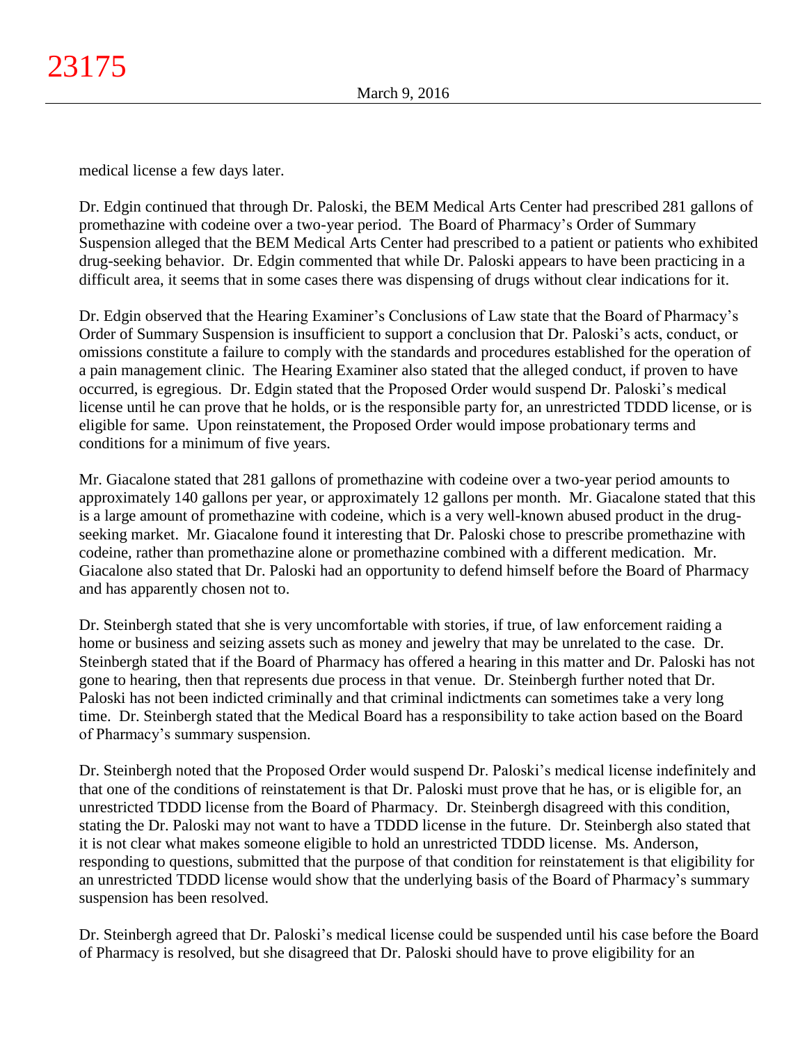medical license a few days later.

Dr. Edgin continued that through Dr. Paloski, the BEM Medical Arts Center had prescribed 281 gallons of promethazine with codeine over a two-year period. The Board of Pharmacy's Order of Summary Suspension alleged that the BEM Medical Arts Center had prescribed to a patient or patients who exhibited drug-seeking behavior. Dr. Edgin commented that while Dr. Paloski appears to have been practicing in a difficult area, it seems that in some cases there was dispensing of drugs without clear indications for it.

Dr. Edgin observed that the Hearing Examiner's Conclusions of Law state that the Board of Pharmacy's Order of Summary Suspension is insufficient to support a conclusion that Dr. Paloski's acts, conduct, or omissions constitute a failure to comply with the standards and procedures established for the operation of a pain management clinic. The Hearing Examiner also stated that the alleged conduct, if proven to have occurred, is egregious. Dr. Edgin stated that the Proposed Order would suspend Dr. Paloski's medical license until he can prove that he holds, or is the responsible party for, an unrestricted TDDD license, or is eligible for same. Upon reinstatement, the Proposed Order would impose probationary terms and conditions for a minimum of five years.

Mr. Giacalone stated that 281 gallons of promethazine with codeine over a two-year period amounts to approximately 140 gallons per year, or approximately 12 gallons per month. Mr. Giacalone stated that this is a large amount of promethazine with codeine, which is a very well-known abused product in the drug-seeking market. Mr. Giacalone found it interesting that Dr. Paloski chose to prescribe promethazine with codeine, rather than promethazine alone or promethazine combined with a different medication. Mr. Giacalone also stated that Dr. Paloski had an opportunity to defend himself before the Board of Pharmacy and has apparently chosen not to.

Dr. Steinbergh stated that she is very uncomfortable with stories, if true, of law enforcement raiding a home or business and seizing assets such as money and jewelry that may be unrelated to the case. Dr. Steinbergh stated that if the Board of Pharmacy has offered a hearing in this matter and Dr. Paloski has not gone to hearing, then that represents due process in that venue. Dr. Steinbergh further noted that Dr. Paloski has not been indicted criminally and that criminal indictments can sometimes take a very long time. Dr. Steinbergh stated that the Medical Board has a responsibility to take action based on the Board of Pharmacy's summary suspension.

Dr. Steinbergh noted that the Proposed Order would suspend Dr. Paloski's medical license indefinitely and that one of the conditions of reinstatement is that Dr. Paloski must prove that he has, or is eligible for, an unrestricted TDDD license from the Board of Pharmacy. Dr. Steinbergh disagreed with this condition, stating the Dr. Paloski may not want to have a TDDD license in the future. Dr. Steinbergh also stated that it is not clear what makes someone eligible to hold an unrestricted TDDD license. Ms. Anderson, responding to questions, submitted that the purpose of that condition for reinstatement is that eligibility for an unrestricted TDDD license would show that the underlying basis of the Board of Pharmacy's summary suspension has been resolved.

Dr. Steinbergh agreed that Dr. Paloski's medical license could be suspended until his case before the Board of Pharmacy is resolved, but she disagreed that Dr. Paloski should have to prove eligibility for an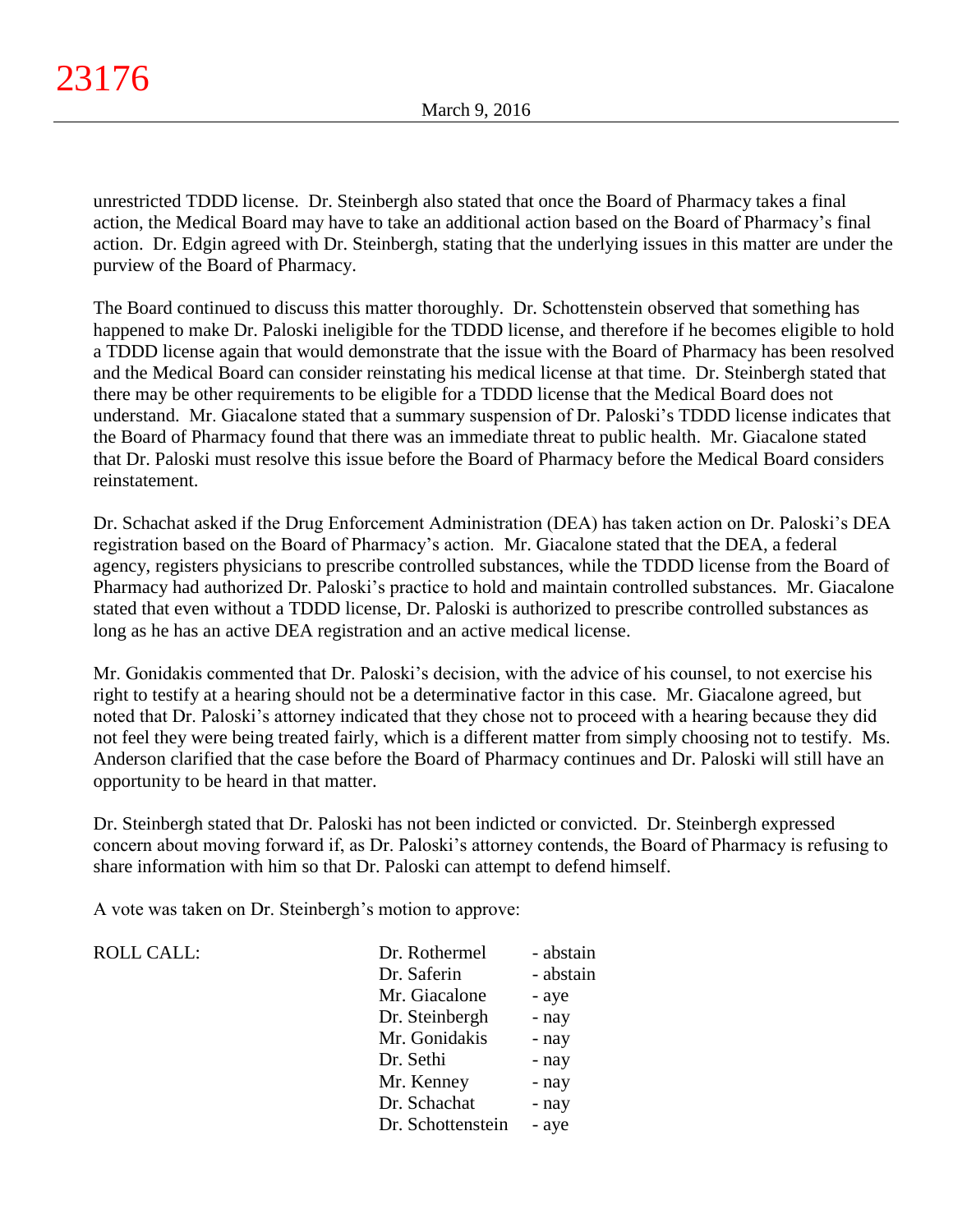unrestricted TDDD license. Dr. Steinbergh also stated that once the Board of Pharmacy takes a final action, the Medical Board may have to take an additional action based on the Board of Pharmacy's final action. Dr. Edgin agreed with Dr. Steinbergh, stating that the underlying issues in this matter are under the purview of the Board of Pharmacy.

The Board continued to discuss this matter thoroughly. Dr. Schottenstein observed that something has happened to make Dr. Paloski ineligible for the TDDD license, and therefore if he becomes eligible to hold a TDDD license again that would demonstrate that the issue with the Board of Pharmacy has been resolved and the Medical Board can consider reinstating his medical license at that time. Dr. Steinbergh stated that there may be other requirements to be eligible for a TDDD license that the Medical Board does not understand. Mr. Giacalone stated that a summary suspension of Dr. Paloski's TDDD license indicates that the Board of Pharmacy found that there was an immediate threat to public health. Mr. Giacalone stated that Dr. Paloski must resolve this issue before the Board of Pharmacy before the Medical Board considers reinstatement.

Dr. Schachat asked if the Drug Enforcement Administration (DEA) has taken action on Dr. Paloski's DEA registration based on the Board of Pharmacy's action. Mr. Giacalone stated that the DEA, a federal agency, registers physicians to prescribe controlled substances, while the TDDD license from the Board of Pharmacy had authorized Dr. Paloski's practice to hold and maintain controlled substances. Mr. Giacalone stated that even without a TDDD license, Dr. Paloski is authorized to prescribe controlled substances as long as he has an active DEA registration and an active medical license.

Mr. Gonidakis commented that Dr. Paloski's decision, with the advice of his counsel, to not exercise his right to testify at a hearing should not be a determinative factor in this case. Mr. Giacalone agreed, but noted that Dr. Paloski's attorney indicated that they chose not to proceed with a hearing because they did not feel they were being treated fairly, which is a different matter from simply choosing not to testify. Ms. Anderson clarified that the case before the Board of Pharmacy continues and Dr. Paloski will still have an opportunity to be heard in that matter.

Dr. Steinbergh stated that Dr. Paloski has not been indicted or convicted. Dr. Steinbergh expressed concern about moving forward if, as Dr. Paloski's attorney contends, the Board of Pharmacy is refusing to share information with him so that Dr. Paloski can attempt to defend himself.

A vote was taken on Dr. Steinbergh's motion to approve:

| ROLL CALL: | | |
|---|---|---|
| | Dr. Rothermel | - abstain |
| | Dr. Saferin | - abstain |
| | Mr. Giacalone | - aye |
| | Dr. Steinbergh | - nay |
| | Mr. Gonidakis | - nay |
| | Dr. Sethi | - nay |
| | Mr. Kenney | - nay |
| | Dr. Schachat | - nay |
| | Dr. Schottenstein | - aye |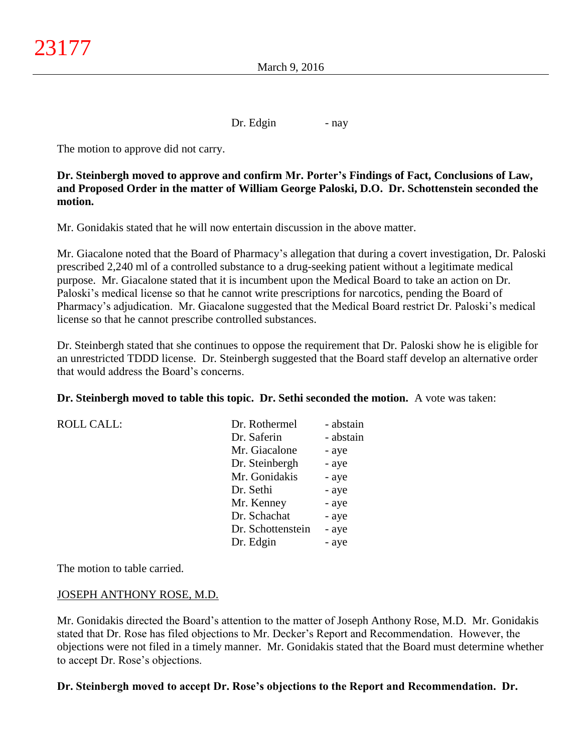Dr. Edgin - nay

The motion to approve did not carry.

**Dr. Steinbergh moved to approve and confirm Mr. Porter's Findings of Fact, Conclusions of Law, and Proposed Order in the matter of William George Paloski, D.O. Dr. Schottenstein seconded the motion.**

Mr. Gonidakis stated that he will now entertain discussion in the above matter.

Mr. Giacalone noted that the Board of Pharmacy's allegation that during a covert investigation, Dr. Paloski prescribed 2,240 ml of a controlled substance to a drug-seeking patient without a legitimate medical purpose. Mr. Giacalone stated that it is incumbent upon the Medical Board to take an action on Dr. Paloski's medical license so that he cannot write prescriptions for narcotics, pending the Board of Pharmacy's adjudication. Mr. Giacalone suggested that the Medical Board restrict Dr. Paloski's medical license so that he cannot prescribe controlled substances.

Dr. Steinbergh stated that she continues to oppose the requirement that Dr. Paloski show he is eligible for an unrestricted TDDD license. Dr. Steinbergh suggested that the Board staff develop an alternative order that would address the Board's concerns.

**Dr. Steinbergh moved to table this topic. Dr. Sethi seconded the motion.** A vote was taken:

| ROLL CALL: | | |
|---|---|---|
| | Dr. Rothermel | - abstain |
| | Dr. Saferin | - abstain |
| | Mr. Giacalone | - aye |
| | Dr. Steinbergh | - aye |
| | Mr. Gonidakis | - aye |
| | Dr. Sethi | - aye |
| | Mr. Kenney | - aye |
| | Dr. Schachat | - aye |
| | Dr. Schottenstein | - aye |
| | Dr. Edgin | - aye |

The motion to table carried.

JOSEPH ANTHONY ROSE, M.D.

Mr. Gonidakis directed the Board's attention to the matter of Joseph Anthony Rose, M.D. Mr. Gonidakis stated that Dr. Rose has filed objections to Mr. Decker's Report and Recommendation. However, the objections were not filed in a timely manner. Mr. Gonidakis stated that the Board must determine whether to accept Dr. Rose's objections.

**Dr. Steinbergh moved to accept Dr. Rose's objections to the Report and Recommendation. Dr.**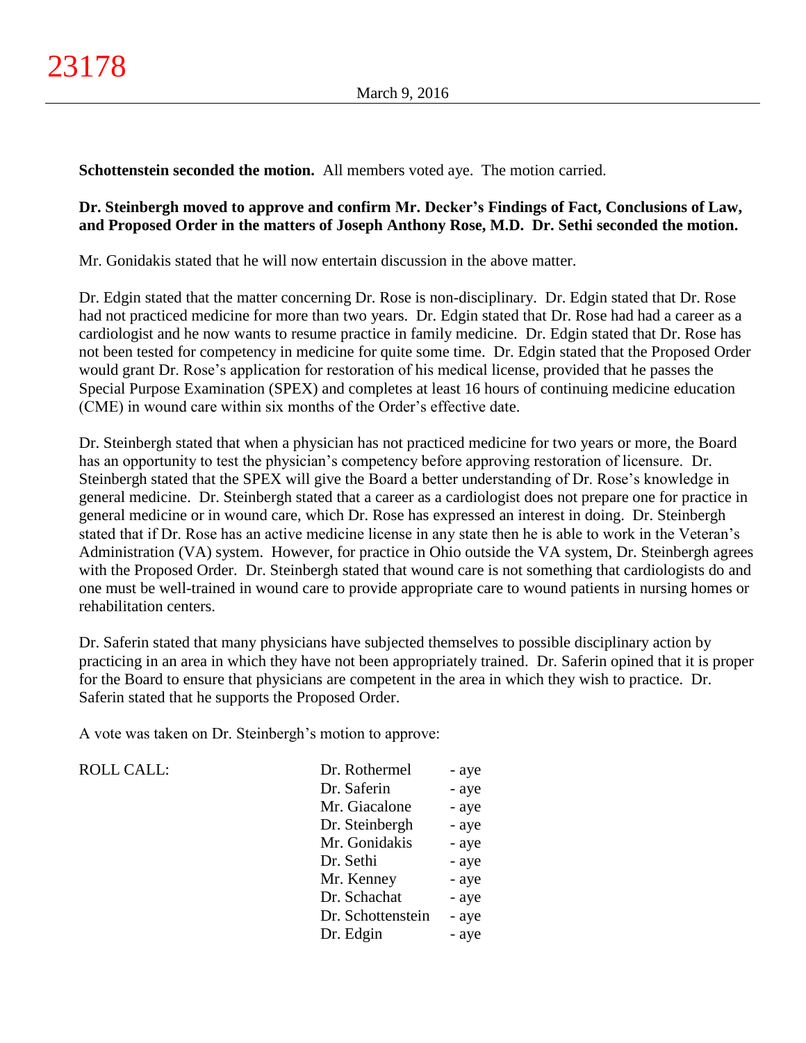**Schottenstein seconded the motion.** All members voted aye. The motion carried.

**Dr. Steinbergh moved to approve and confirm Mr. Decker's Findings of Fact, Conclusions of Law, and Proposed Order in the matters of Joseph Anthony Rose, M.D. Dr. Sethi seconded the motion.**

Mr. Gonidakis stated that he will now entertain discussion in the above matter.

Dr. Edgin stated that the matter concerning Dr. Rose is non-disciplinary. Dr. Edgin stated that Dr. Rose had not practiced medicine for more than two years. Dr. Edgin stated that Dr. Rose had had a career as a cardiologist and he now wants to resume practice in family medicine. Dr. Edgin stated that Dr. Rose has not been tested for competency in medicine for quite some time. Dr. Edgin stated that the Proposed Order would grant Dr. Rose's application for restoration of his medical license, provided that he passes the Special Purpose Examination (SPEX) and completes at least 16 hours of continuing medicine education (CME) in wound care within six months of the Order's effective date.

Dr. Steinbergh stated that when a physician has not practiced medicine for two years or more, the Board has an opportunity to test the physician's competency before approving restoration of licensure. Dr. Steinbergh stated that the SPEX will give the Board a better understanding of Dr. Rose's knowledge in general medicine. Dr. Steinbergh stated that a career as a cardiologist does not prepare one for practice in general medicine or in wound care, which Dr. Rose has expressed an interest in doing. Dr. Steinbergh stated that if Dr. Rose has an active medicine license in any state then he is able to work in the Veteran's Administration (VA) system. However, for practice in Ohio outside the VA system, Dr. Steinbergh agrees with the Proposed Order. Dr. Steinbergh stated that wound care is not something that cardiologists do and one must be well-trained in wound care to provide appropriate care to wound patients in nursing homes or rehabilitation centers.

Dr. Saferin stated that many physicians have subjected themselves to possible disciplinary action by practicing in an area in which they have not been appropriately trained. Dr. Saferin opined that it is proper for the Board to ensure that physicians are competent in the area in which they wish to practice. Dr. Saferin stated that he supports the Proposed Order.

A vote was taken on Dr. Steinbergh's motion to approve:

| ROLL CALL: | | |
|---|---|---|
| | Dr. Rothermel | - aye |
| | Dr. Saferin | - aye |
| | Mr. Giacalone | - aye |
| | Dr. Steinbergh | - aye |
| | Mr. Gonidakis | - aye |
| | Dr. Sethi | - aye |
| | Mr. Kenney | - aye |
| | Dr. Schachat | - aye |
| | Dr. Schottenstein | - aye |
| | Dr. Edgin | - aye |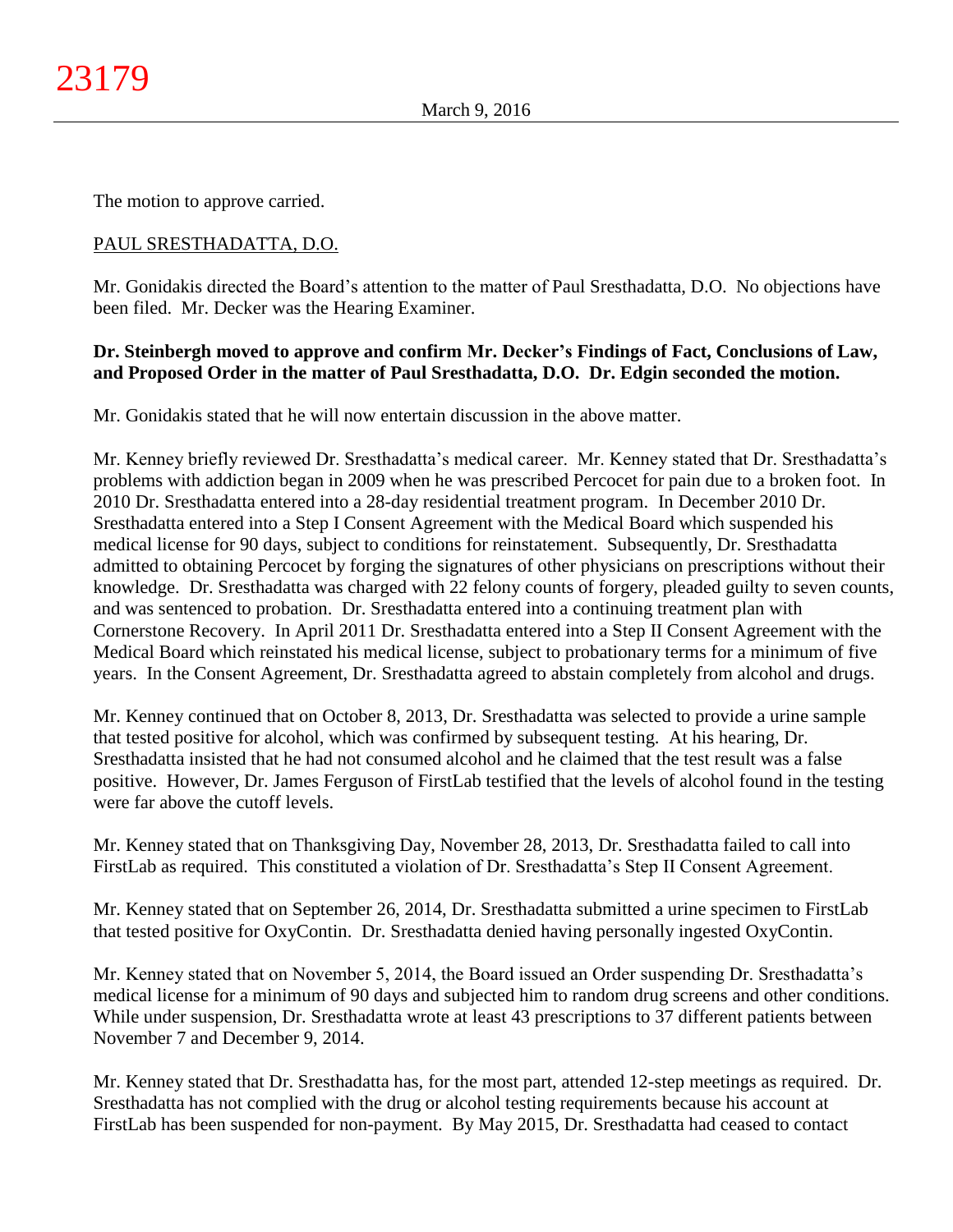The motion to approve carried.

PAUL SRESTHADATTA, D.O.

Mr. Gonidakis directed the Board's attention to the matter of Paul Sresthadatta, D.O. No objections have been filed. Mr. Decker was the Hearing Examiner.

**Dr. Steinbergh moved to approve and confirm Mr. Decker's Findings of Fact, Conclusions of Law, and Proposed Order in the matter of Paul Sresthadatta, D.O. Dr. Edgin seconded the motion.**

Mr. Gonidakis stated that he will now entertain discussion in the above matter.

Mr. Kenney briefly reviewed Dr. Sresthadatta's medical career. Mr. Kenney stated that Dr. Sresthadatta's problems with addiction began in 2009 when he was prescribed Percocet for pain due to a broken foot. In 2010 Dr. Sresthadatta entered into a 28-day residential treatment program. In December 2010 Dr. Sresthadatta entered into a Step I Consent Agreement with the Medical Board which suspended his medical license for 90 days, subject to conditions for reinstatement. Subsequently, Dr. Sresthadatta admitted to obtaining Percocet by forging the signatures of other physicians on prescriptions without their knowledge. Dr. Sresthadatta was charged with 22 felony counts of forgery, pleaded guilty to seven counts, and was sentenced to probation. Dr. Sresthadatta entered into a continuing treatment plan with Cornerstone Recovery. In April 2011 Dr. Sresthadatta entered into a Step II Consent Agreement with the Medical Board which reinstated his medical license, subject to probationary terms for a minimum of five years. In the Consent Agreement, Dr. Sresthadatta agreed to abstain completely from alcohol and drugs.

Mr. Kenney continued that on October 8, 2013, Dr. Sresthadatta was selected to provide a urine sample that tested positive for alcohol, which was confirmed by subsequent testing. At his hearing, Dr. Sresthadatta insisted that he had not consumed alcohol and he claimed that the test result was a false positive. However, Dr. James Ferguson of FirstLab testified that the levels of alcohol found in the testing were far above the cutoff levels.

Mr. Kenney stated that on Thanksgiving Day, November 28, 2013, Dr. Sresthadatta failed to call into FirstLab as required. This constituted a violation of Dr. Sresthadatta's Step II Consent Agreement.

Mr. Kenney stated that on September 26, 2014, Dr. Sresthadatta submitted a urine specimen to FirstLab that tested positive for OxyContin. Dr. Sresthadatta denied having personally ingested OxyContin.

Mr. Kenney stated that on November 5, 2014, the Board issued an Order suspending Dr. Sresthadatta's medical license for a minimum of 90 days and subjected him to random drug screens and other conditions. While under suspension, Dr. Sresthadatta wrote at least 43 prescriptions to 37 different patients between November 7 and December 9, 2014.

Mr. Kenney stated that Dr. Sresthadatta has, for the most part, attended 12-step meetings as required. Dr. Sresthadatta has not complied with the drug or alcohol testing requirements because his account at FirstLab has been suspended for non-payment. By May 2015, Dr. Sresthadatta had ceased to contact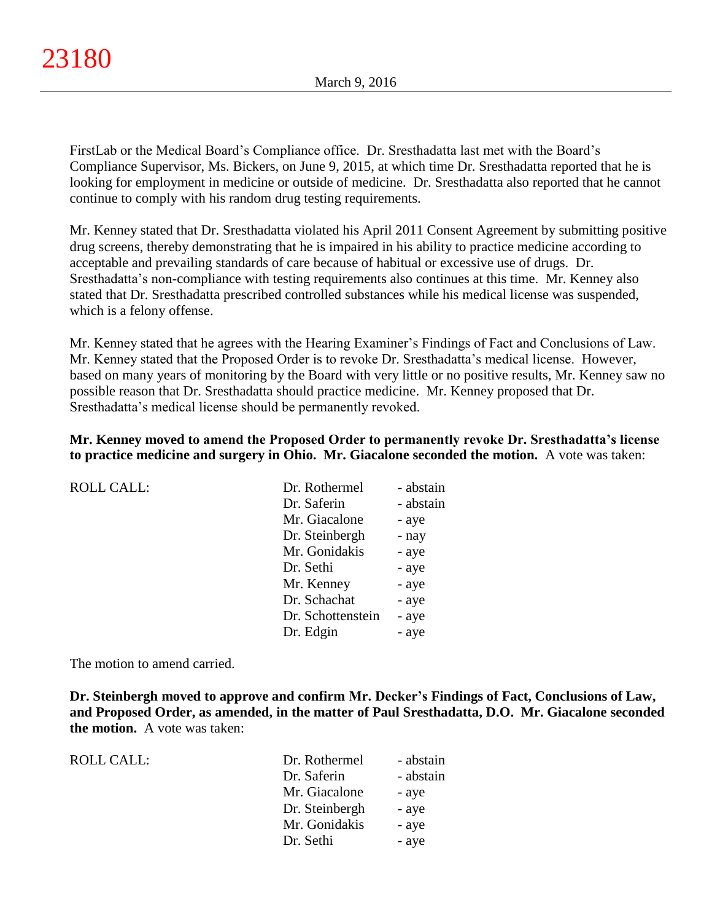FirstLab or the Medical Board's Compliance office. Dr. Sresthadatta last met with the Board's Compliance Supervisor, Ms. Bickers, on June 9, 2015, at which time Dr. Sresthadatta reported that he is looking for employment in medicine or outside of medicine. Dr. Sresthadatta also reported that he cannot continue to comply with his random drug testing requirements.

Mr. Kenney stated that Dr. Sresthadatta violated his April 2011 Consent Agreement by submitting positive drug screens, thereby demonstrating that he is impaired in his ability to practice medicine according to acceptable and prevailing standards of care because of habitual or excessive use of drugs. Dr. Sresthadatta's non-compliance with testing requirements also continues at this time. Mr. Kenney also stated that Dr. Sresthadatta prescribed controlled substances while his medical license was suspended, which is a felony offense.

Mr. Kenney stated that he agrees with the Hearing Examiner's Findings of Fact and Conclusions of Law. Mr. Kenney stated that the Proposed Order is to revoke Dr. Sresthadatta's medical license. However, based on many years of monitoring by the Board with very little or no positive results, Mr. Kenney saw no possible reason that Dr. Sresthadatta should practice medicine. Mr. Kenney proposed that Dr. Sresthadatta's medical license should be permanently revoked.

**Mr. Kenney moved to amend the Proposed Order to permanently revoke Dr. Sresthadatta's license to practice medicine and surgery in Ohio. Mr. Giacalone seconded the motion.** A vote was taken:

| ROLL CALL: | | |
|---|---|---|
| | Dr. Rothermel | - abstain |
| | Dr. Saferin | - abstain |
| | Mr. Giacalone | - aye |
| | Dr. Steinbergh | - nay |
| | Mr. Gonidakis | - aye |
| | Dr. Sethi | - aye |
| | Mr. Kenney | - aye |
| | Dr. Schachat | - aye |
| | Dr. Schottenstein | - aye |
| | Dr. Edgin | - aye |

The motion to amend carried.

**Dr. Steinbergh moved to approve and confirm Mr. Decker's Findings of Fact, Conclusions of Law, and Proposed Order, as amended, in the matter of Paul Sresthadatta, D.O. Mr. Giacalone seconded the motion.** A vote was taken:

| ROLL CALL: | | |
|---|---|---|
| | Dr. Rothermel | - abstain |
| | Dr. Saferin | - abstain |
| | Mr. Giacalone | - aye |
| | Dr. Steinbergh | - aye |
| | Mr. Gonidakis | - aye |
| | Dr. Sethi | - aye |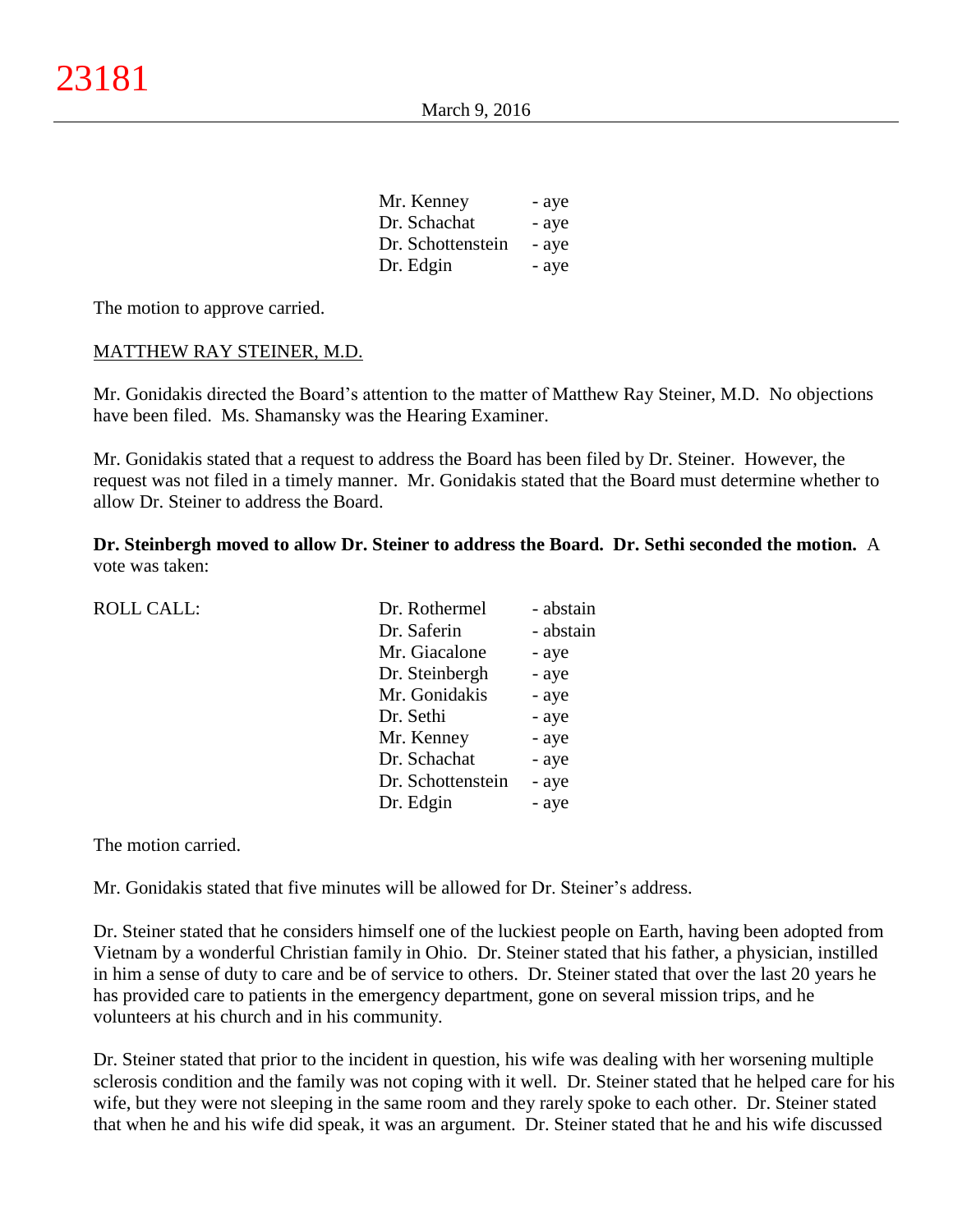| | |
|---|---|
| Mr. Kenney | - aye |
| Dr. Schachat | - aye |
| Dr. Schottenstein | - aye |
| Dr. Edgin | - aye |

The motion to approve carried.

MATTHEW RAY STEINER, M.D.

Mr. Gonidakis directed the Board's attention to the matter of Matthew Ray Steiner, M.D. No objections have been filed. Ms. Shamansky was the Hearing Examiner.

Mr. Gonidakis stated that a request to address the Board has been filed by Dr. Steiner. However, the request was not filed in a timely manner. Mr. Gonidakis stated that the Board must determine whether to allow Dr. Steiner to address the Board.

**Dr. Steinbergh moved to allow Dr. Steiner to address the Board. Dr. Sethi seconded the motion.** A vote was taken:

| ROLL CALL: | | |
|---|---|---|
| | Dr. Rothermel | - abstain |
| | Dr. Saferin | - abstain |
| | Mr. Giacalone | - aye |
| | Dr. Steinbergh | - aye |
| | Mr. Gonidakis | - aye |
| | Dr. Sethi | - aye |
| | Mr. Kenney | - aye |
| | Dr. Schachat | - aye |
| | Dr. Schottenstein | - aye |
| | Dr. Edgin | - aye |

The motion carried.

Mr. Gonidakis stated that five minutes will be allowed for Dr. Steiner's address.

Dr. Steiner stated that he considers himself one of the luckiest people on Earth, having been adopted from Vietnam by a wonderful Christian family in Ohio. Dr. Steiner stated that his father, a physician, instilled in him a sense of duty to care and be of service to others. Dr. Steiner stated that over the last 20 years he has provided care to patients in the emergency department, gone on several mission trips, and he volunteers at his church and in his community.

Dr. Steiner stated that prior to the incident in question, his wife was dealing with her worsening multiple sclerosis condition and the family was not coping with it well. Dr. Steiner stated that he helped care for his wife, but they were not sleeping in the same room and they rarely spoke to each other. Dr. Steiner stated that when he and his wife did speak, it was an argument. Dr. Steiner stated that he and his wife discussed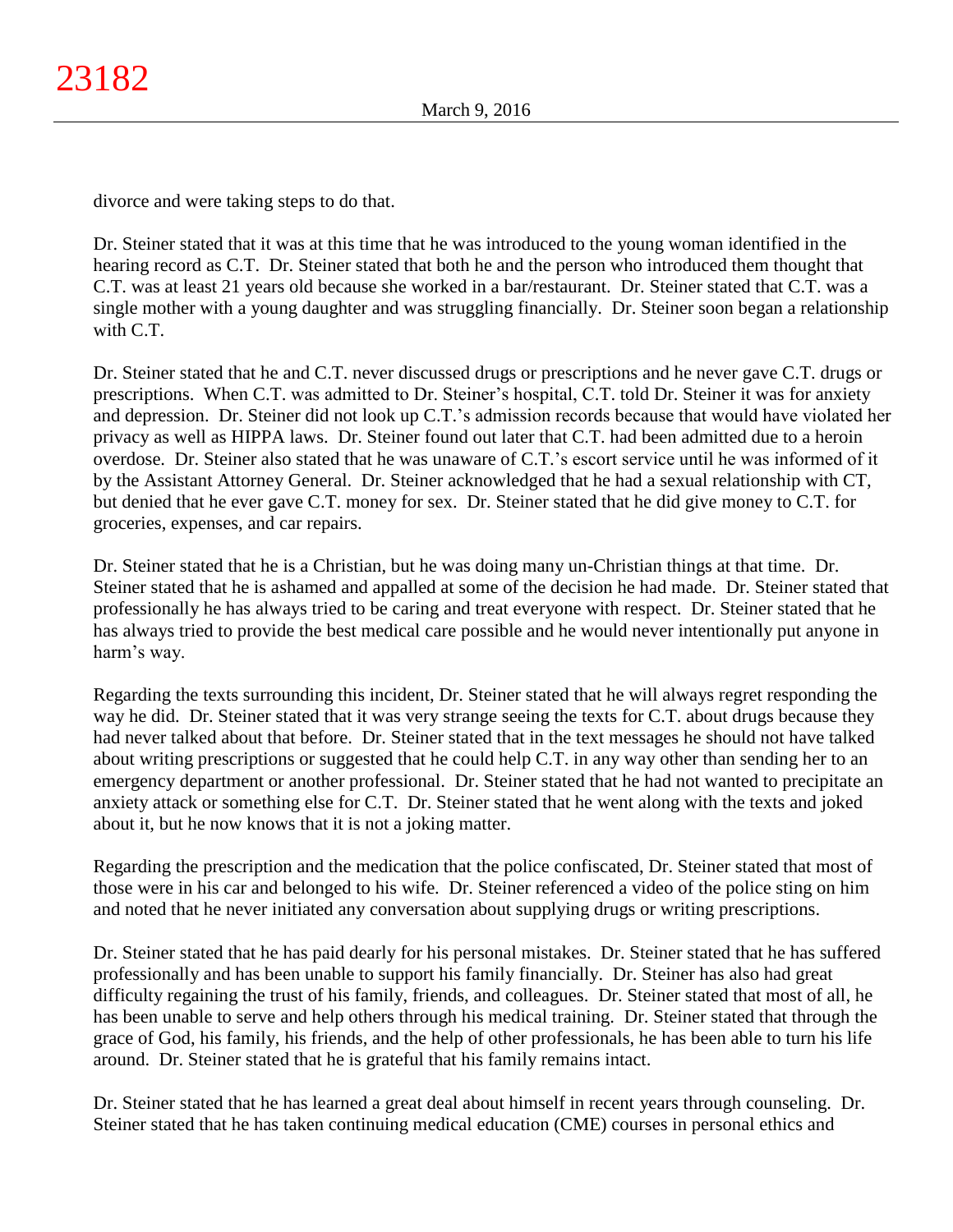divorce and were taking steps to do that.

Dr. Steiner stated that it was at this time that he was introduced to the young woman identified in the hearing record as C.T. Dr. Steiner stated that both he and the person who introduced them thought that C.T. was at least 21 years old because she worked in a bar/restaurant. Dr. Steiner stated that C.T. was a single mother with a young daughter and was struggling financially. Dr. Steiner soon began a relationship with C.T.

Dr. Steiner stated that he and C.T. never discussed drugs or prescriptions and he never gave C.T. drugs or prescriptions. When C.T. was admitted to Dr. Steiner's hospital, C.T. told Dr. Steiner it was for anxiety and depression. Dr. Steiner did not look up C.T.'s admission records because that would have violated her privacy as well as HIPPA laws. Dr. Steiner found out later that C.T. had been admitted due to a heroin overdose. Dr. Steiner also stated that he was unaware of C.T.'s escort service until he was informed of it by the Assistant Attorney General. Dr. Steiner acknowledged that he had a sexual relationship with CT, but denied that he ever gave C.T. money for sex. Dr. Steiner stated that he did give money to C.T. for groceries, expenses, and car repairs.

Dr. Steiner stated that he is a Christian, but he was doing many un-Christian things at that time. Dr. Steiner stated that he is ashamed and appalled at some of the decision he had made. Dr. Steiner stated that professionally he has always tried to be caring and treat everyone with respect. Dr. Steiner stated that he has always tried to provide the best medical care possible and he would never intentionally put anyone in harm's way.

Regarding the texts surrounding this incident, Dr. Steiner stated that he will always regret responding the way he did. Dr. Steiner stated that it was very strange seeing the texts for C.T. about drugs because they had never talked about that before. Dr. Steiner stated that in the text messages he should not have talked about writing prescriptions or suggested that he could help C.T. in any way other than sending her to an emergency department or another professional. Dr. Steiner stated that he had not wanted to precipitate an anxiety attack or something else for C.T. Dr. Steiner stated that he went along with the texts and joked about it, but he now knows that it is not a joking matter.

Regarding the prescription and the medication that the police confiscated, Dr. Steiner stated that most of those were in his car and belonged to his wife. Dr. Steiner referenced a video of the police sting on him and noted that he never initiated any conversation about supplying drugs or writing prescriptions.

Dr. Steiner stated that he has paid dearly for his personal mistakes. Dr. Steiner stated that he has suffered professionally and has been unable to support his family financially. Dr. Steiner has also had great difficulty regaining the trust of his family, friends, and colleagues. Dr. Steiner stated that most of all, he has been unable to serve and help others through his medical training. Dr. Steiner stated that through the grace of God, his family, his friends, and the help of other professionals, he has been able to turn his life around. Dr. Steiner stated that he is grateful that his family remains intact.

Dr. Steiner stated that he has learned a great deal about himself in recent years through counseling. Dr. Steiner stated that he has taken continuing medical education (CME) courses in personal ethics and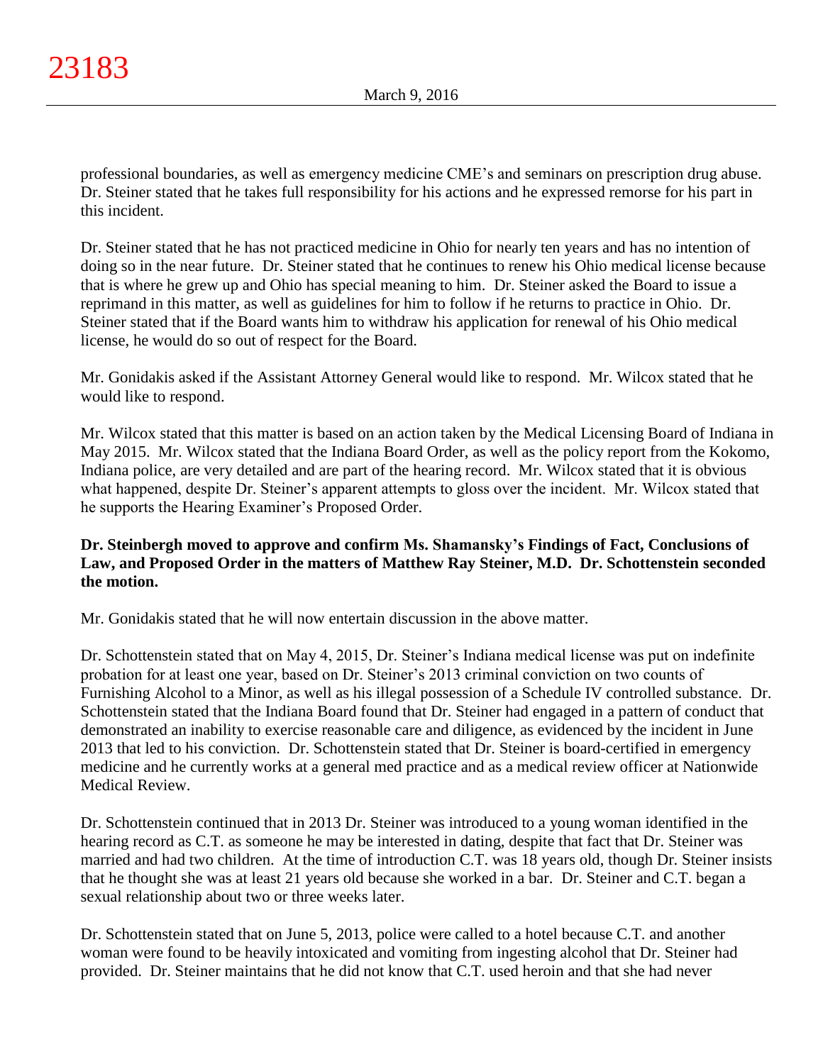professional boundaries, as well as emergency medicine CME's and seminars on prescription drug abuse. Dr. Steiner stated that he takes full responsibility for his actions and he expressed remorse for his part in this incident.

Dr. Steiner stated that he has not practiced medicine in Ohio for nearly ten years and has no intention of doing so in the near future. Dr. Steiner stated that he continues to renew his Ohio medical license because that is where he grew up and Ohio has special meaning to him. Dr. Steiner asked the Board to issue a reprimand in this matter, as well as guidelines for him to follow if he returns to practice in Ohio. Dr. Steiner stated that if the Board wants him to withdraw his application for renewal of his Ohio medical license, he would do so out of respect for the Board.

Mr. Gonidakis asked if the Assistant Attorney General would like to respond. Mr. Wilcox stated that he would like to respond.

Mr. Wilcox stated that this matter is based on an action taken by the Medical Licensing Board of Indiana in May 2015. Mr. Wilcox stated that the Indiana Board Order, as well as the policy report from the Kokomo, Indiana police, are very detailed and are part of the hearing record. Mr. Wilcox stated that it is obvious what happened, despite Dr. Steiner's apparent attempts to gloss over the incident. Mr. Wilcox stated that he supports the Hearing Examiner's Proposed Order.

**Dr. Steinbergh moved to approve and confirm Ms. Shamansky's Findings of Fact, Conclusions of Law, and Proposed Order in the matters of Matthew Ray Steiner, M.D. Dr. Schottenstein seconded the motion.**

Mr. Gonidakis stated that he will now entertain discussion in the above matter.

Dr. Schottenstein stated that on May 4, 2015, Dr. Steiner's Indiana medical license was put on indefinite probation for at least one year, based on Dr. Steiner's 2013 criminal conviction on two counts of Furnishing Alcohol to a Minor, as well as his illegal possession of a Schedule IV controlled substance. Dr. Schottenstein stated that the Indiana Board found that Dr. Steiner had engaged in a pattern of conduct that demonstrated an inability to exercise reasonable care and diligence, as evidenced by the incident in June 2013 that led to his conviction. Dr. Schottenstein stated that Dr. Steiner is board-certified in emergency medicine and he currently works at a general med practice and as a medical review officer at Nationwide Medical Review.

Dr. Schottenstein continued that in 2013 Dr. Steiner was introduced to a young woman identified in the hearing record as C.T. as someone he may be interested in dating, despite that fact that Dr. Steiner was married and had two children. At the time of introduction C.T. was 18 years old, though Dr. Steiner insists that he thought she was at least 21 years old because she worked in a bar. Dr. Steiner and C.T. began a sexual relationship about two or three weeks later.

Dr. Schottenstein stated that on June 5, 2013, police were called to a hotel because C.T. and another woman were found to be heavily intoxicated and vomiting from ingesting alcohol that Dr. Steiner had provided. Dr. Steiner maintains that he did not know that C.T. used heroin and that she had never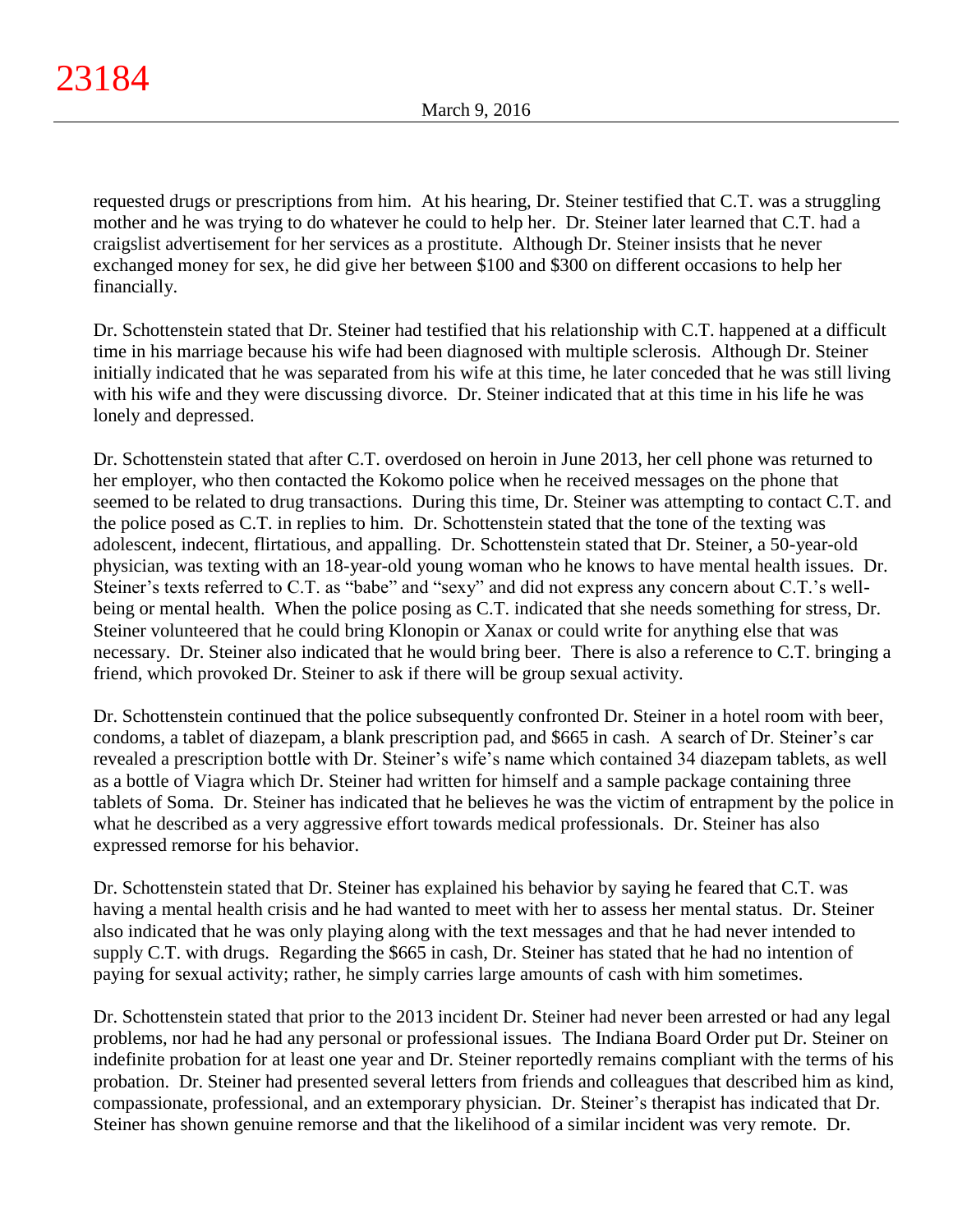requested drugs or prescriptions from him. At his hearing, Dr. Steiner testified that C.T. was a struggling mother and he was trying to do whatever he could to help her. Dr. Steiner later learned that C.T. had a craigslist advertisement for her services as a prostitute. Although Dr. Steiner insists that he never exchanged money for sex, he did give her between $100 and $300 on different occasions to help her financially.

Dr. Schottenstein stated that Dr. Steiner had testified that his relationship with C.T. happened at a difficult time in his marriage because his wife had been diagnosed with multiple sclerosis. Although Dr. Steiner initially indicated that he was separated from his wife at this time, he later conceded that he was still living with his wife and they were discussing divorce. Dr. Steiner indicated that at this time in his life he was lonely and depressed.

Dr. Schottenstein stated that after C.T. overdosed on heroin in June 2013, her cell phone was returned to her employer, who then contacted the Kokomo police when he received messages on the phone that seemed to be related to drug transactions. During this time, Dr. Steiner was attempting to contact C.T. and the police posed as C.T. in replies to him. Dr. Schottenstein stated that the tone of the texting was adolescent, indecent, flirtatious, and appalling. Dr. Schottenstein stated that Dr. Steiner, a 50-year-old physician, was texting with an 18-year-old young woman who he knows to have mental health issues. Dr. Steiner's texts referred to C.T. as "babe" and "sexy" and did not express any concern about C.T.'s well-being or mental health. When the police posing as C.T. indicated that she needs something for stress, Dr. Steiner volunteered that he could bring Klonopin or Xanax or could write for anything else that was necessary. Dr. Steiner also indicated that he would bring beer. There is also a reference to C.T. bringing a friend, which provoked Dr. Steiner to ask if there will be group sexual activity.

Dr. Schottenstein continued that the police subsequently confronted Dr. Steiner in a hotel room with beer, condoms, a tablet of diazepam, a blank prescription pad, and $665 in cash. A search of Dr. Steiner's car revealed a prescription bottle with Dr. Steiner's wife's name which contained 34 diazepam tablets, as well as a bottle of Viagra which Dr. Steiner had written for himself and a sample package containing three tablets of Soma. Dr. Steiner has indicated that he believes he was the victim of entrapment by the police in what he described as a very aggressive effort towards medical professionals. Dr. Steiner has also expressed remorse for his behavior.

Dr. Schottenstein stated that Dr. Steiner has explained his behavior by saying he feared that C.T. was having a mental health crisis and he had wanted to meet with her to assess her mental status. Dr. Steiner also indicated that he was only playing along with the text messages and that he had never intended to supply C.T. with drugs. Regarding the $665 in cash, Dr. Steiner has stated that he had no intention of paying for sexual activity; rather, he simply carries large amounts of cash with him sometimes.

Dr. Schottenstein stated that prior to the 2013 incident Dr. Steiner had never been arrested or had any legal problems, nor had he had any personal or professional issues. The Indiana Board Order put Dr. Steiner on indefinite probation for at least one year and Dr. Steiner reportedly remains compliant with the terms of his probation. Dr. Steiner had presented several letters from friends and colleagues that described him as kind, compassionate, professional, and an extemporary physician. Dr. Steiner's therapist has indicated that Dr. Steiner has shown genuine remorse and that the likelihood of a similar incident was very remote. Dr.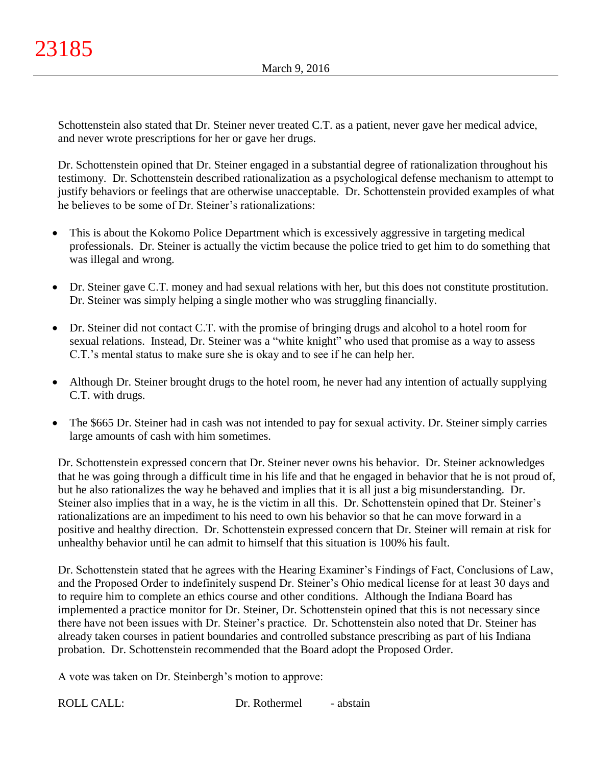Schottenstein also stated that Dr. Steiner never treated C.T. as a patient, never gave her medical advice, and never wrote prescriptions for her or gave her drugs.

Dr. Schottenstein opined that Dr. Steiner engaged in a substantial degree of rationalization throughout his testimony. Dr. Schottenstein described rationalization as a psychological defense mechanism to attempt to justify behaviors or feelings that are otherwise unacceptable. Dr. Schottenstein provided examples of what he believes to be some of Dr. Steiner's rationalizations:

- This is about the Kokomo Police Department which is excessively aggressive in targeting medical professionals. Dr. Steiner is actually the victim because the police tried to get him to do something that was illegal and wrong.
- Dr. Steiner gave C.T. money and had sexual relations with her, but this does not constitute prostitution. Dr. Steiner was simply helping a single mother who was struggling financially.
- Dr. Steiner did not contact C.T. with the promise of bringing drugs and alcohol to a hotel room for sexual relations. Instead, Dr. Steiner was a "white knight" who used that promise as a way to assess C.T.'s mental status to make sure she is okay and to see if he can help her.
- Although Dr. Steiner brought drugs to the hotel room, he never had any intention of actually supplying C.T. with drugs.
- The $665 Dr. Steiner had in cash was not intended to pay for sexual activity. Dr. Steiner simply carries large amounts of cash with him sometimes.

Dr. Schottenstein expressed concern that Dr. Steiner never owns his behavior. Dr. Steiner acknowledges that he was going through a difficult time in his life and that he engaged in behavior that he is not proud of, but he also rationalizes the way he behaved and implies that it is all just a big misunderstanding. Dr. Steiner also implies that in a way, he is the victim in all this. Dr. Schottenstein opined that Dr. Steiner's rationalizations are an impediment to his need to own his behavior so that he can move forward in a positive and healthy direction. Dr. Schottenstein expressed concern that Dr. Steiner will remain at risk for unhealthy behavior until he can admit to himself that this situation is 100% his fault.

Dr. Schottenstein stated that he agrees with the Hearing Examiner's Findings of Fact, Conclusions of Law, and the Proposed Order to indefinitely suspend Dr. Steiner's Ohio medical license for at least 30 days and to require him to complete an ethics course and other conditions. Although the Indiana Board has implemented a practice monitor for Dr. Steiner, Dr. Schottenstein opined that this is not necessary since there have not been issues with Dr. Steiner's practice. Dr. Schottenstein also noted that Dr. Steiner has already taken courses in patient boundaries and controlled substance prescribing as part of his Indiana probation. Dr. Schottenstein recommended that the Board adopt the Proposed Order.

A vote was taken on Dr. Steinbergh's motion to approve:

| ROLL CALL: | Dr. Rothermel | - abstain |
|---|---|---|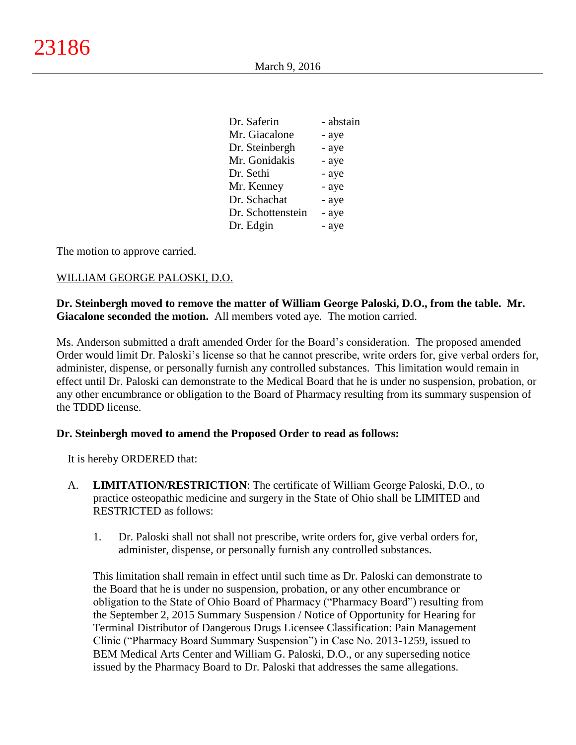| | |
|---|---|
| Dr. Saferin | - abstain |
| Mr. Giacalone | - aye |
| Dr. Steinbergh | - aye |
| Mr. Gonidakis | - aye |
| Dr. Sethi | - aye |
| Mr. Kenney | - aye |
| Dr. Schachat | - aye |
| Dr. Schottenstein | - aye |
| Dr. Edgin | - aye |

The motion to approve carried.

WILLIAM GEORGE PALOSKI, D.O.

**Dr. Steinbergh moved to remove the matter of William George Paloski, D.O., from the table. Mr. Giacalone seconded the motion.** All members voted aye. The motion carried.

Ms. Anderson submitted a draft amended Order for the Board's consideration. The proposed amended Order would limit Dr. Paloski's license so that he cannot prescribe, write orders for, give verbal orders for, administer, dispense, or personally furnish any controlled substances. This limitation would remain in effect until Dr. Paloski can demonstrate to the Medical Board that he is under no suspension, probation, or any other encumbrance or obligation to the Board of Pharmacy resulting from its summary suspension of the TDDD license.

**Dr. Steinbergh moved to amend the Proposed Order to read as follows:**

It is hereby ORDERED that:

A. **LIMITATION/RESTRICTION**: The certificate of William George Paloski, D.O., to practice osteopathic medicine and surgery in the State of Ohio shall be LIMITED and RESTRICTED as follows:

   1. Dr. Paloski shall not shall not prescribe, write orders for, give verbal orders for, administer, dispense, or personally furnish any controlled substances.

   This limitation shall remain in effect until such time as Dr. Paloski can demonstrate to the Board that he is under no suspension, probation, or any other encumbrance or obligation to the State of Ohio Board of Pharmacy ("Pharmacy Board") resulting from the September 2, 2015 Summary Suspension / Notice of Opportunity for Hearing for Terminal Distributor of Dangerous Drugs Licensee Classification: Pain Management Clinic ("Pharmacy Board Summary Suspension") in Case No. 2013-1259, issued to BEM Medical Arts Center and William G. Paloski, D.O., or any superseding notice issued by the Pharmacy Board to Dr. Paloski that addresses the same allegations.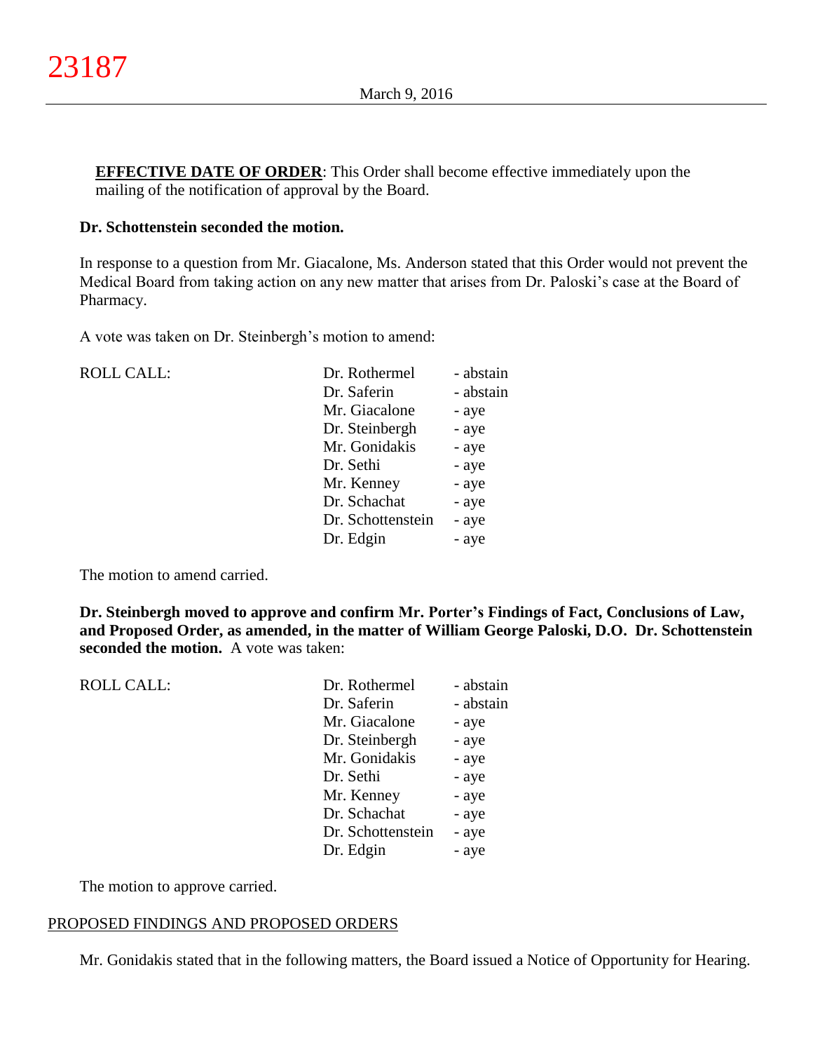**EFFECTIVE DATE OF ORDER**: This Order shall become effective immediately upon the mailing of the notification of approval by the Board.

**Dr. Schottenstein seconded the motion.**

In response to a question from Mr. Giacalone, Ms. Anderson stated that this Order would not prevent the Medical Board from taking action on any new matter that arises from Dr. Paloski's case at the Board of Pharmacy.

A vote was taken on Dr. Steinbergh's motion to amend:

| ROLL CALL: | Dr. Rothermel | - abstain |
|---|---|---|
| | Dr. Saferin | - abstain |
| | Mr. Giacalone | - aye |
| | Dr. Steinbergh | - aye |
| | Mr. Gonidakis | - aye |
| | Dr. Sethi | - aye |
| | Mr. Kenney | - aye |
| | Dr. Schachat | - aye |
| | Dr. Schottenstein | - aye |
| | Dr. Edgin | - aye |

The motion to amend carried.

**Dr. Steinbergh moved to approve and confirm Mr. Porter's Findings of Fact, Conclusions of Law, and Proposed Order, as amended, in the matter of William George Paloski, D.O. Dr. Schottenstein seconded the motion.** A vote was taken:

| ROLL CALL: | Dr. Rothermel | - abstain |
|---|---|---|
| | Dr. Saferin | - abstain |
| | Mr. Giacalone | - aye |
| | Dr. Steinbergh | - aye |
| | Mr. Gonidakis | - aye |
| | Dr. Sethi | - aye |
| | Mr. Kenney | - aye |
| | Dr. Schachat | - aye |
| | Dr. Schottenstein | - aye |
| | Dr. Edgin | - aye |

The motion to approve carried.

PROPOSED FINDINGS AND PROPOSED ORDERS

Mr. Gonidakis stated that in the following matters, the Board issued a Notice of Opportunity for Hearing.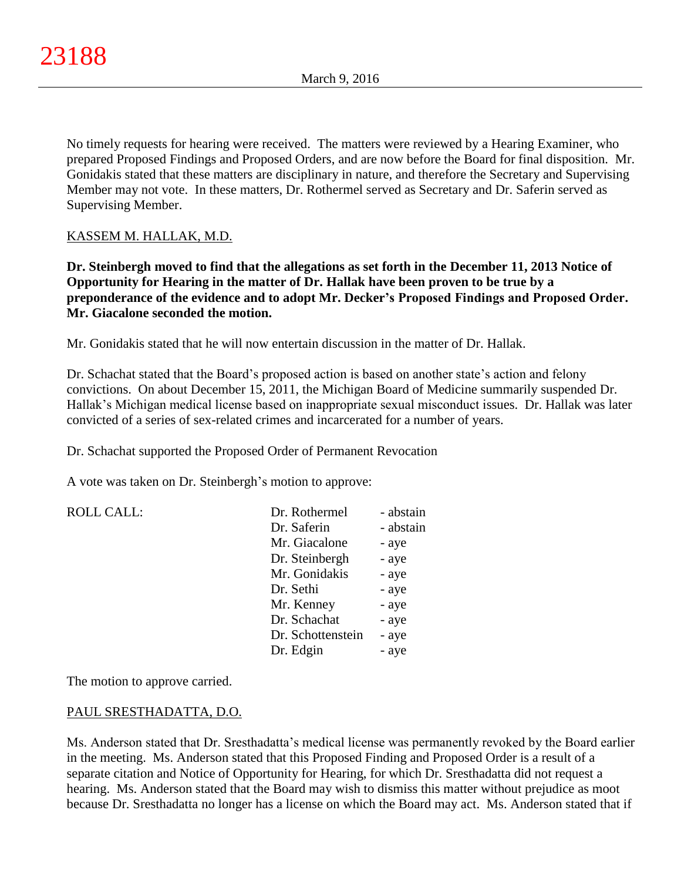No timely requests for hearing were received. The matters were reviewed by a Hearing Examiner, who prepared Proposed Findings and Proposed Orders, and are now before the Board for final disposition. Mr. Gonidakis stated that these matters are disciplinary in nature, and therefore the Secretary and Supervising Member may not vote. In these matters, Dr. Rothermel served as Secretary and Dr. Saferin served as Supervising Member.

KASSEM M. HALLAK, M.D.

**Dr. Steinbergh moved to find that the allegations as set forth in the December 11, 2013 Notice of Opportunity for Hearing in the matter of Dr. Hallak have been proven to be true by a preponderance of the evidence and to adopt Mr. Decker's Proposed Findings and Proposed Order. Mr. Giacalone seconded the motion.**

Mr. Gonidakis stated that he will now entertain discussion in the matter of Dr. Hallak.

Dr. Schachat stated that the Board's proposed action is based on another state's action and felony convictions. On about December 15, 2011, the Michigan Board of Medicine summarily suspended Dr. Hallak's Michigan medical license based on inappropriate sexual misconduct issues. Dr. Hallak was later convicted of a series of sex-related crimes and incarcerated for a number of years.

Dr. Schachat supported the Proposed Order of Permanent Revocation

A vote was taken on Dr. Steinbergh's motion to approve:

| ROLL CALL: | | |
|---|---|---|
| | Dr. Rothermel | - abstain |
| | Dr. Saferin | - abstain |
| | Mr. Giacalone | - aye |
| | Dr. Steinbergh | - aye |
| | Mr. Gonidakis | - aye |
| | Dr. Sethi | - aye |
| | Mr. Kenney | - aye |
| | Dr. Schachat | - aye |
| | Dr. Schottenstein | - aye |
| | Dr. Edgin | - aye |

The motion to approve carried.

PAUL SRESTHADATTA, D.O.

Ms. Anderson stated that Dr. Sresthadatta's medical license was permanently revoked by the Board earlier in the meeting. Ms. Anderson stated that this Proposed Finding and Proposed Order is a result of a separate citation and Notice of Opportunity for Hearing, for which Dr. Sresthadatta did not request a hearing. Ms. Anderson stated that the Board may wish to dismiss this matter without prejudice as moot because Dr. Sresthadatta no longer has a license on which the Board may act. Ms. Anderson stated that if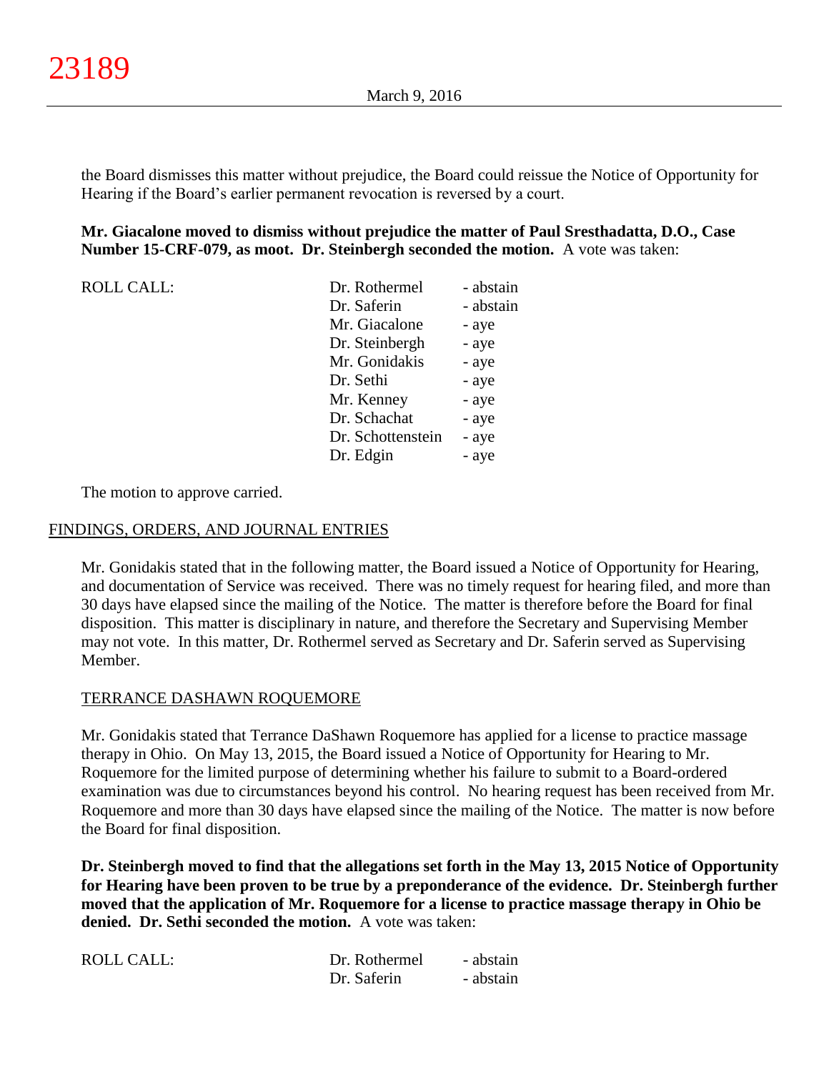the Board dismisses this matter without prejudice, the Board could reissue the Notice of Opportunity for Hearing if the Board's earlier permanent revocation is reversed by a court.

**Mr. Giacalone moved to dismiss without prejudice the matter of Paul Sresthadatta, D.O., Case Number 15-CRF-079, as moot. Dr. Steinbergh seconded the motion.** A vote was taken:

| ROLL CALL: | Dr. Rothermel | - abstain |
|---|---|---|
| | Dr. Saferin | - abstain |
| | Mr. Giacalone | - aye |
| | Dr. Steinbergh | - aye |
| | Mr. Gonidakis | - aye |
| | Dr. Sethi | - aye |
| | Mr. Kenney | - aye |
| | Dr. Schachat | - aye |
| | Dr. Schottenstein | - aye |
| | Dr. Edgin | - aye |

The motion to approve carried.

## FINDINGS, ORDERS, AND JOURNAL ENTRIES

Mr. Gonidakis stated that in the following matter, the Board issued a Notice of Opportunity for Hearing, and documentation of Service was received. There was no timely request for hearing filed, and more than 30 days have elapsed since the mailing of the Notice. The matter is therefore before the Board for final disposition. This matter is disciplinary in nature, and therefore the Secretary and Supervising Member may not vote. In this matter, Dr. Rothermel served as Secretary and Dr. Saferin served as Supervising Member.

### TERRANCE DASHAWN ROQUEMORE

Mr. Gonidakis stated that Terrance DaShawn Roquemore has applied for a license to practice massage therapy in Ohio. On May 13, 2015, the Board issued a Notice of Opportunity for Hearing to Mr. Roquemore for the limited purpose of determining whether his failure to submit to a Board-ordered examination was due to circumstances beyond his control. No hearing request has been received from Mr. Roquemore and more than 30 days have elapsed since the mailing of the Notice. The matter is now before the Board for final disposition.

**Dr. Steinbergh moved to find that the allegations set forth in the May 13, 2015 Notice of Opportunity for Hearing have been proven to be true by a preponderance of the evidence. Dr. Steinbergh further moved that the application of Mr. Roquemore for a license to practice massage therapy in Ohio be denied. Dr. Sethi seconded the motion.** A vote was taken:

| ROLL CALL: | Dr. Rothermel | - abstain |
|---|---|---|
| | Dr. Saferin | - abstain |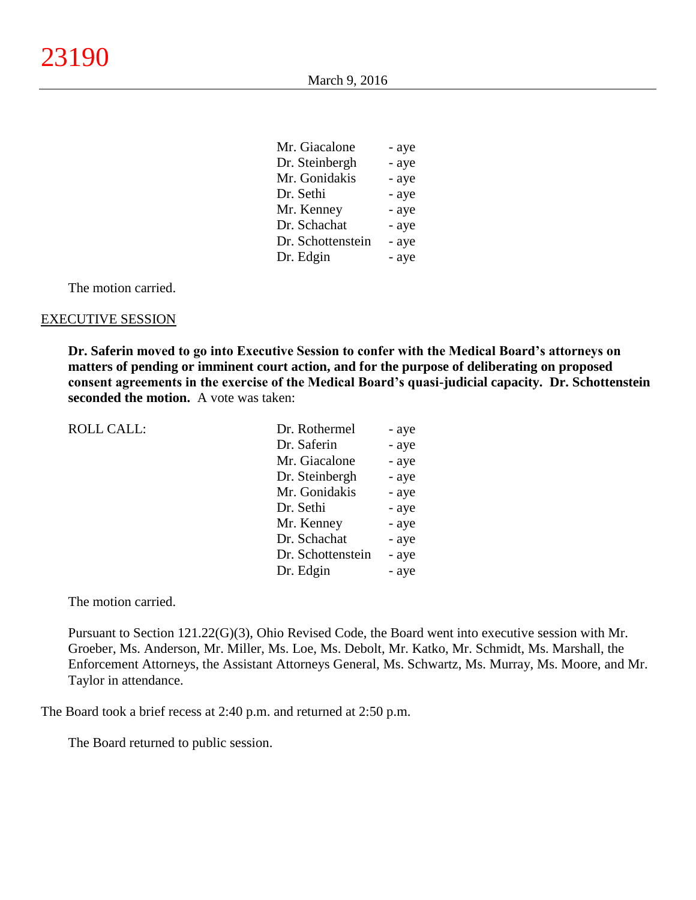| | |
|---|---|
| Mr. Giacalone | - aye |
| Dr. Steinbergh | - aye |
| Mr. Gonidakis | - aye |
| Dr. Sethi | - aye |
| Mr. Kenney | - aye |
| Dr. Schachat | - aye |
| Dr. Schottenstein | - aye |
| Dr. Edgin | - aye |

The motion carried.

EXECUTIVE SESSION

**Dr. Saferin moved to go into Executive Session to confer with the Medical Board's attorneys on matters of pending or imminent court action, and for the purpose of deliberating on proposed consent agreements in the exercise of the Medical Board's quasi-judicial capacity. Dr. Schottenstein seconded the motion.** A vote was taken:

| ROLL CALL: | | |
|---|---|---|
| | Dr. Rothermel | - aye |
| | Dr. Saferin | - aye |
| | Mr. Giacalone | - aye |
| | Dr. Steinbergh | - aye |
| | Mr. Gonidakis | - aye |
| | Dr. Sethi | - aye |
| | Mr. Kenney | - aye |
| | Dr. Schachat | - aye |
| | Dr. Schottenstein | - aye |
| | Dr. Edgin | - aye |

The motion carried.

Pursuant to Section 121.22(G)(3), Ohio Revised Code, the Board went into executive session with Mr. Groeber, Ms. Anderson, Mr. Miller, Ms. Loe, Ms. Debolt, Mr. Katko, Mr. Schmidt, Ms. Marshall, the Enforcement Attorneys, the Assistant Attorneys General, Ms. Schwartz, Ms. Murray, Ms. Moore, and Mr. Taylor in attendance.

The Board took a brief recess at 2:40 p.m. and returned at 2:50 p.m.

The Board returned to public session.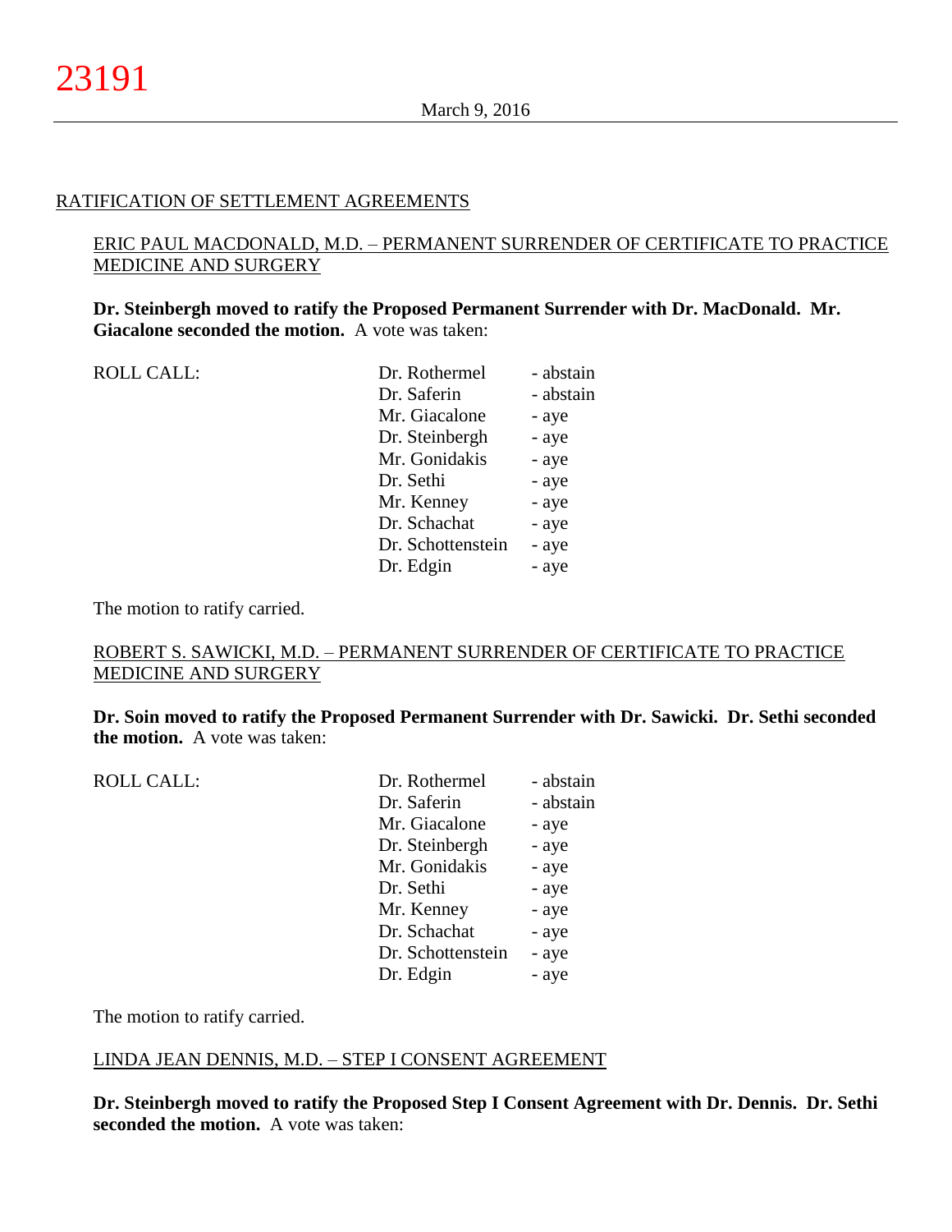## RATIFICATION OF SETTLEMENT AGREEMENTS

### ERIC PAUL MACDONALD, M.D. – PERMANENT SURRENDER OF CERTIFICATE TO PRACTICE MEDICINE AND SURGERY

**Dr. Steinbergh moved to ratify the Proposed Permanent Surrender with Dr. MacDonald. Mr. Giacalone seconded the motion.** A vote was taken:

| ROLL CALL: | | |
|---|---|---|
| | Dr. Rothermel | - abstain |
| | Dr. Saferin | - abstain |
| | Mr. Giacalone | - aye |
| | Dr. Steinbergh | - aye |
| | Mr. Gonidakis | - aye |
| | Dr. Sethi | - aye |
| | Mr. Kenney | - aye |
| | Dr. Schachat | - aye |
| | Dr. Schottenstein | - aye |
| | Dr. Edgin | - aye |

The motion to ratify carried.

### ROBERT S. SAWICKI, M.D. – PERMANENT SURRENDER OF CERTIFICATE TO PRACTICE MEDICINE AND SURGERY

**Dr. Soin moved to ratify the Proposed Permanent Surrender with Dr. Sawicki. Dr. Sethi seconded the motion.** A vote was taken:

| ROLL CALL: | | |
|---|---|---|
| | Dr. Rothermel | - abstain |
| | Dr. Saferin | - abstain |
| | Mr. Giacalone | - aye |
| | Dr. Steinbergh | - aye |
| | Mr. Gonidakis | - aye |
| | Dr. Sethi | - aye |
| | Mr. Kenney | - aye |
| | Dr. Schachat | - aye |
| | Dr. Schottenstein | - aye |
| | Dr. Edgin | - aye |

The motion to ratify carried.

### LINDA JEAN DENNIS, M.D. – STEP I CONSENT AGREEMENT

**Dr. Steinbergh moved to ratify the Proposed Step I Consent Agreement with Dr. Dennis. Dr. Sethi seconded the motion.** A vote was taken: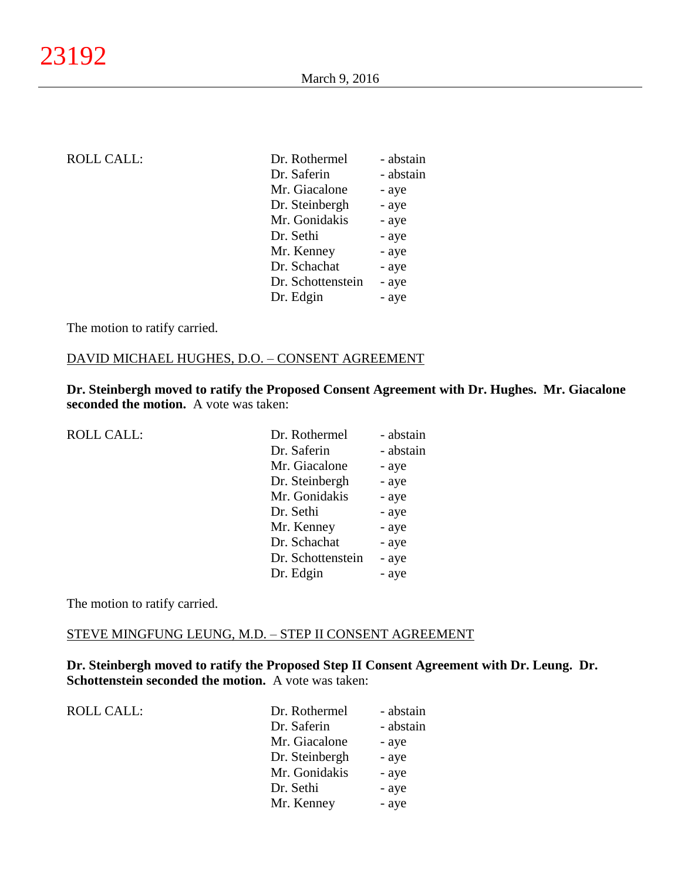| ROLL CALL: | Dr. Rothermel | - abstain |
|---|---|---|
| | Dr. Saferin | - abstain |
| | Mr. Giacalone | - aye |
| | Dr. Steinbergh | - aye |
| | Mr. Gonidakis | - aye |
| | Dr. Sethi | - aye |
| | Mr. Kenney | - aye |
| | Dr. Schachat | - aye |
| | Dr. Schottenstein | - aye |
| | Dr. Edgin | - aye |

The motion to ratify carried.

DAVID MICHAEL HUGHES, D.O. – CONSENT AGREEMENT

**Dr. Steinbergh moved to ratify the Proposed Consent Agreement with Dr. Hughes. Mr. Giacalone seconded the motion.** A vote was taken:

| ROLL CALL: | Dr. Rothermel | - abstain |
|---|---|---|
| | Dr. Saferin | - abstain |
| | Mr. Giacalone | - aye |
| | Dr. Steinbergh | - aye |
| | Mr. Gonidakis | - aye |
| | Dr. Sethi | - aye |
| | Mr. Kenney | - aye |
| | Dr. Schachat | - aye |
| | Dr. Schottenstein | - aye |
| | Dr. Edgin | - aye |

The motion to ratify carried.

STEVE MINGFUNG LEUNG, M.D. – STEP II CONSENT AGREEMENT

**Dr. Steinbergh moved to ratify the Proposed Step II Consent Agreement with Dr. Leung. Dr. Schottenstein seconded the motion.** A vote was taken:

| ROLL CALL: | Dr. Rothermel | - abstain |
|---|---|---|
| | Dr. Saferin | - abstain |
| | Mr. Giacalone | - aye |
| | Dr. Steinbergh | - aye |
| | Mr. Gonidakis | - aye |
| | Dr. Sethi | - aye |
| | Mr. Kenney | - aye |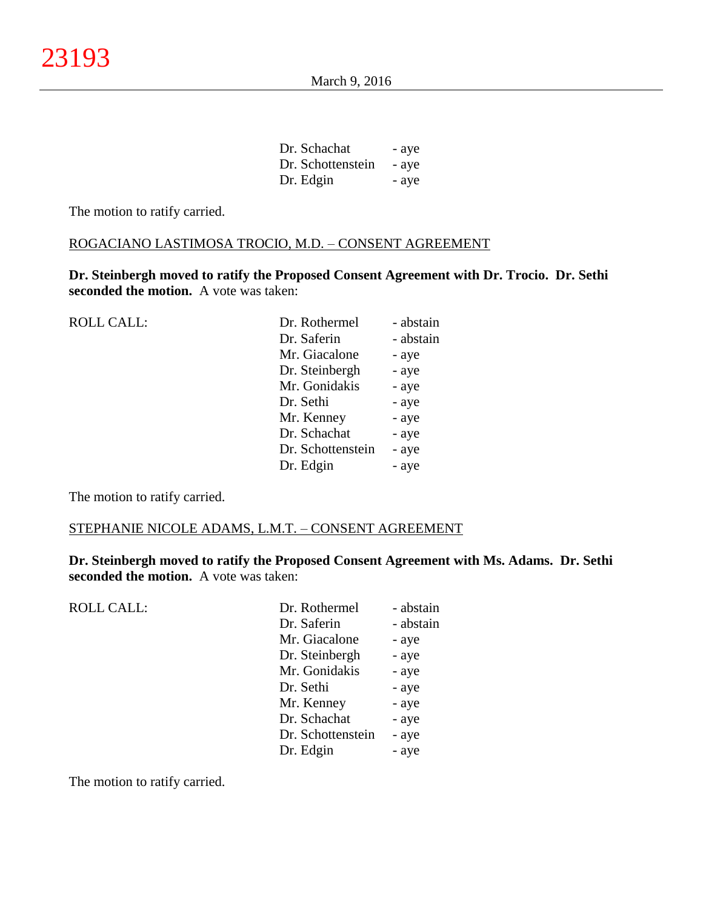| | |
|---|---|
| Dr. Schachat | - aye |
| Dr. Schottenstein | - aye |
| Dr. Edgin | - aye |

The motion to ratify carried.

ROGACIANO LASTIMOSA TROCIO, M.D. – CONSENT AGREEMENT

**Dr. Steinbergh moved to ratify the Proposed Consent Agreement with Dr. Trocio. Dr. Sethi seconded the motion.** A vote was taken:

| ROLL CALL: | | |
|---|---|---|
| | Dr. Rothermel | - abstain |
| | Dr. Saferin | - abstain |
| | Mr. Giacalone | - aye |
| | Dr. Steinbergh | - aye |
| | Mr. Gonidakis | - aye |
| | Dr. Sethi | - aye |
| | Mr. Kenney | - aye |
| | Dr. Schachat | - aye |
| | Dr. Schottenstein | - aye |
| | Dr. Edgin | - aye |

The motion to ratify carried.

STEPHANIE NICOLE ADAMS, L.M.T. – CONSENT AGREEMENT

**Dr. Steinbergh moved to ratify the Proposed Consent Agreement with Ms. Adams. Dr. Sethi seconded the motion.** A vote was taken:

| ROLL CALL: | | |
|---|---|---|
| | Dr. Rothermel | - abstain |
| | Dr. Saferin | - abstain |
| | Mr. Giacalone | - aye |
| | Dr. Steinbergh | - aye |
| | Mr. Gonidakis | - aye |
| | Dr. Sethi | - aye |
| | Mr. Kenney | - aye |
| | Dr. Schachat | - aye |
| | Dr. Schottenstein | - aye |
| | Dr. Edgin | - aye |

The motion to ratify carried.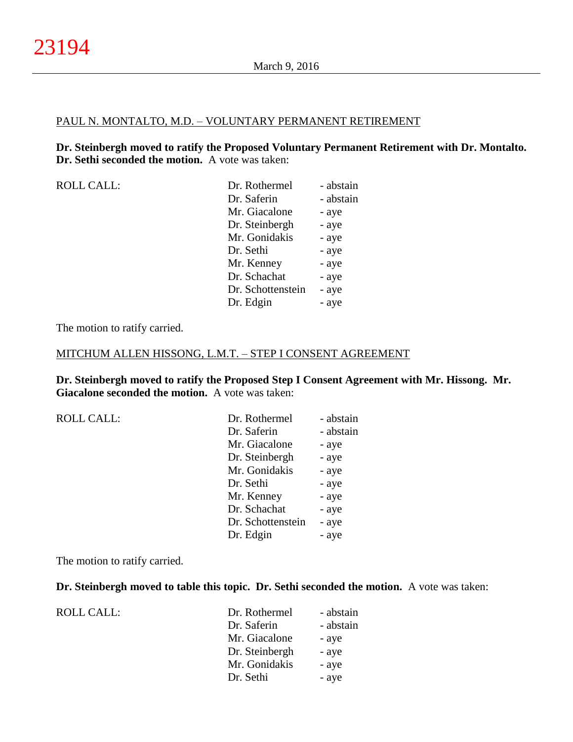PAUL N. MONTALTO, M.D. – VOLUNTARY PERMANENT RETIREMENT

**Dr. Steinbergh moved to ratify the Proposed Voluntary Permanent Retirement with Dr. Montalto. Dr. Sethi seconded the motion.** A vote was taken:

| ROLL CALL: | Dr. Rothermel | - abstain |
|---|---|---|
| | Dr. Saferin | - abstain |
| | Mr. Giacalone | - aye |
| | Dr. Steinbergh | - aye |
| | Mr. Gonidakis | - aye |
| | Dr. Sethi | - aye |
| | Mr. Kenney | - aye |
| | Dr. Schachat | - aye |
| | Dr. Schottenstein | - aye |
| | Dr. Edgin | - aye |

The motion to ratify carried.

MITCHUM ALLEN HISSONG, L.M.T. – STEP I CONSENT AGREEMENT

**Dr. Steinbergh moved to ratify the Proposed Step I Consent Agreement with Mr. Hissong. Mr. Giacalone seconded the motion.** A vote was taken:

| ROLL CALL: | Dr. Rothermel | - abstain |
|---|---|---|
| | Dr. Saferin | - abstain |
| | Mr. Giacalone | - aye |
| | Dr. Steinbergh | - aye |
| | Mr. Gonidakis | - aye |
| | Dr. Sethi | - aye |
| | Mr. Kenney | - aye |
| | Dr. Schachat | - aye |
| | Dr. Schottenstein | - aye |
| | Dr. Edgin | - aye |

The motion to ratify carried.

**Dr. Steinbergh moved to table this topic. Dr. Sethi seconded the motion.** A vote was taken:

| ROLL CALL: | Dr. Rothermel | - abstain |
|---|---|---|
| | Dr. Saferin | - abstain |
| | Mr. Giacalone | - aye |
| | Dr. Steinbergh | - aye |
| | Mr. Gonidakis | - aye |
| | Dr. Sethi | - aye |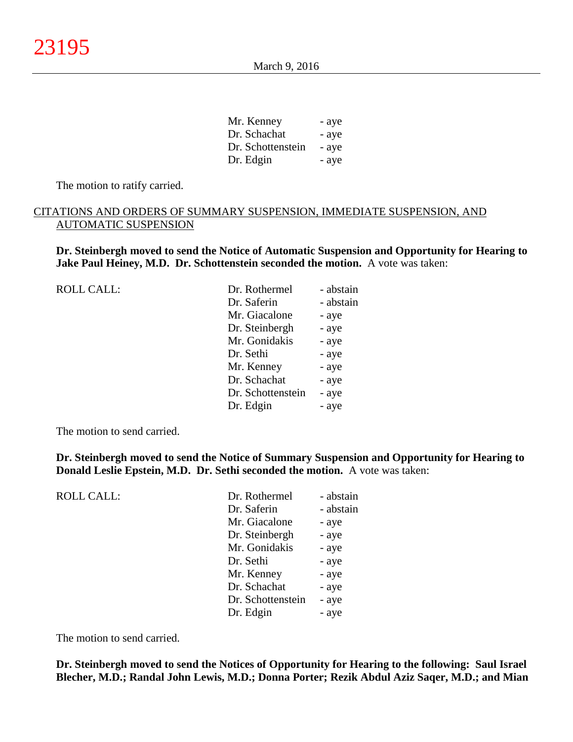| | |
|---|---|
| Mr. Kenney | - aye |
| Dr. Schachat | - aye |
| Dr. Schottenstein | - aye |
| Dr. Edgin | - aye |

The motion to ratify carried.

## CITATIONS AND ORDERS OF SUMMARY SUSPENSION, IMMEDIATE SUSPENSION, AND AUTOMATIC SUSPENSION

**Dr. Steinbergh moved to send the Notice of Automatic Suspension and Opportunity for Hearing to Jake Paul Heiney, M.D. Dr. Schottenstein seconded the motion.** A vote was taken:

| ROLL CALL: | | |
|---|---|---|
| | Dr. Rothermel | - abstain |
| | Dr. Saferin | - abstain |
| | Mr. Giacalone | - aye |
| | Dr. Steinbergh | - aye |
| | Mr. Gonidakis | - aye |
| | Dr. Sethi | - aye |
| | Mr. Kenney | - aye |
| | Dr. Schachat | - aye |
| | Dr. Schottenstein | - aye |
| | Dr. Edgin | - aye |

The motion to send carried.

**Dr. Steinbergh moved to send the Notice of Summary Suspension and Opportunity for Hearing to Donald Leslie Epstein, M.D. Dr. Sethi seconded the motion.** A vote was taken:

| ROLL CALL: | | |
|---|---|---|
| | Dr. Rothermel | - abstain |
| | Dr. Saferin | - abstain |
| | Mr. Giacalone | - aye |
| | Dr. Steinbergh | - aye |
| | Mr. Gonidakis | - aye |
| | Dr. Sethi | - aye |
| | Mr. Kenney | - aye |
| | Dr. Schachat | - aye |
| | Dr. Schottenstein | - aye |
| | Dr. Edgin | - aye |

The motion to send carried.

**Dr. Steinbergh moved to send the Notices of Opportunity for Hearing to the following: Saul Israel Blecher, M.D.; Randal John Lewis, M.D.; Donna Porter; Rezik Abdul Aziz Saqer, M.D.; and Mian**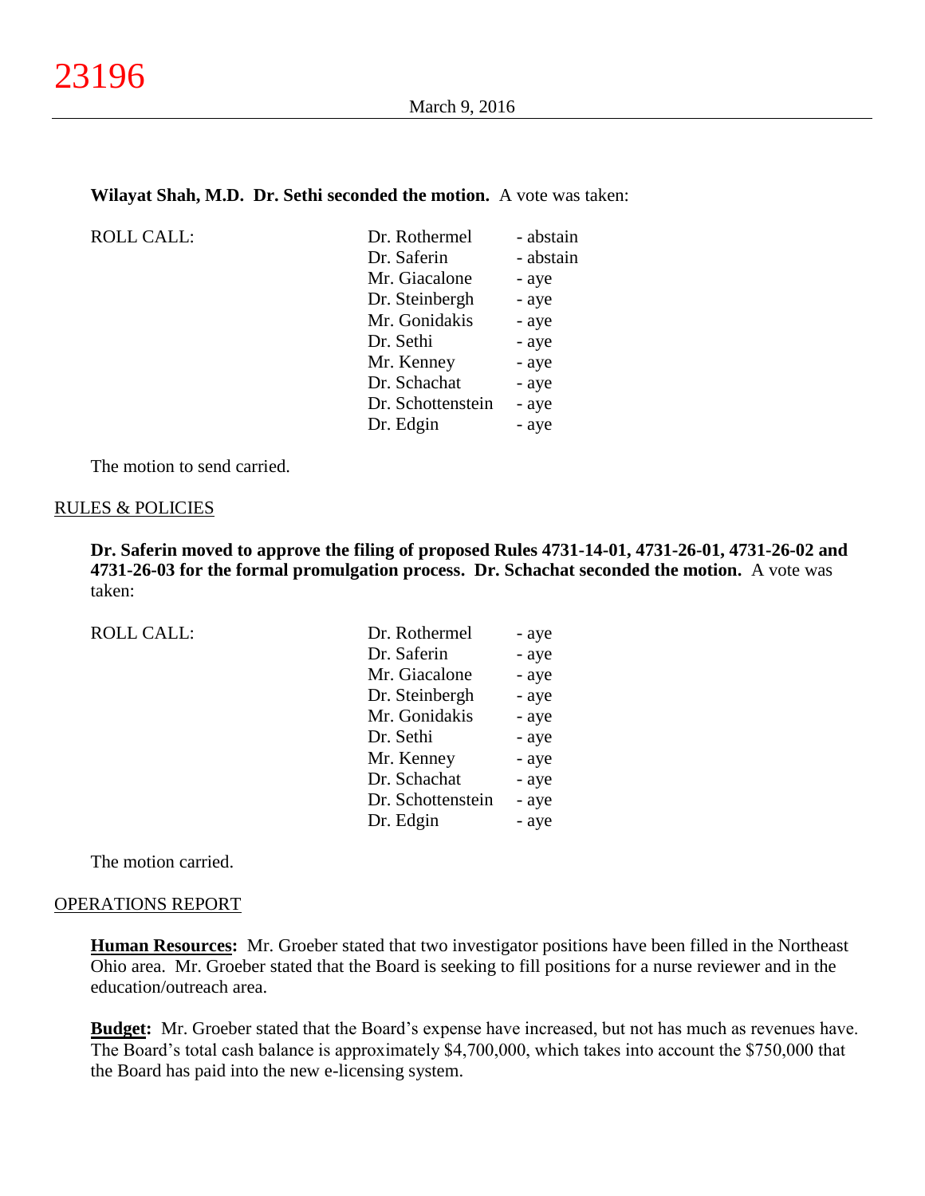**Wilayat Shah, M.D. Dr. Sethi seconded the motion.** A vote was taken:

| ROLL CALL: | Dr. Rothermel | - abstain |
|---|---|---|
| | Dr. Saferin | - abstain |
| | Mr. Giacalone | - aye |
| | Dr. Steinbergh | - aye |
| | Mr. Gonidakis | - aye |
| | Dr. Sethi | - aye |
| | Mr. Kenney | - aye |
| | Dr. Schachat | - aye |
| | Dr. Schottenstein | - aye |
| | Dr. Edgin | - aye |

The motion to send carried.

## RULES & POLICIES

**Dr. Saferin moved to approve the filing of proposed Rules 4731-14-01, 4731-26-01, 4731-26-02 and 4731-26-03 for the formal promulgation process. Dr. Schachat seconded the motion.** A vote was taken:

| ROLL CALL: | Dr. Rothermel | - aye |
|---|---|---|
| | Dr. Saferin | - aye |
| | Mr. Giacalone | - aye |
| | Dr. Steinbergh | - aye |
| | Mr. Gonidakis | - aye |
| | Dr. Sethi | - aye |
| | Mr. Kenney | - aye |
| | Dr. Schachat | - aye |
| | Dr. Schottenstein | - aye |
| | Dr. Edgin | - aye |

The motion carried.

## OPERATIONS REPORT

**Human Resources:** Mr. Groeber stated that two investigator positions have been filled in the Northeast Ohio area. Mr. Groeber stated that the Board is seeking to fill positions for a nurse reviewer and in the education/outreach area.

**Budget:** Mr. Groeber stated that the Board's expense have increased, but not has much as revenues have. The Board's total cash balance is approximately $4,700,000, which takes into account the $750,000 that the Board has paid into the new e-licensing system.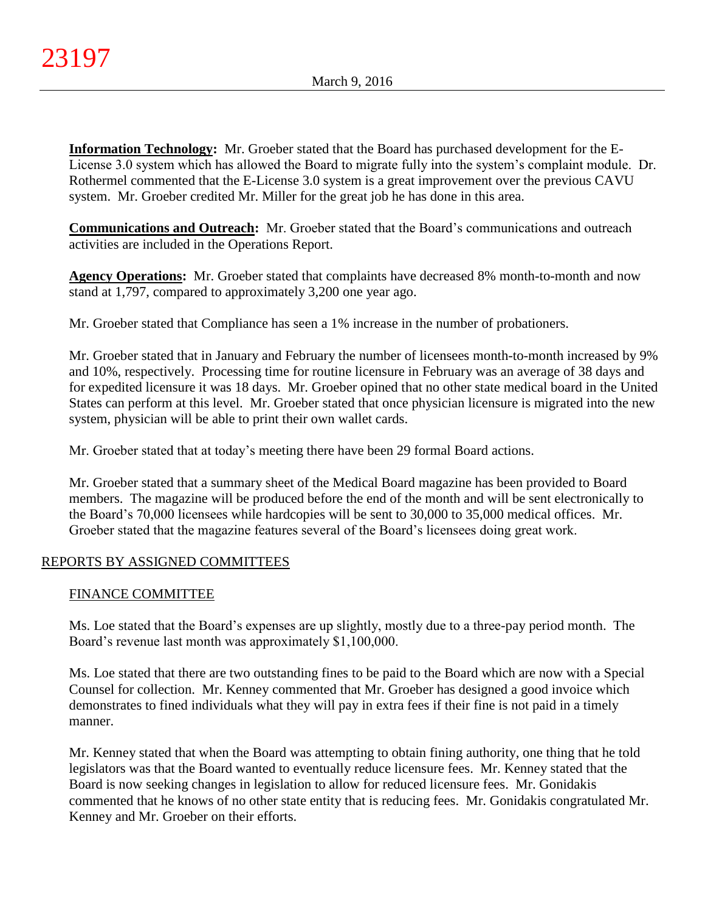**Information Technology:** Mr. Groeber stated that the Board has purchased development for the E-License 3.0 system which has allowed the Board to migrate fully into the system's complaint module. Dr. Rothermel commented that the E-License 3.0 system is a great improvement over the previous CAVU system. Mr. Groeber credited Mr. Miller for the great job he has done in this area.

**Communications and Outreach:** Mr. Groeber stated that the Board's communications and outreach activities are included in the Operations Report.

**Agency Operations:** Mr. Groeber stated that complaints have decreased 8% month-to-month and now stand at 1,797, compared to approximately 3,200 one year ago.

Mr. Groeber stated that Compliance has seen a 1% increase in the number of probationers.

Mr. Groeber stated that in January and February the number of licensees month-to-month increased by 9% and 10%, respectively. Processing time for routine licensure in February was an average of 38 days and for expedited licensure it was 18 days. Mr. Groeber opined that no other state medical board in the United States can perform at this level. Mr. Groeber stated that once physician licensure is migrated into the new system, physician will be able to print their own wallet cards.

Mr. Groeber stated that at today's meeting there have been 29 formal Board actions.

Mr. Groeber stated that a summary sheet of the Medical Board magazine has been provided to Board members. The magazine will be produced before the end of the month and will be sent electronically to the Board's 70,000 licensees while hardcopies will be sent to 30,000 to 35,000 medical offices. Mr. Groeber stated that the magazine features several of the Board's licensees doing great work.

## REPORTS BY ASSIGNED COMMITTEES

### FINANCE COMMITTEE

Ms. Loe stated that the Board's expenses are up slightly, mostly due to a three-pay period month. The Board's revenue last month was approximately $1,100,000.

Ms. Loe stated that there are two outstanding fines to be paid to the Board which are now with a Special Counsel for collection. Mr. Kenney commented that Mr. Groeber has designed a good invoice which demonstrates to fined individuals what they will pay in extra fees if their fine is not paid in a timely manner.

Mr. Kenney stated that when the Board was attempting to obtain fining authority, one thing that he told legislators was that the Board wanted to eventually reduce licensure fees. Mr. Kenney stated that the Board is now seeking changes in legislation to allow for reduced licensure fees. Mr. Gonidakis commented that he knows of no other state entity that is reducing fees. Mr. Gonidakis congratulated Mr. Kenney and Mr. Groeber on their efforts.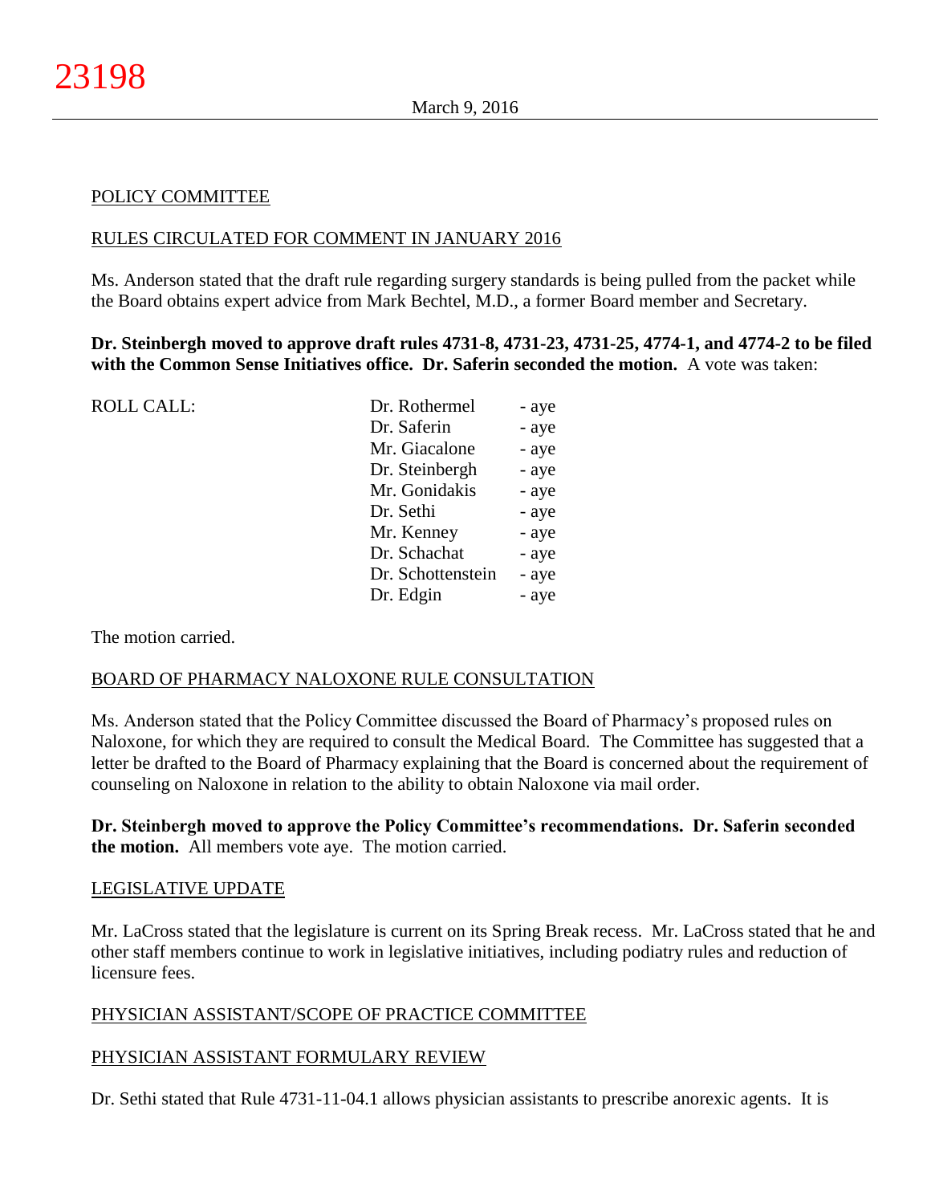POLICY COMMITTEE

RULES CIRCULATED FOR COMMENT IN JANUARY 2016

Ms. Anderson stated that the draft rule regarding surgery standards is being pulled from the packet while the Board obtains expert advice from Mark Bechtel, M.D., a former Board member and Secretary.

**Dr. Steinbergh moved to approve draft rules 4731-8, 4731-23, 4731-25, 4774-1, and 4774-2 to be filed with the Common Sense Initiatives office. Dr. Saferin seconded the motion.** A vote was taken:

| ROLL CALL: | Dr. Rothermel | - aye |
|---|---|---|
| | Dr. Saferin | - aye |
| | Mr. Giacalone | - aye |
| | Dr. Steinbergh | - aye |
| | Mr. Gonidakis | - aye |
| | Dr. Sethi | - aye |
| | Mr. Kenney | - aye |
| | Dr. Schachat | - aye |
| | Dr. Schottenstein | - aye |
| | Dr. Edgin | - aye |

The motion carried.

BOARD OF PHARMACY NALOXONE RULE CONSULTATION

Ms. Anderson stated that the Policy Committee discussed the Board of Pharmacy's proposed rules on Naloxone, for which they are required to consult the Medical Board. The Committee has suggested that a letter be drafted to the Board of Pharmacy explaining that the Board is concerned about the requirement of counseling on Naloxone in relation to the ability to obtain Naloxone via mail order.

**Dr. Steinbergh moved to approve the Policy Committee's recommendations. Dr. Saferin seconded the motion.** All members vote aye. The motion carried.

LEGISLATIVE UPDATE

Mr. LaCross stated that the legislature is current on its Spring Break recess. Mr. LaCross stated that he and other staff members continue to work in legislative initiatives, including podiatry rules and reduction of licensure fees.

PHYSICIAN ASSISTANT/SCOPE OF PRACTICE COMMITTEE

PHYSICIAN ASSISTANT FORMULARY REVIEW

Dr. Sethi stated that Rule 4731-11-04.1 allows physician assistants to prescribe anorexic agents. It is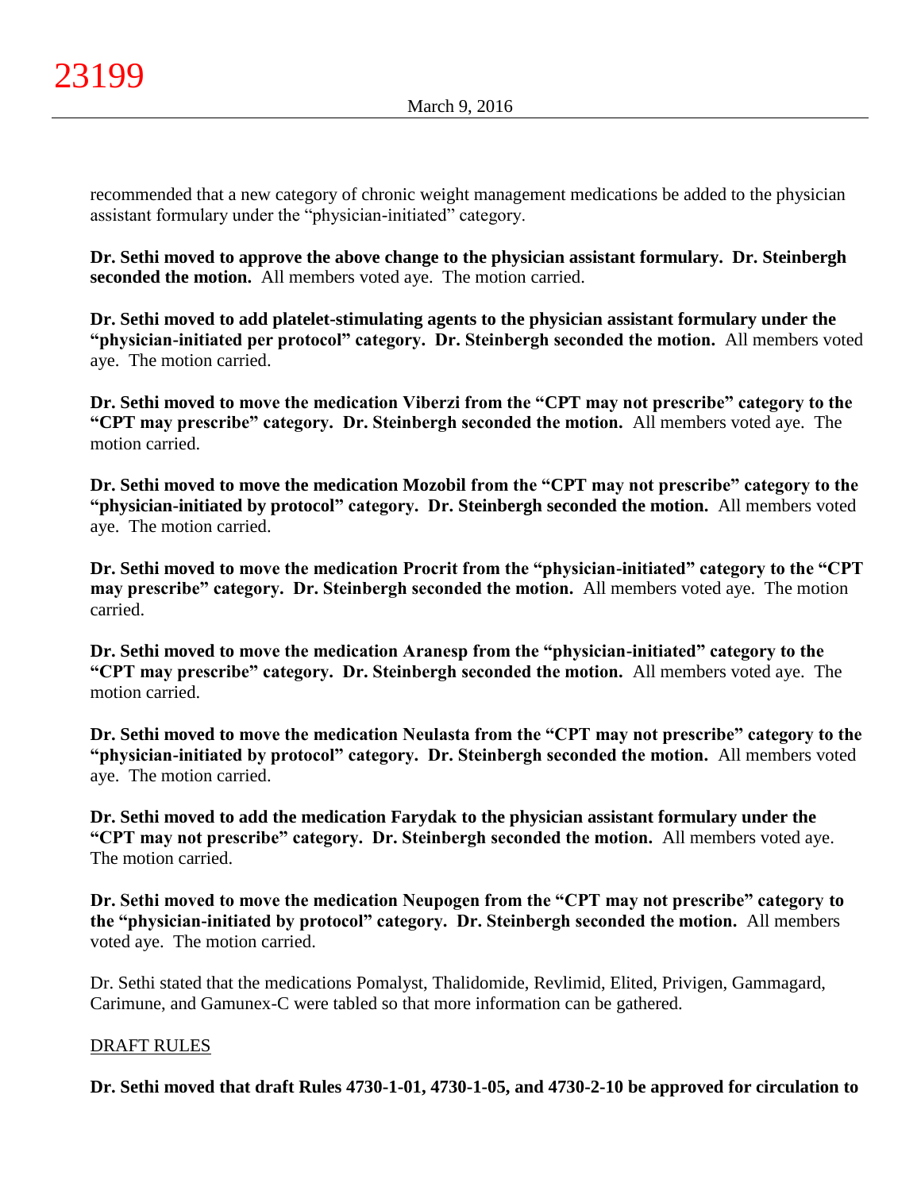recommended that a new category of chronic weight management medications be added to the physician assistant formulary under the "physician-initiated" category.

**Dr. Sethi moved to approve the above change to the physician assistant formulary. Dr. Steinbergh seconded the motion.** All members voted aye. The motion carried.

**Dr. Sethi moved to add platelet-stimulating agents to the physician assistant formulary under the "physician-initiated per protocol" category. Dr. Steinbergh seconded the motion.** All members voted aye. The motion carried.

**Dr. Sethi moved to move the medication Viberzi from the "CPT may not prescribe" category to the "CPT may prescribe" category. Dr. Steinbergh seconded the motion.** All members voted aye. The motion carried.

**Dr. Sethi moved to move the medication Mozobil from the "CPT may not prescribe" category to the "physician-initiated by protocol" category. Dr. Steinbergh seconded the motion.** All members voted aye. The motion carried.

**Dr. Sethi moved to move the medication Procrit from the "physician-initiated" category to the "CPT may prescribe" category. Dr. Steinbergh seconded the motion.** All members voted aye. The motion carried.

**Dr. Sethi moved to move the medication Aranesp from the "physician-initiated" category to the "CPT may prescribe" category. Dr. Steinbergh seconded the motion.** All members voted aye. The motion carried.

**Dr. Sethi moved to move the medication Neulasta from the "CPT may not prescribe" category to the "physician-initiated by protocol" category. Dr. Steinbergh seconded the motion.** All members voted aye. The motion carried.

**Dr. Sethi moved to add the medication Farydak to the physician assistant formulary under the "CPT may not prescribe" category. Dr. Steinbergh seconded the motion.** All members voted aye. The motion carried.

**Dr. Sethi moved to move the medication Neupogen from the "CPT may not prescribe" category to the "physician-initiated by protocol" category. Dr. Steinbergh seconded the motion.** All members voted aye. The motion carried.

Dr. Sethi stated that the medications Pomalyst, Thalidomide, Revlimid, Elited, Privigen, Gammagard, Carimune, and Gamunex-C were tabled so that more information can be gathered.

DRAFT RULES

**Dr. Sethi moved that draft Rules 4730-1-01, 4730-1-05, and 4730-2-10 be approved for circulation to**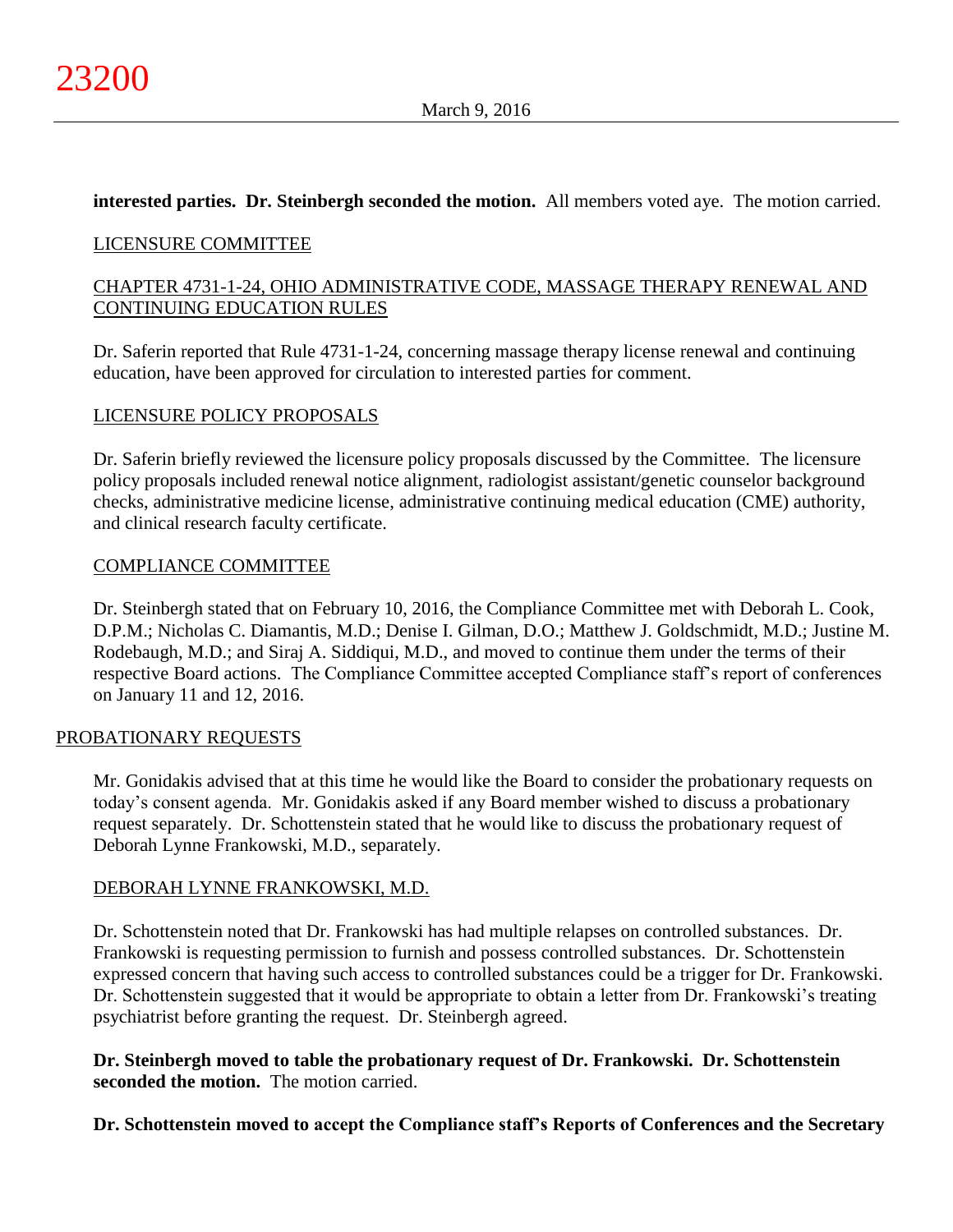**interested parties. Dr. Steinbergh seconded the motion.** All members voted aye. The motion carried.

## LICENSURE COMMITTEE

### CHAPTER 4731-1-24, OHIO ADMINISTRATIVE CODE, MASSAGE THERAPY RENEWAL AND CONTINUING EDUCATION RULES

Dr. Saferin reported that Rule 4731-1-24, concerning massage therapy license renewal and continuing education, have been approved for circulation to interested parties for comment.

### LICENSURE POLICY PROPOSALS

Dr. Saferin briefly reviewed the licensure policy proposals discussed by the Committee. The licensure policy proposals included renewal notice alignment, radiologist assistant/genetic counselor background checks, administrative medicine license, administrative continuing medical education (CME) authority, and clinical research faculty certificate.

## COMPLIANCE COMMITTEE

Dr. Steinbergh stated that on February 10, 2016, the Compliance Committee met with Deborah L. Cook, D.P.M.; Nicholas C. Diamantis, M.D.; Denise I. Gilman, D.O.; Matthew J. Goldschmidt, M.D.; Justine M. Rodebaugh, M.D.; and Siraj A. Siddiqui, M.D., and moved to continue them under the terms of their respective Board actions. The Compliance Committee accepted Compliance staff's report of conferences on January 11 and 12, 2016.

## PROBATIONARY REQUESTS

Mr. Gonidakis advised that at this time he would like the Board to consider the probationary requests on today's consent agenda. Mr. Gonidakis asked if any Board member wished to discuss a probationary request separately. Dr. Schottenstein stated that he would like to discuss the probationary request of Deborah Lynne Frankowski, M.D., separately.

### DEBORAH LYNNE FRANKOWSKI, M.D.

Dr. Schottenstein noted that Dr. Frankowski has had multiple relapses on controlled substances. Dr. Frankowski is requesting permission to furnish and possess controlled substances. Dr. Schottenstein expressed concern that having such access to controlled substances could be a trigger for Dr. Frankowski. Dr. Schottenstein suggested that it would be appropriate to obtain a letter from Dr. Frankowski's treating psychiatrist before granting the request. Dr. Steinbergh agreed.

**Dr. Steinbergh moved to table the probationary request of Dr. Frankowski. Dr. Schottenstein seconded the motion.** The motion carried.

**Dr. Schottenstein moved to accept the Compliance staff's Reports of Conferences and the Secretary**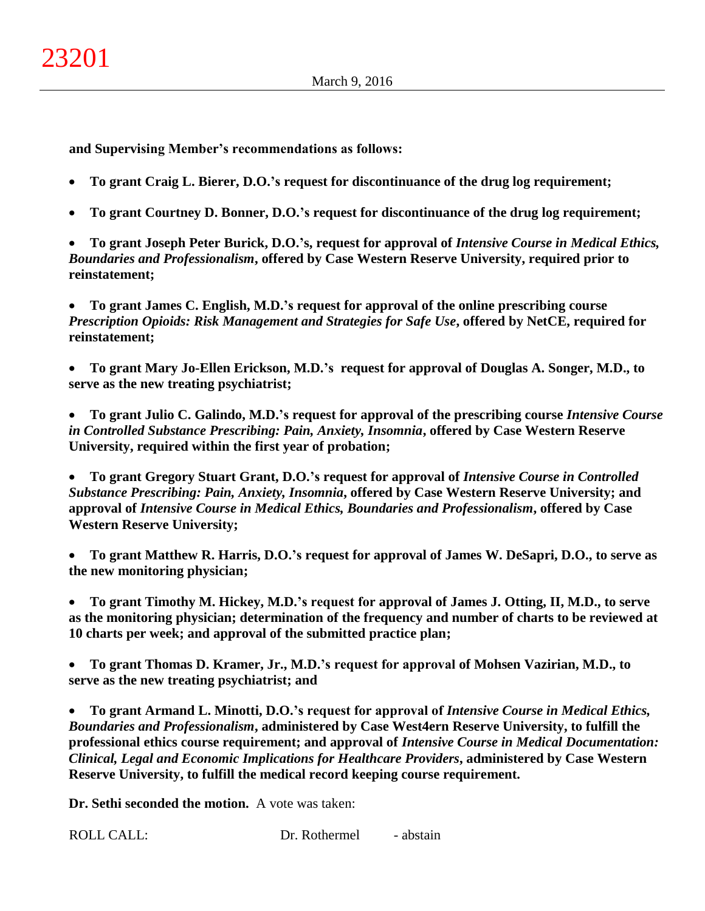**and Supervising Member's recommendations as follows:**

- **To grant Craig L. Bierer, D.O.'s request for discontinuance of the drug log requirement;**

- **To grant Courtney D. Bonner, D.O.'s request for discontinuance of the drug log requirement;**

- **To grant Joseph Peter Burick, D.O.'s, request for approval of *Intensive Course in Medical Ethics, Boundaries and Professionalism*, offered by Case Western Reserve University, required prior to reinstatement;**

- **To grant James C. English, M.D.'s request for approval of the online prescribing course *Prescription Opioids: Risk Management and Strategies for Safe Use*, offered by NetCE, required for reinstatement;**

- **To grant Mary Jo-Ellen Erickson, M.D.'s request for approval of Douglas A. Songer, M.D., to serve as the new treating psychiatrist;**

- **To grant Julio C. Galindo, M.D.'s request for approval of the prescribing course *Intensive Course in Controlled Substance Prescribing: Pain, Anxiety, Insomnia*, offered by Case Western Reserve University, required within the first year of probation;**

- **To grant Gregory Stuart Grant, D.O.'s request for approval of *Intensive Course in Controlled Substance Prescribing: Pain, Anxiety, Insomnia*, offered by Case Western Reserve University; and approval of *Intensive Course in Medical Ethics, Boundaries and Professionalism*, offered by Case Western Reserve University;**

- **To grant Matthew R. Harris, D.O.'s request for approval of James W. DeSapri, D.O., to serve as the new monitoring physician;**

- **To grant Timothy M. Hickey, M.D.'s request for approval of James J. Otting, II, M.D., to serve as the monitoring physician; determination of the frequency and number of charts to be reviewed at 10 charts per week; and approval of the submitted practice plan;**

- **To grant Thomas D. Kramer, Jr., M.D.'s request for approval of Mohsen Vazirian, M.D., to serve as the new treating psychiatrist; and**

- **To grant Armand L. Minotti, D.O.'s request for approval of *Intensive Course in Medical Ethics, Boundaries and Professionalism*, administered by Case West4ern Reserve University, to fulfill the professional ethics course requirement; and approval of *Intensive Course in Medical Documentation: Clinical, Legal and Economic Implications for Healthcare Providers*, administered by Case Western Reserve University, to fulfill the medical record keeping course requirement.**

**Dr. Sethi seconded the motion.** A vote was taken:

ROLL CALL: Dr. Rothermel - abstain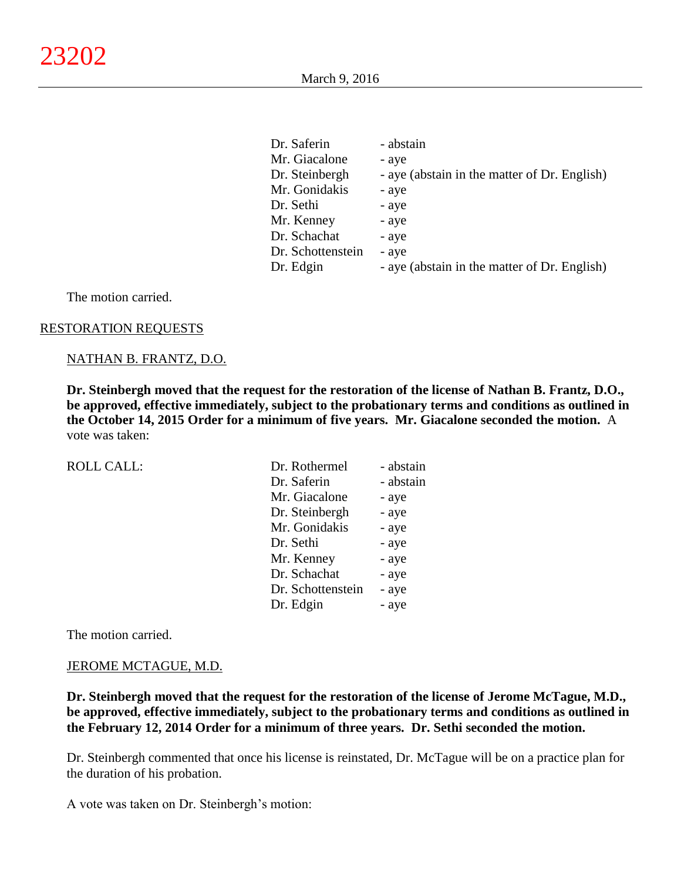| | |
|---|---|
| Dr. Saferin | - abstain |
| Mr. Giacalone | - aye |
| Dr. Steinbergh | - aye (abstain in the matter of Dr. English) |
| Mr. Gonidakis | - aye |
| Dr. Sethi | - aye |
| Mr. Kenney | - aye |
| Dr. Schachat | - aye |
| Dr. Schottenstein | - aye |
| Dr. Edgin | - aye (abstain in the matter of Dr. English) |

The motion carried.

RESTORATION REQUESTS

NATHAN B. FRANTZ, D.O.

**Dr. Steinbergh moved that the request for the restoration of the license of Nathan B. Frantz, D.O., be approved, effective immediately, subject to the probationary terms and conditions as outlined in the October 14, 2015 Order for a minimum of five years. Mr. Giacalone seconded the motion.** A vote was taken:

| ROLL CALL: | | |
|---|---|---|
| | Dr. Rothermel | - abstain |
| | Dr. Saferin | - abstain |
| | Mr. Giacalone | - aye |
| | Dr. Steinbergh | - aye |
| | Mr. Gonidakis | - aye |
| | Dr. Sethi | - aye |
| | Mr. Kenney | - aye |
| | Dr. Schachat | - aye |
| | Dr. Schottenstein | - aye |
| | Dr. Edgin | - aye |

The motion carried.

JEROME MCTAGUE, M.D.

**Dr. Steinbergh moved that the request for the restoration of the license of Jerome McTague, M.D., be approved, effective immediately, subject to the probationary terms and conditions as outlined in the February 12, 2014 Order for a minimum of three years. Dr. Sethi seconded the motion.**

Dr. Steinbergh commented that once his license is reinstated, Dr. McTague will be on a practice plan for the duration of his probation.

A vote was taken on Dr. Steinbergh's motion: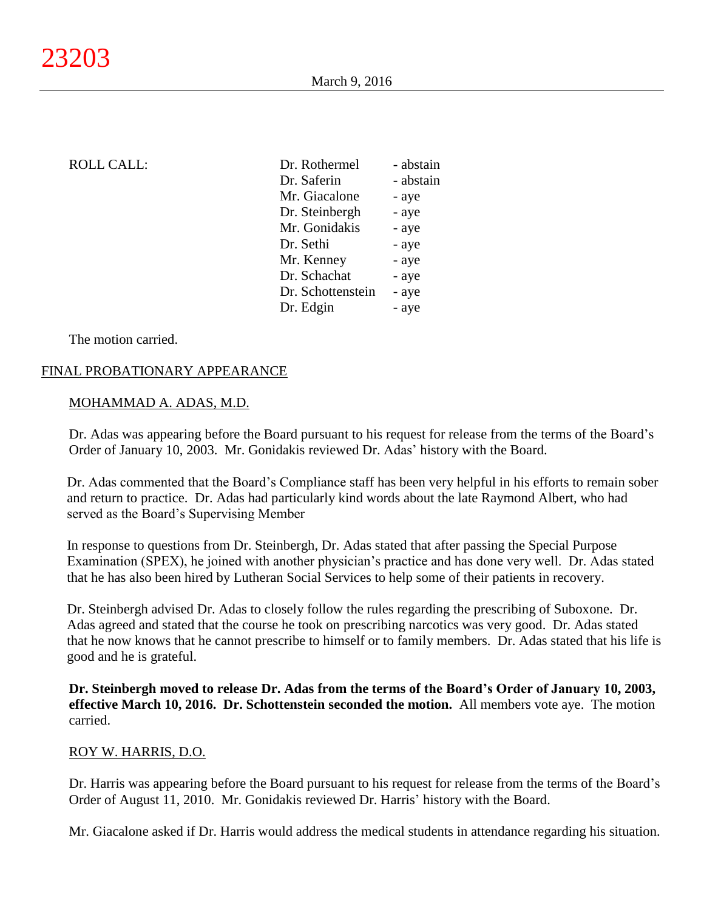ROLL CALL:

| | |
|---|---|
| Dr. Rothermel | - abstain |
| Dr. Saferin | - abstain |
| Mr. Giacalone | - aye |
| Dr. Steinbergh | - aye |
| Mr. Gonidakis | - aye |
| Dr. Sethi | - aye |
| Mr. Kenney | - aye |
| Dr. Schachat | - aye |
| Dr. Schottenstein | - aye |
| Dr. Edgin | - aye |

The motion carried.

FINAL PROBATIONARY APPEARANCE

MOHAMMAD A. ADAS, M.D.

Dr. Adas was appearing before the Board pursuant to his request for release from the terms of the Board's Order of January 10, 2003. Mr. Gonidakis reviewed Dr. Adas' history with the Board.

Dr. Adas commented that the Board's Compliance staff has been very helpful in his efforts to remain sober and return to practice. Dr. Adas had particularly kind words about the late Raymond Albert, who had served as the Board's Supervising Member

In response to questions from Dr. Steinbergh, Dr. Adas stated that after passing the Special Purpose Examination (SPEX), he joined with another physician's practice and has done very well. Dr. Adas stated that he has also been hired by Lutheran Social Services to help some of their patients in recovery.

Dr. Steinbergh advised Dr. Adas to closely follow the rules regarding the prescribing of Suboxone. Dr. Adas agreed and stated that the course he took on prescribing narcotics was very good. Dr. Adas stated that he now knows that he cannot prescribe to himself or to family members. Dr. Adas stated that his life is good and he is grateful.

**Dr. Steinbergh moved to release Dr. Adas from the terms of the Board's Order of January 10, 2003, effective March 10, 2016. Dr. Schottenstein seconded the motion.** All members vote aye. The motion carried.

ROY W. HARRIS, D.O.

Dr. Harris was appearing before the Board pursuant to his request for release from the terms of the Board's Order of August 11, 2010. Mr. Gonidakis reviewed Dr. Harris' history with the Board.

Mr. Giacalone asked if Dr. Harris would address the medical students in attendance regarding his situation.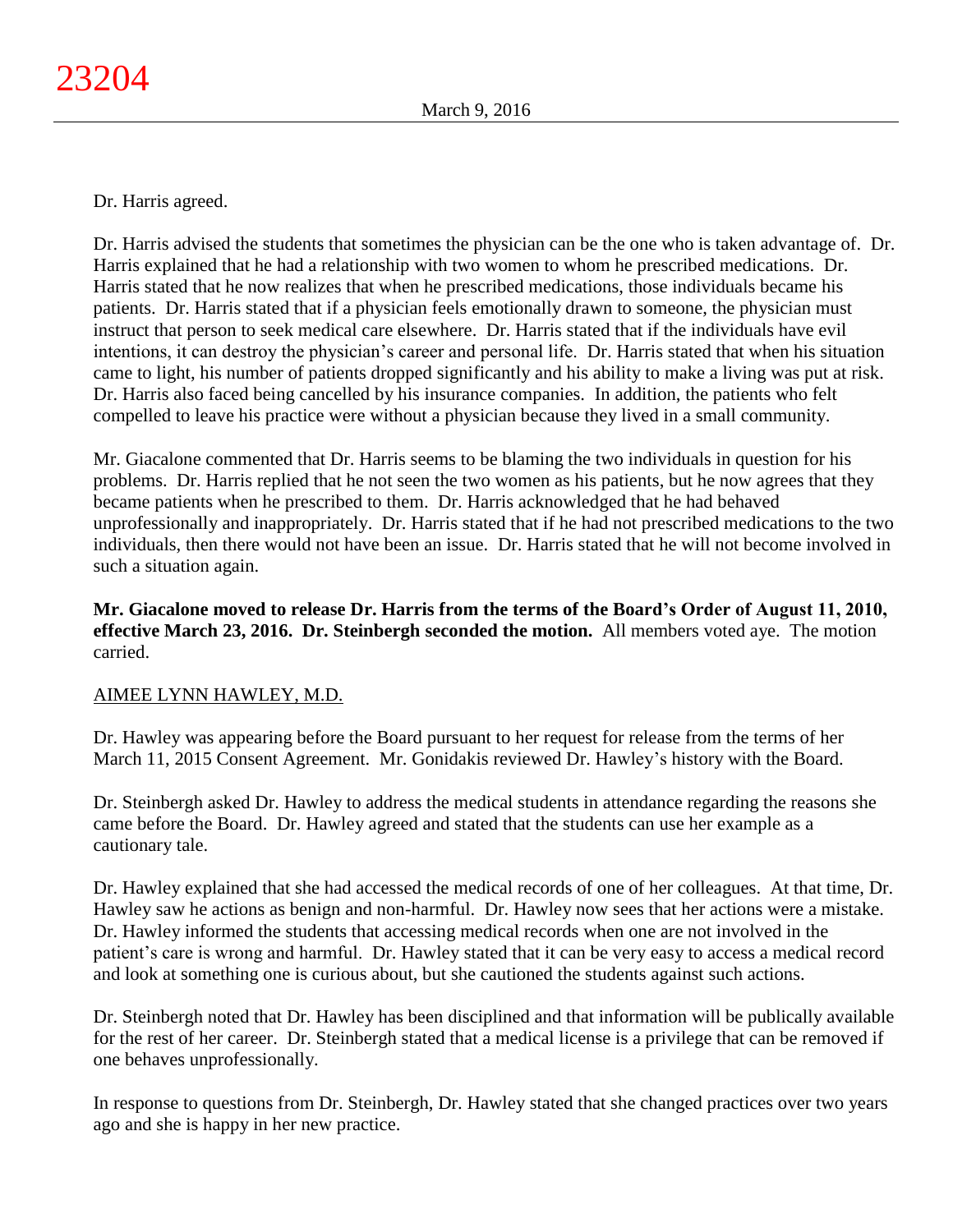Dr. Harris agreed.

Dr. Harris advised the students that sometimes the physician can be the one who is taken advantage of. Dr. Harris explained that he had a relationship with two women to whom he prescribed medications. Dr. Harris stated that he now realizes that when he prescribed medications, those individuals became his patients. Dr. Harris stated that if a physician feels emotionally drawn to someone, the physician must instruct that person to seek medical care elsewhere. Dr. Harris stated that if the individuals have evil intentions, it can destroy the physician's career and personal life. Dr. Harris stated that when his situation came to light, his number of patients dropped significantly and his ability to make a living was put at risk. Dr. Harris also faced being cancelled by his insurance companies. In addition, the patients who felt compelled to leave his practice were without a physician because they lived in a small community.

Mr. Giacalone commented that Dr. Harris seems to be blaming the two individuals in question for his problems. Dr. Harris replied that he not seen the two women as his patients, but he now agrees that they became patients when he prescribed to them. Dr. Harris acknowledged that he had behaved unprofessionally and inappropriately. Dr. Harris stated that if he had not prescribed medications to the two individuals, then there would not have been an issue. Dr. Harris stated that he will not become involved in such a situation again.

**Mr. Giacalone moved to release Dr. Harris from the terms of the Board's Order of August 11, 2010, effective March 23, 2016. Dr. Steinbergh seconded the motion.** All members voted aye. The motion carried.

AIMEE LYNN HAWLEY, M.D.

Dr. Hawley was appearing before the Board pursuant to her request for release from the terms of her March 11, 2015 Consent Agreement. Mr. Gonidakis reviewed Dr. Hawley's history with the Board.

Dr. Steinbergh asked Dr. Hawley to address the medical students in attendance regarding the reasons she came before the Board. Dr. Hawley agreed and stated that the students can use her example as a cautionary tale.

Dr. Hawley explained that she had accessed the medical records of one of her colleagues. At that time, Dr. Hawley saw he actions as benign and non-harmful. Dr. Hawley now sees that her actions were a mistake. Dr. Hawley informed the students that accessing medical records when one are not involved in the patient's care is wrong and harmful. Dr. Hawley stated that it can be very easy to access a medical record and look at something one is curious about, but she cautioned the students against such actions.

Dr. Steinbergh noted that Dr. Hawley has been disciplined and that information will be publically available for the rest of her career. Dr. Steinbergh stated that a medical license is a privilege that can be removed if one behaves unprofessionally.

In response to questions from Dr. Steinbergh, Dr. Hawley stated that she changed practices over two years ago and she is happy in her new practice.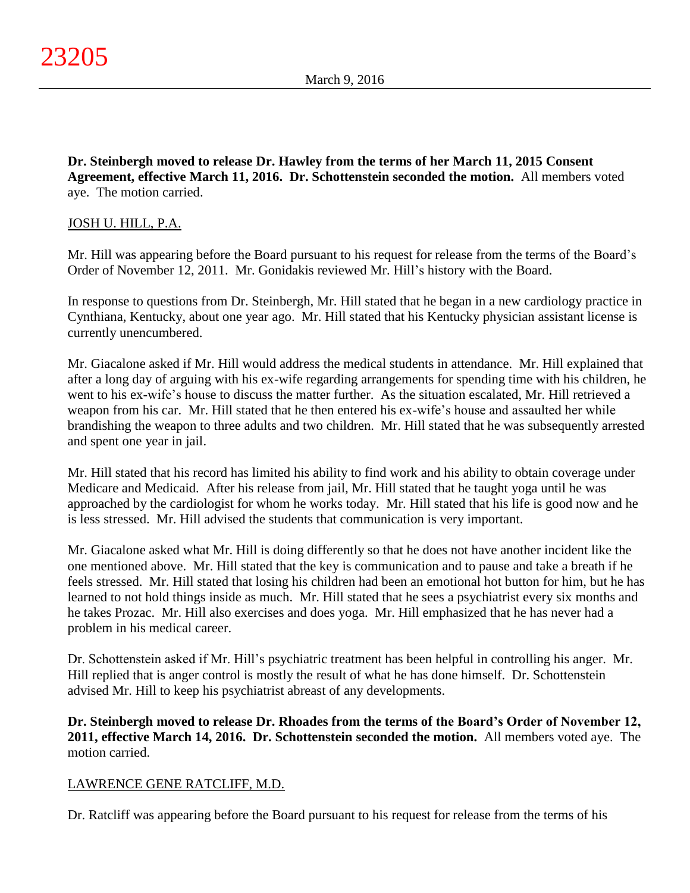**Dr. Steinbergh moved to release Dr. Hawley from the terms of her March 11, 2015 Consent Agreement, effective March 11, 2016. Dr. Schottenstein seconded the motion.** All members voted aye. The motion carried.

JOSH U. HILL, P.A.

Mr. Hill was appearing before the Board pursuant to his request for release from the terms of the Board's Order of November 12, 2011. Mr. Gonidakis reviewed Mr. Hill's history with the Board.

In response to questions from Dr. Steinbergh, Mr. Hill stated that he began in a new cardiology practice in Cynthiana, Kentucky, about one year ago. Mr. Hill stated that his Kentucky physician assistant license is currently unencumbered.

Mr. Giacalone asked if Mr. Hill would address the medical students in attendance. Mr. Hill explained that after a long day of arguing with his ex-wife regarding arrangements for spending time with his children, he went to his ex-wife's house to discuss the matter further. As the situation escalated, Mr. Hill retrieved a weapon from his car. Mr. Hill stated that he then entered his ex-wife's house and assaulted her while brandishing the weapon to three adults and two children. Mr. Hill stated that he was subsequently arrested and spent one year in jail.

Mr. Hill stated that his record has limited his ability to find work and his ability to obtain coverage under Medicare and Medicaid. After his release from jail, Mr. Hill stated that he taught yoga until he was approached by the cardiologist for whom he works today. Mr. Hill stated that his life is good now and he is less stressed. Mr. Hill advised the students that communication is very important.

Mr. Giacalone asked what Mr. Hill is doing differently so that he does not have another incident like the one mentioned above. Mr. Hill stated that the key is communication and to pause and take a breath if he feels stressed. Mr. Hill stated that losing his children had been an emotional hot button for him, but he has learned to not hold things inside as much. Mr. Hill stated that he sees a psychiatrist every six months and he takes Prozac. Mr. Hill also exercises and does yoga. Mr. Hill emphasized that he has never had a problem in his medical career.

Dr. Schottenstein asked if Mr. Hill's psychiatric treatment has been helpful in controlling his anger. Mr. Hill replied that is anger control is mostly the result of what he has done himself. Dr. Schottenstein advised Mr. Hill to keep his psychiatrist abreast of any developments.

**Dr. Steinbergh moved to release Dr. Rhoades from the terms of the Board's Order of November 12, 2011, effective March 14, 2016. Dr. Schottenstein seconded the motion.** All members voted aye. The motion carried.

LAWRENCE GENE RATCLIFF, M.D.

Dr. Ratcliff was appearing before the Board pursuant to his request for release from the terms of his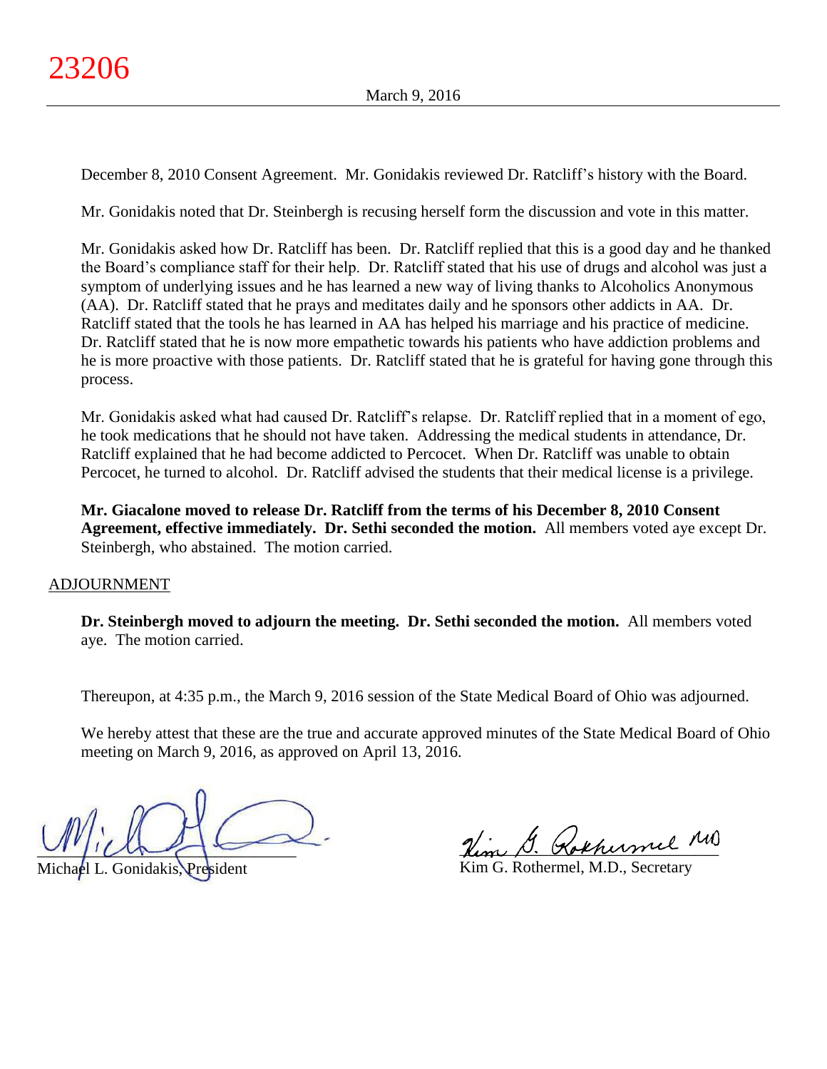December 8, 2010 Consent Agreement. Mr. Gonidakis reviewed Dr. Ratcliff's history with the Board.

Mr. Gonidakis noted that Dr. Steinbergh is recusing herself form the discussion and vote in this matter.

Mr. Gonidakis asked how Dr. Ratcliff has been. Dr. Ratcliff replied that this is a good day and he thanked the Board's compliance staff for their help. Dr. Ratcliff stated that his use of drugs and alcohol was just a symptom of underlying issues and he has learned a new way of living thanks to Alcoholics Anonymous (AA). Dr. Ratcliff stated that he prays and meditates daily and he sponsors other addicts in AA. Dr. Ratcliff stated that the tools he has learned in AA has helped his marriage and his practice of medicine. Dr. Ratcliff stated that he is now more empathetic towards his patients who have addiction problems and he is more proactive with those patients. Dr. Ratcliff stated that he is grateful for having gone through this process.

Mr. Gonidakis asked what had caused Dr. Ratcliff's relapse. Dr. Ratcliff replied that in a moment of ego, he took medications that he should not have taken. Addressing the medical students in attendance, Dr. Ratcliff explained that he had become addicted to Percocet. When Dr. Ratcliff was unable to obtain Percocet, he turned to alcohol. Dr. Ratcliff advised the students that their medical license is a privilege.

**Mr. Giacalone moved to release Dr. Ratcliff from the terms of his December 8, 2010 Consent Agreement, effective immediately. Dr. Sethi seconded the motion.** All members voted aye except Dr. Steinbergh, who abstained. The motion carried.

## ADJOURNMENT

**Dr. Steinbergh moved to adjourn the meeting. Dr. Sethi seconded the motion.** All members voted aye. The motion carried.

Thereupon, at 4:35 p.m., the March 9, 2016 session of the State Medical Board of Ohio was adjourned.

We hereby attest that these are the true and accurate approved minutes of the State Medical Board of Ohio meeting on March 9, 2016, as approved on April 13, 2016.

Michael L. Gonidakis, President

Kim G. Rothermel, M.D., Secretary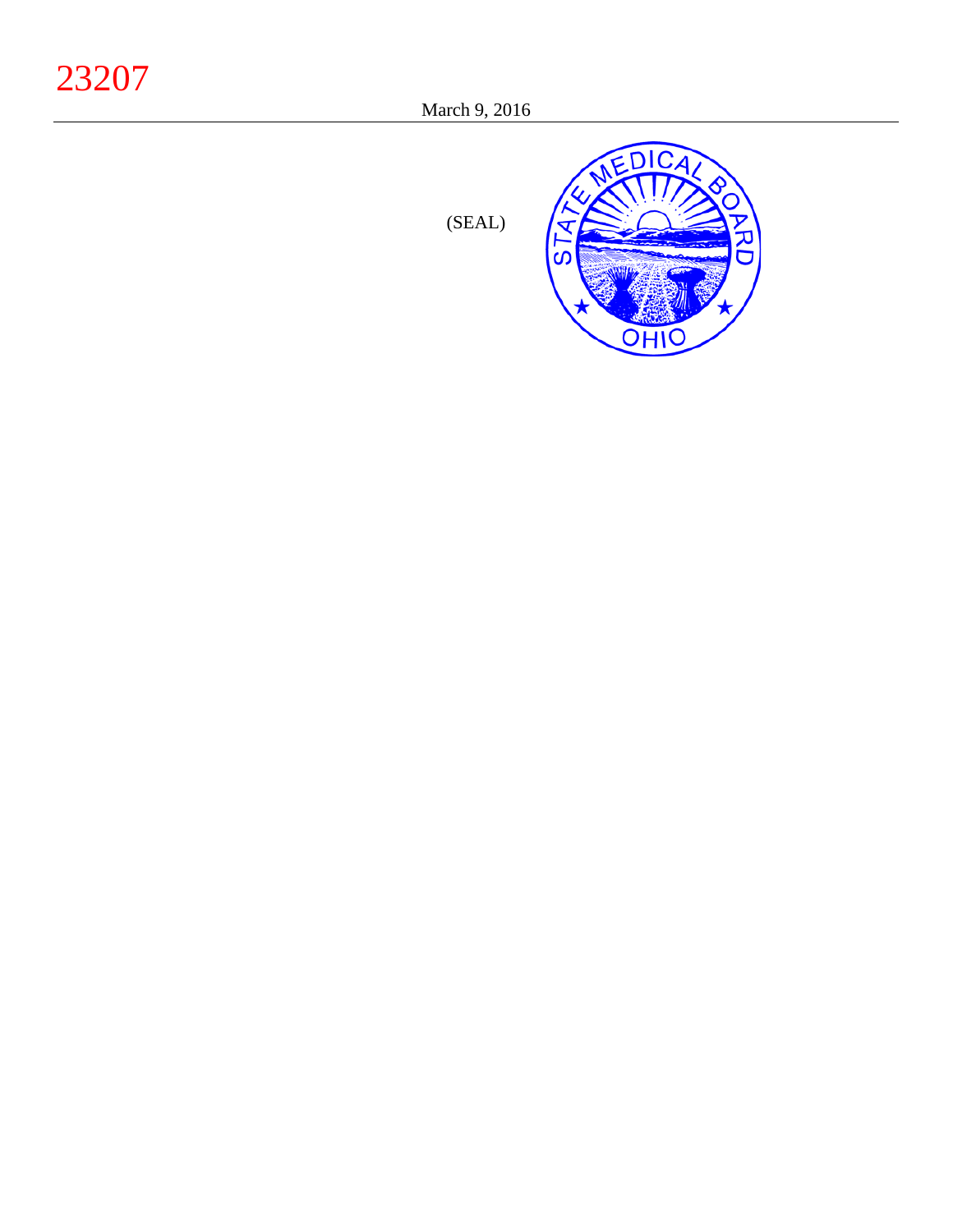23207

March 9, 2016

(SEAL)

STATE MEDICAL BOARD

OHIO